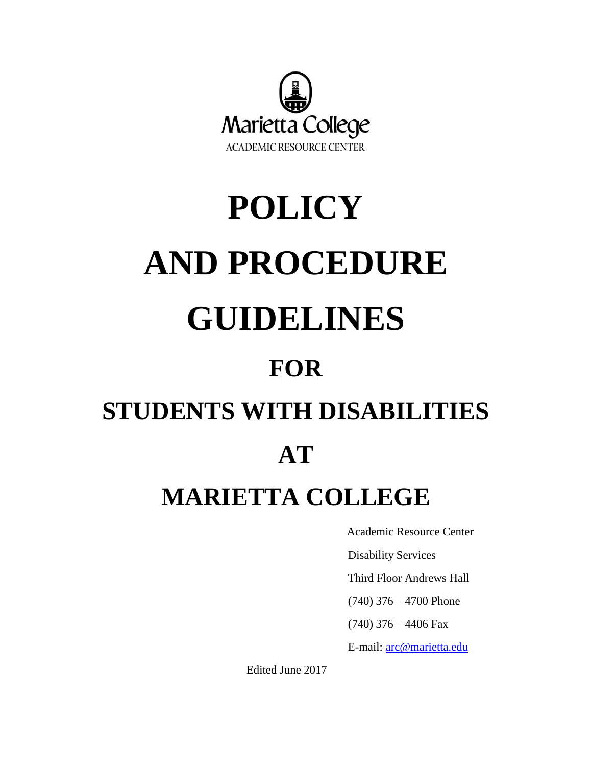Marietta College
ACADEMIC RESOURCE CENTER

# POLICY AND PROCEDURE GUIDELINES FOR STUDENTS WITH DISABILITIES AT MARIETTA COLLEGE

Academic Resource Center

Disability Services

Third Floor Andrews Hall

(740) 376 – 4700 Phone

(740) 376 – 4406 Fax

E-mail: arc@marietta.edu

Edited June 2017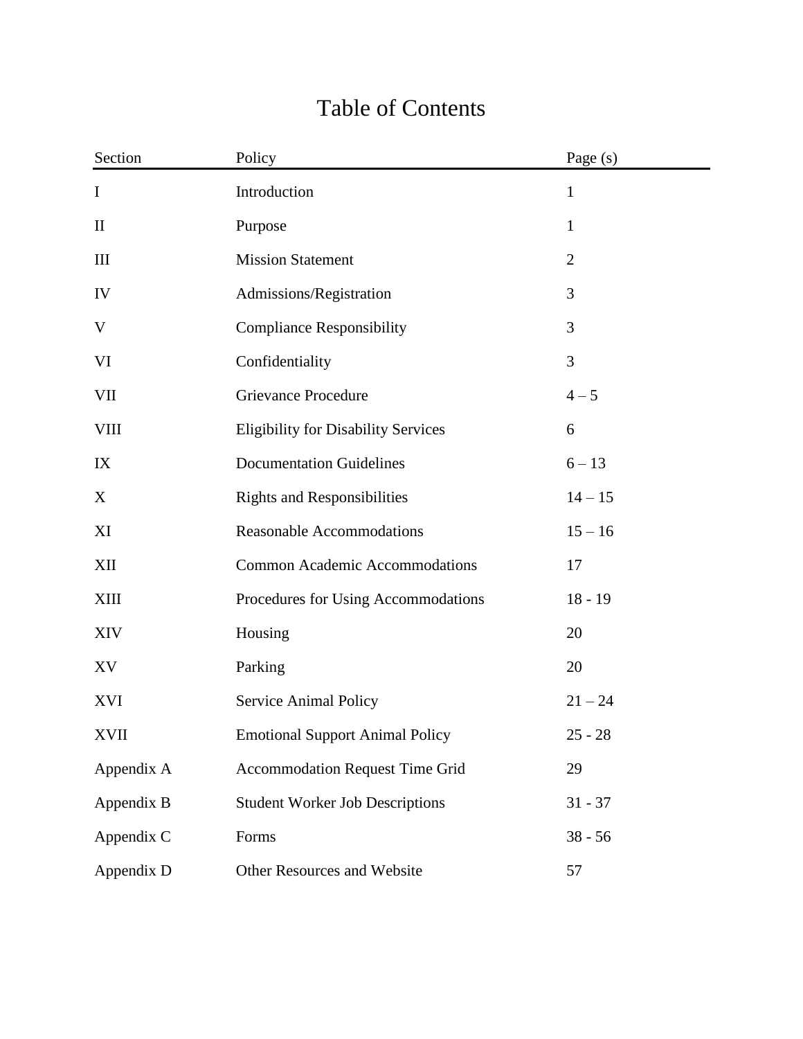# Table of Contents

| Section | Policy | Page (s) |
|---|---|---|
| I | Introduction | 1 |
| II | Purpose | 1 |
| III | Mission Statement | 2 |
| IV | Admissions/Registration | 3 |
| V | Compliance Responsibility | 3 |
| VI | Confidentiality | 3 |
| VII | Grievance Procedure | 4 – 5 |
| VIII | Eligibility for Disability Services | 6 |
| IX | Documentation Guidelines | 6 – 13 |
| X | Rights and Responsibilities | 14 – 15 |
| XI | Reasonable Accommodations | 15 – 16 |
| XII | Common Academic Accommodations | 17 |
| XIII | Procedures for Using Accommodations | 18 - 19 |
| XIV | Housing | 20 |
| XV | Parking | 20 |
| XVI | Service Animal Policy | 21 – 24 |
| XVII | Emotional Support Animal Policy | 25 - 28 |
| Appendix A | Accommodation Request Time Grid | 29 |
| Appendix B | Student Worker Job Descriptions | 31 - 37 |
| Appendix C | Forms | 38 - 56 |
| Appendix D | Other Resources and Website | 57 |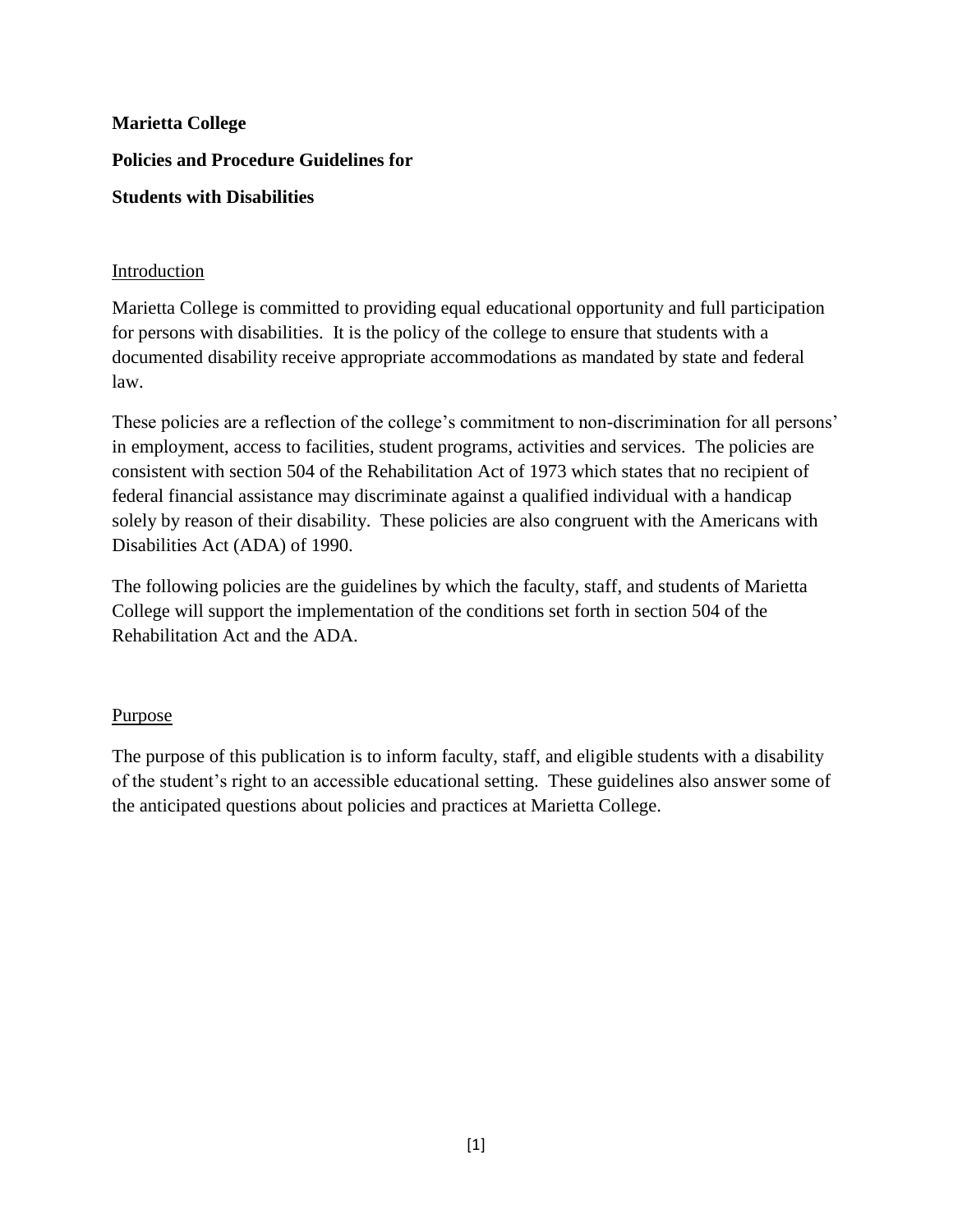**Marietta College**

**Policies and Procedure Guidelines for**

**Students with Disabilities**

## Introduction

Marietta College is committed to providing equal educational opportunity and full participation for persons with disabilities. It is the policy of the college to ensure that students with a documented disability receive appropriate accommodations as mandated by state and federal law.

These policies are a reflection of the college's commitment to non-discrimination for all persons' in employment, access to facilities, student programs, activities and services. The policies are consistent with section 504 of the Rehabilitation Act of 1973 which states that no recipient of federal financial assistance may discriminate against a qualified individual with a handicap solely by reason of their disability. These policies are also congruent with the Americans with Disabilities Act (ADA) of 1990.

The following policies are the guidelines by which the faculty, staff, and students of Marietta College will support the implementation of the conditions set forth in section 504 of the Rehabilitation Act and the ADA.

## Purpose

The purpose of this publication is to inform faculty, staff, and eligible students with a disability of the student's right to an accessible educational setting. These guidelines also answer some of the anticipated questions about policies and practices at Marietta College.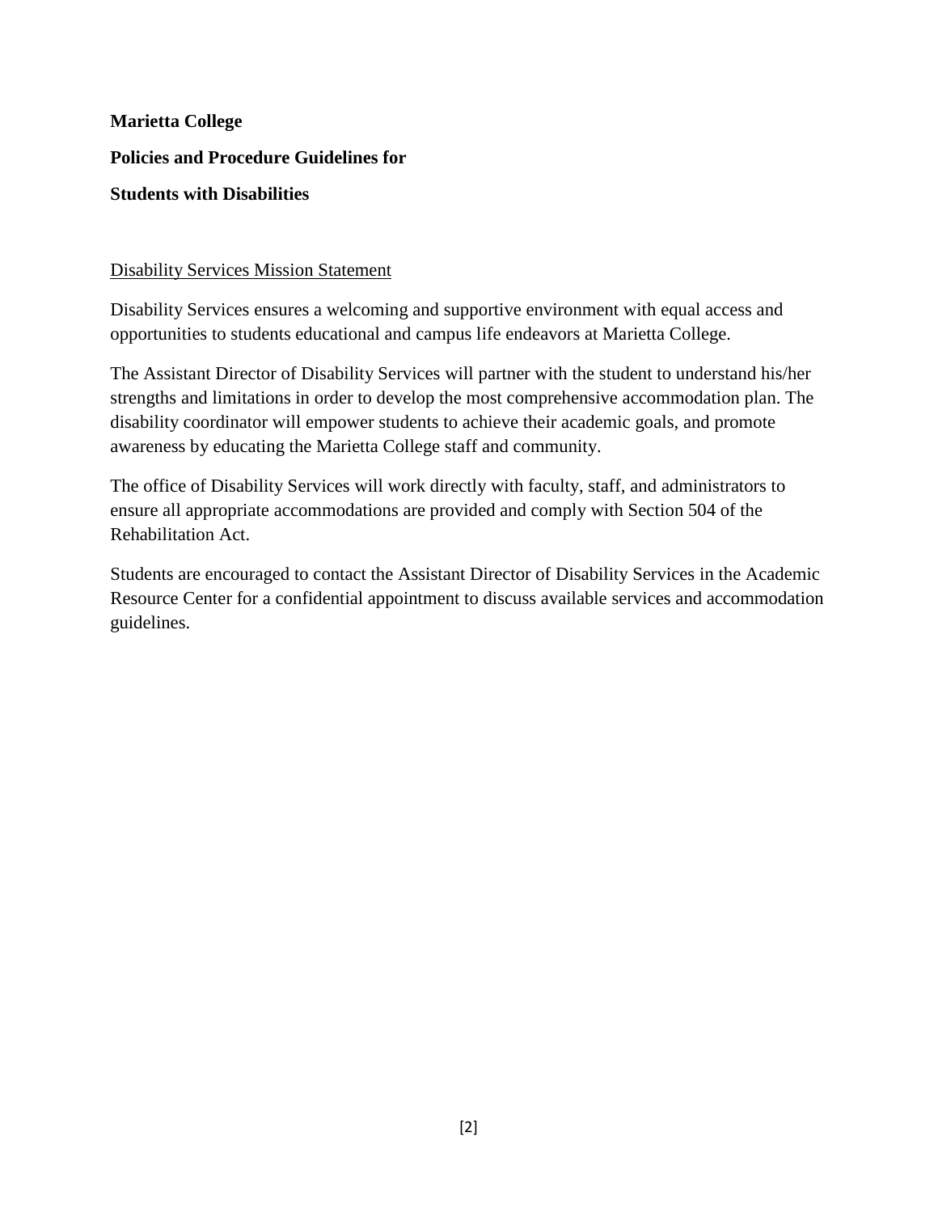**Marietta College**

**Policies and Procedure Guidelines for**

**Students with Disabilities**

<u>Disability Services Mission Statement</u>

Disability Services ensures a welcoming and supportive environment with equal access and opportunities to students educational and campus life endeavors at Marietta College.

The Assistant Director of Disability Services will partner with the student to understand his/her strengths and limitations in order to develop the most comprehensive accommodation plan. The disability coordinator will empower students to achieve their academic goals, and promote awareness by educating the Marietta College staff and community.

The office of Disability Services will work directly with faculty, staff, and administrators to ensure all appropriate accommodations are provided and comply with Section 504 of the Rehabilitation Act.

Students are encouraged to contact the Assistant Director of Disability Services in the Academic Resource Center for a confidential appointment to discuss available services and accommodation guidelines.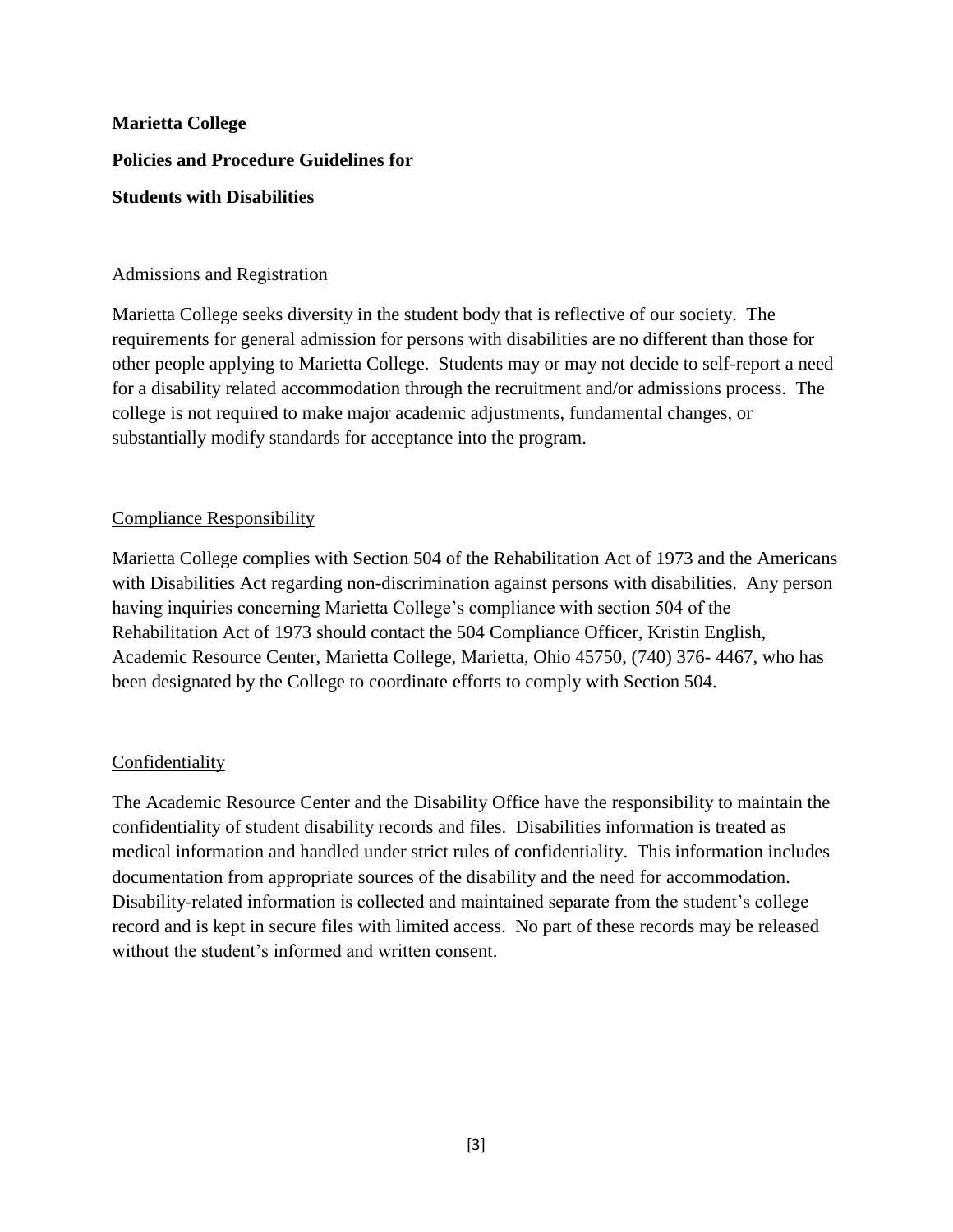**Marietta College**

**Policies and Procedure Guidelines for**

**Students with Disabilities**

## Admissions and Registration

Marietta College seeks diversity in the student body that is reflective of our society. The requirements for general admission for persons with disabilities are no different than those for other people applying to Marietta College. Students may or may not decide to self-report a need for a disability related accommodation through the recruitment and/or admissions process. The college is not required to make major academic adjustments, fundamental changes, or substantially modify standards for acceptance into the program.

## Compliance Responsibility

Marietta College complies with Section 504 of the Rehabilitation Act of 1973 and the Americans with Disabilities Act regarding non-discrimination against persons with disabilities. Any person having inquiries concerning Marietta College's compliance with section 504 of the Rehabilitation Act of 1973 should contact the 504 Compliance Officer, Kristin English, Academic Resource Center, Marietta College, Marietta, Ohio 45750, (740) 376- 4467, who has been designated by the College to coordinate efforts to comply with Section 504.

## Confidentiality

The Academic Resource Center and the Disability Office have the responsibility to maintain the confidentiality of student disability records and files. Disabilities information is treated as medical information and handled under strict rules of confidentiality. This information includes documentation from appropriate sources of the disability and the need for accommodation. Disability-related information is collected and maintained separate from the student's college record and is kept in secure files with limited access. No part of these records may be released without the student's informed and written consent.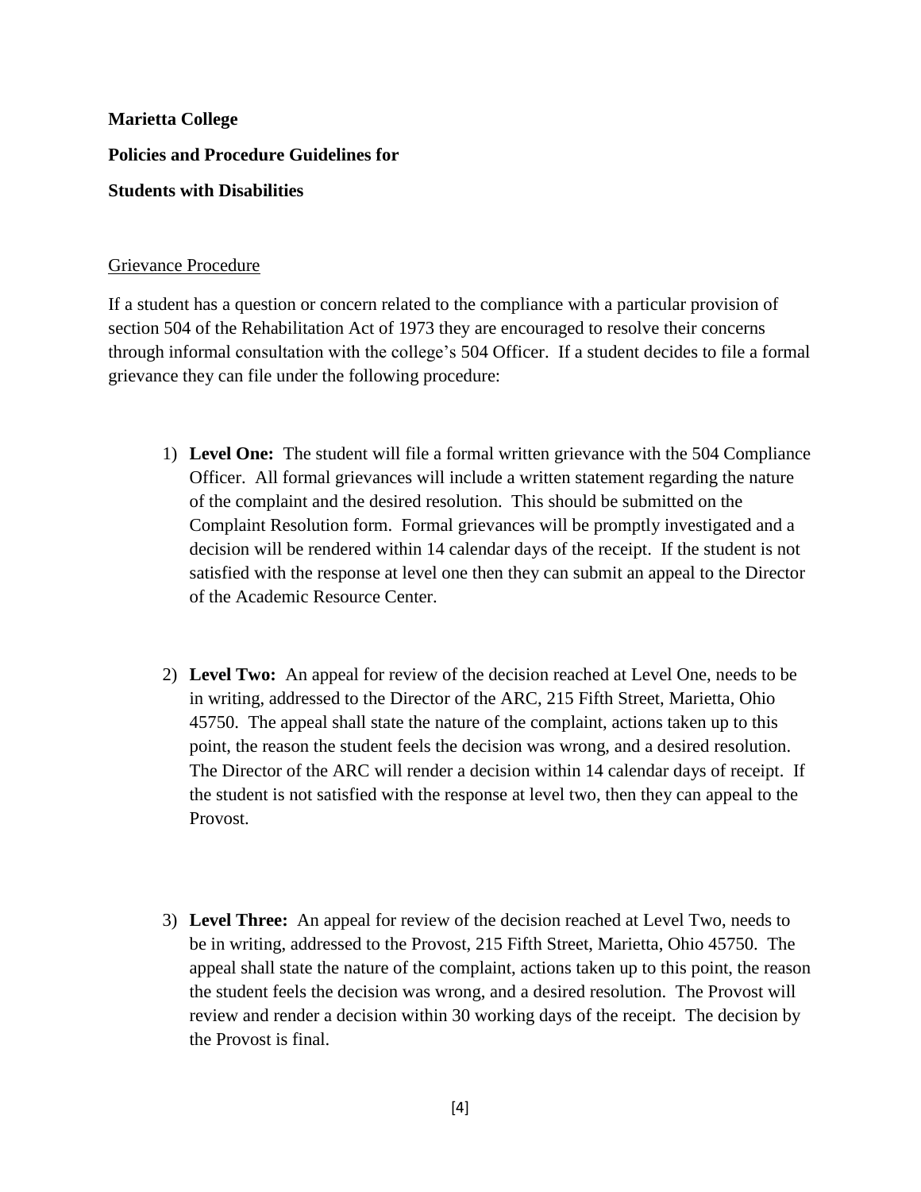**Marietta College**

**Policies and Procedure Guidelines for**

**Students with Disabilities**

## Grievance Procedure

If a student has a question or concern related to the compliance with a particular provision of section 504 of the Rehabilitation Act of 1973 they are encouraged to resolve their concerns through informal consultation with the college's 504 Officer. If a student decides to file a formal grievance they can file under the following procedure:

1) **Level One:** The student will file a formal written grievance with the 504 Compliance Officer. All formal grievances will include a written statement regarding the nature of the complaint and the desired resolution. This should be submitted on the Complaint Resolution form. Formal grievances will be promptly investigated and a decision will be rendered within 14 calendar days of the receipt. If the student is not satisfied with the response at level one then they can submit an appeal to the Director of the Academic Resource Center.

2) **Level Two:** An appeal for review of the decision reached at Level One, needs to be in writing, addressed to the Director of the ARC, 215 Fifth Street, Marietta, Ohio 45750. The appeal shall state the nature of the complaint, actions taken up to this point, the reason the student feels the decision was wrong, and a desired resolution. The Director of the ARC will render a decision within 14 calendar days of receipt. If the student is not satisfied with the response at level two, then they can appeal to the Provost.

3) **Level Three:** An appeal for review of the decision reached at Level Two, needs to be in writing, addressed to the Provost, 215 Fifth Street, Marietta, Ohio 45750. The appeal shall state the nature of the complaint, actions taken up to this point, the reason the student feels the decision was wrong, and a desired resolution. The Provost will review and render a decision within 30 working days of the receipt. The decision by the Provost is final.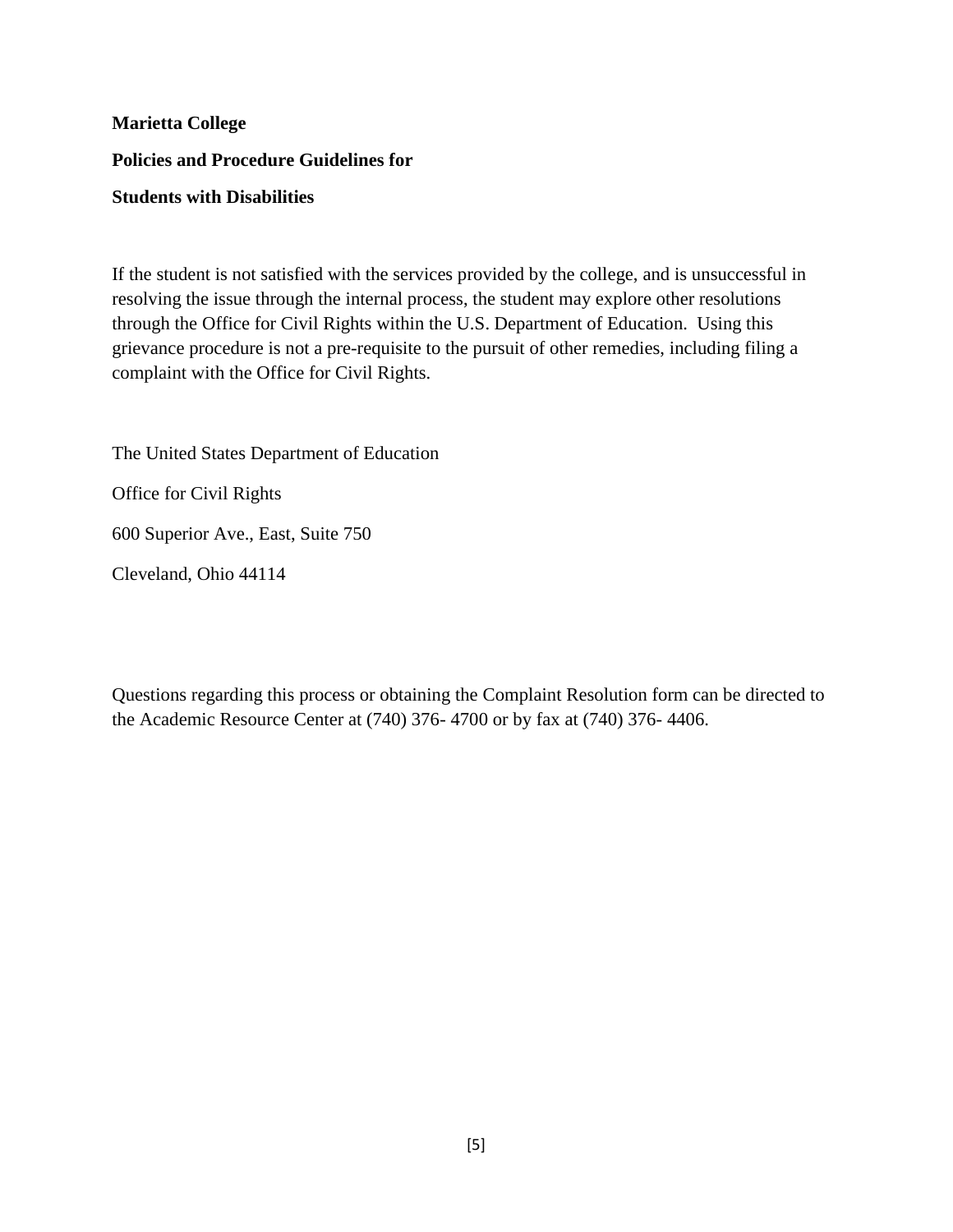**Marietta College**

**Policies and Procedure Guidelines for**

**Students with Disabilities**

If the student is not satisfied with the services provided by the college, and is unsuccessful in resolving the issue through the internal process, the student may explore other resolutions through the Office for Civil Rights within the U.S. Department of Education. Using this grievance procedure is not a pre-requisite to the pursuit of other remedies, including filing a complaint with the Office for Civil Rights.

The United States Department of Education

Office for Civil Rights

600 Superior Ave., East, Suite 750

Cleveland, Ohio 44114

Questions regarding this process or obtaining the Complaint Resolution form can be directed to the Academic Resource Center at (740) 376- 4700 or by fax at (740) 376- 4406.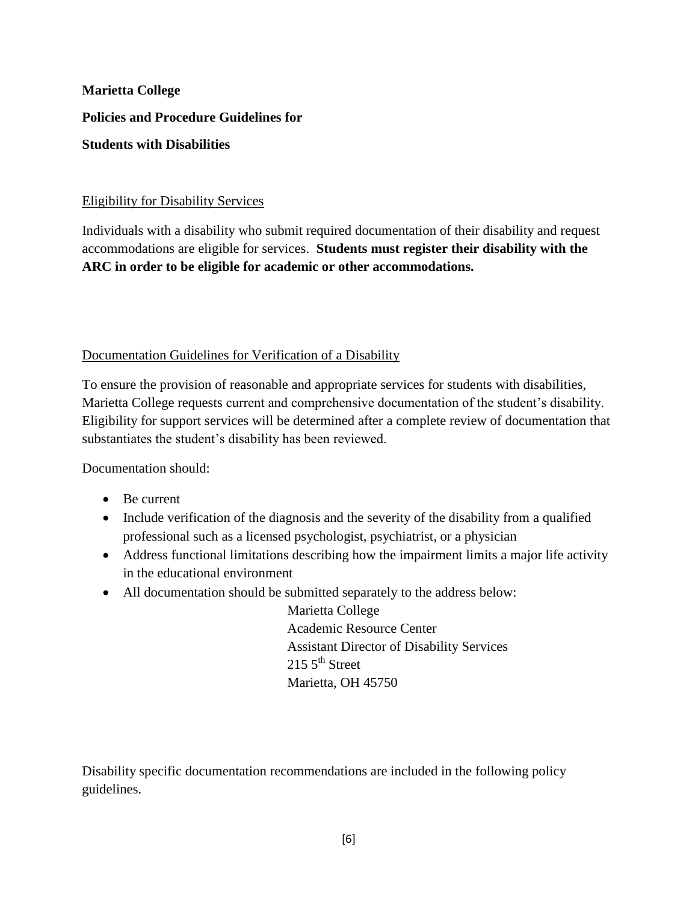**Marietta College**

**Policies and Procedure Guidelines for**

**Students with Disabilities**

## Eligibility for Disability Services

Individuals with a disability who submit required documentation of their disability and request accommodations are eligible for services. **Students must register their disability with the ARC in order to be eligible for academic or other accommodations.**

## Documentation Guidelines for Verification of a Disability

To ensure the provision of reasonable and appropriate services for students with disabilities, Marietta College requests current and comprehensive documentation of the student's disability. Eligibility for support services will be determined after a complete review of documentation that substantiates the student's disability has been reviewed.

Documentation should:

- Be current
- Include verification of the diagnosis and the severity of the disability from a qualified professional such as a licensed psychologist, psychiatrist, or a physician
- Address functional limitations describing how the impairment limits a major life activity in the educational environment
- All documentation should be submitted separately to the address below:

  Marietta College  
  Academic Resource Center  
  Assistant Director of Disability Services  
  215 5th Street  
  Marietta, OH 45750

Disability specific documentation recommendations are included in the following policy guidelines.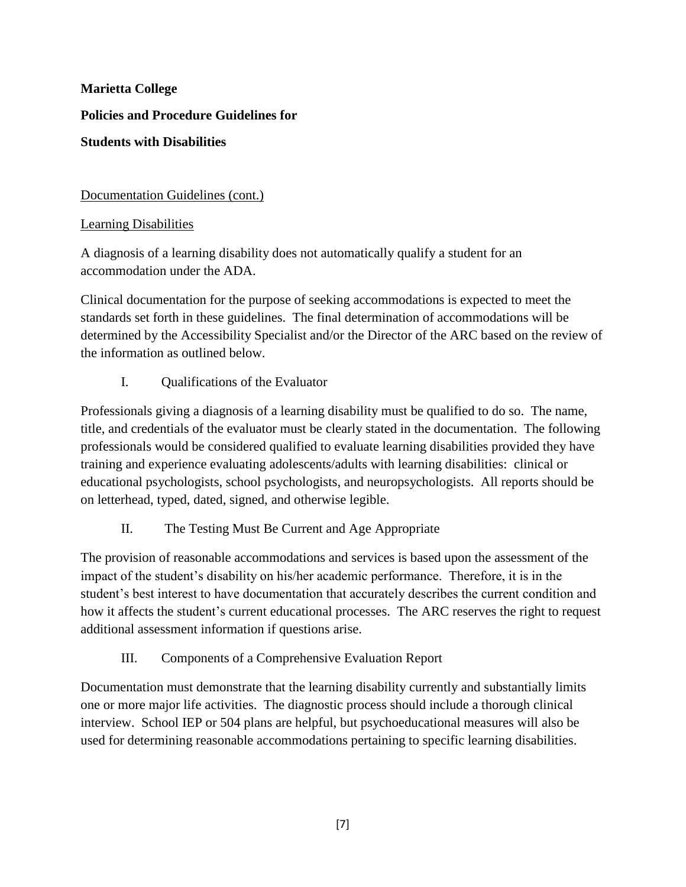**Marietta College**

**Policies and Procedure Guidelines for**

**Students with Disabilities**

Documentation Guidelines (cont.)

Learning Disabilities

A diagnosis of a learning disability does not automatically qualify a student for an accommodation under the ADA.

Clinical documentation for the purpose of seeking accommodations is expected to meet the standards set forth in these guidelines. The final determination of accommodations will be determined by the Accessibility Specialist and/or the Director of the ARC based on the review of the information as outlined below.

I. Qualifications of the Evaluator

Professionals giving a diagnosis of a learning disability must be qualified to do so. The name, title, and credentials of the evaluator must be clearly stated in the documentation. The following professionals would be considered qualified to evaluate learning disabilities provided they have training and experience evaluating adolescents/adults with learning disabilities: clinical or educational psychologists, school psychologists, and neuropsychologists. All reports should be on letterhead, typed, dated, signed, and otherwise legible.

II. The Testing Must Be Current and Age Appropriate

The provision of reasonable accommodations and services is based upon the assessment of the impact of the student's disability on his/her academic performance. Therefore, it is in the student's best interest to have documentation that accurately describes the current condition and how it affects the student's current educational processes. The ARC reserves the right to request additional assessment information if questions arise.

III. Components of a Comprehensive Evaluation Report

Documentation must demonstrate that the learning disability currently and substantially limits one or more major life activities. The diagnostic process should include a thorough clinical interview. School IEP or 504 plans are helpful, but psychoeducational measures will also be used for determining reasonable accommodations pertaining to specific learning disabilities.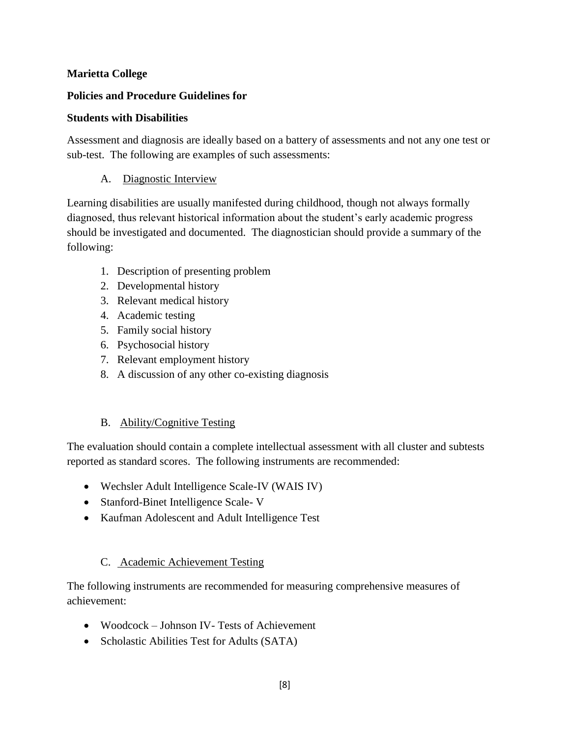**Marietta College**

**Policies and Procedure Guidelines for**

**Students with Disabilities**

Assessment and diagnosis are ideally based on a battery of assessments and not any one test or sub-test. The following are examples of such assessments:

A. Diagnostic Interview

Learning disabilities are usually manifested during childhood, though not always formally diagnosed, thus relevant historical information about the student's early academic progress should be investigated and documented. The diagnostician should provide a summary of the following:

1. Description of presenting problem
2. Developmental history
3. Relevant medical history
4. Academic testing
5. Family social history
6. Psychosocial history
7. Relevant employment history
8. A discussion of any other co-existing diagnosis

B. Ability/Cognitive Testing

The evaluation should contain a complete intellectual assessment with all cluster and subtests reported as standard scores. The following instruments are recommended:

- Wechsler Adult Intelligence Scale-IV (WAIS IV)
- Stanford-Binet Intelligence Scale- V
- Kaufman Adolescent and Adult Intelligence Test

C. Academic Achievement Testing

The following instruments are recommended for measuring comprehensive measures of achievement:

- Woodcock – Johnson IV- Tests of Achievement
- Scholastic Abilities Test for Adults (SATA)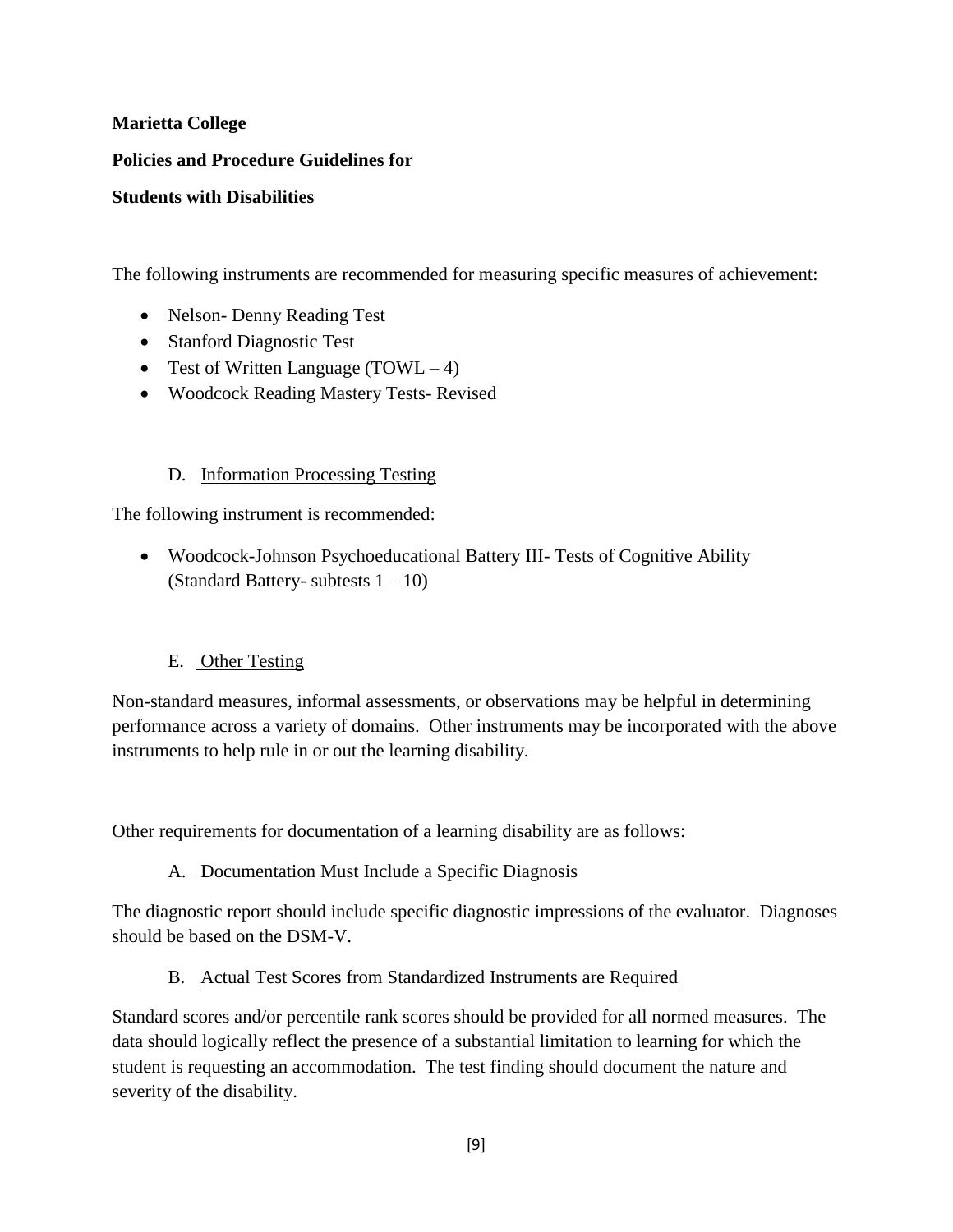**Marietta College**

**Policies and Procedure Guidelines for**

**Students with Disabilities**

The following instruments are recommended for measuring specific measures of achievement:

- Nelson- Denny Reading Test
- Stanford Diagnostic Test
- Test of Written Language (TOWL – 4)
- Woodcock Reading Mastery Tests- Revised

D. Information Processing Testing

The following instrument is recommended:

- Woodcock-Johnson Psychoeducational Battery III- Tests of Cognitive Ability (Standard Battery- subtests 1 – 10)

E. Other Testing

Non-standard measures, informal assessments, or observations may be helpful in determining performance across a variety of domains. Other instruments may be incorporated with the above instruments to help rule in or out the learning disability.

Other requirements for documentation of a learning disability are as follows:

A. Documentation Must Include a Specific Diagnosis

The diagnostic report should include specific diagnostic impressions of the evaluator. Diagnoses should be based on the DSM-V.

B. Actual Test Scores from Standardized Instruments are Required

Standard scores and/or percentile rank scores should be provided for all normed measures. The data should logically reflect the presence of a substantial limitation to learning for which the student is requesting an accommodation. The test finding should document the nature and severity of the disability.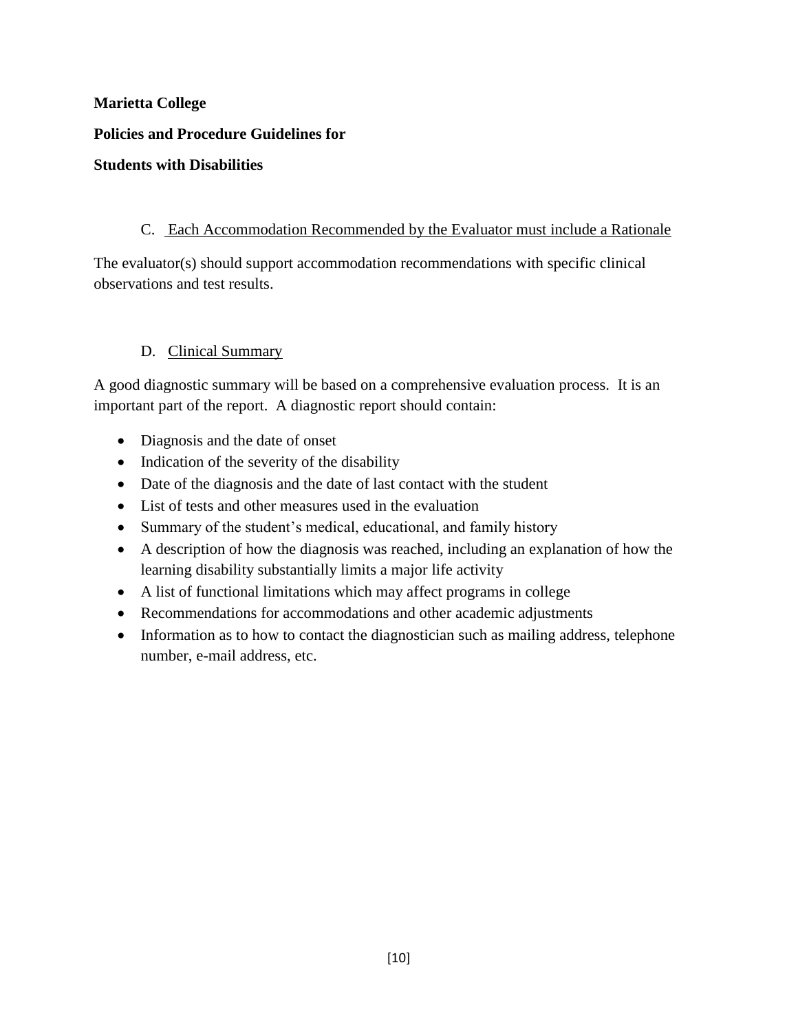C. Each Accommodation Recommended by the Evaluator must include a Rationale

The evaluator(s) should support accommodation recommendations with specific clinical observations and test results.

D. Clinical Summary

A good diagnostic summary will be based on a comprehensive evaluation process. It is an important part of the report. A diagnostic report should contain:

- Diagnosis and the date of onset
- Indication of the severity of the disability
- Date of the diagnosis and the date of last contact with the student
- List of tests and other measures used in the evaluation
- Summary of the student's medical, educational, and family history
- A description of how the diagnosis was reached, including an explanation of how the learning disability substantially limits a major life activity
- A list of functional limitations which may affect programs in college
- Recommendations for accommodations and other academic adjustments
- Information as to how to contact the diagnostician such as mailing address, telephone number, e-mail address, etc.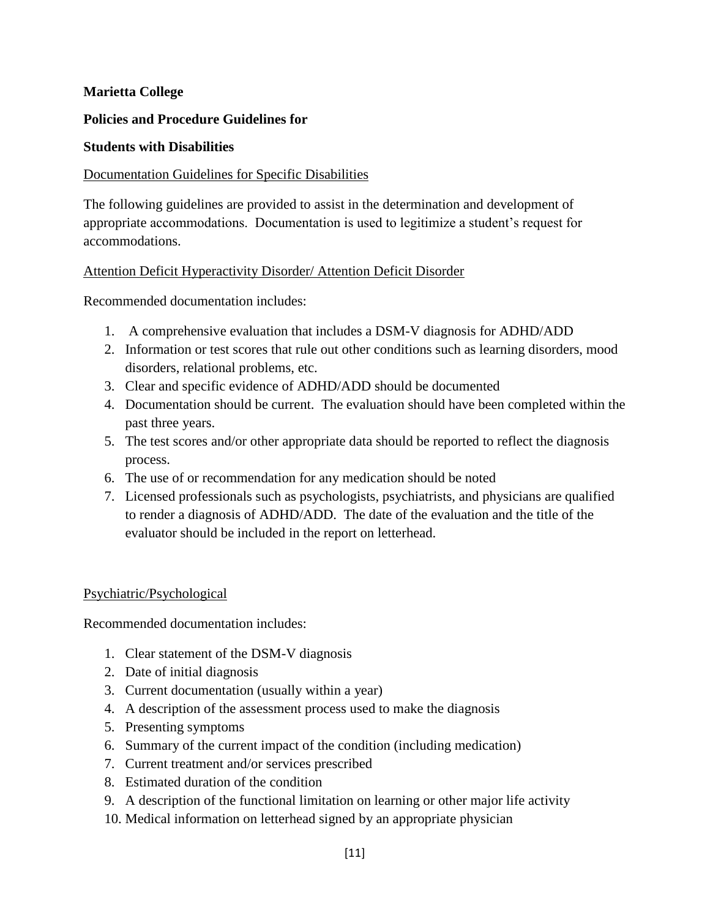**Marietta College**

**Policies and Procedure Guidelines for**

**Students with Disabilities**

Documentation Guidelines for Specific Disabilities

The following guidelines are provided to assist in the determination and development of appropriate accommodations. Documentation is used to legitimize a student's request for accommodations.

Attention Deficit Hyperactivity Disorder/ Attention Deficit Disorder

Recommended documentation includes:

1. A comprehensive evaluation that includes a DSM-V diagnosis for ADHD/ADD
2. Information or test scores that rule out other conditions such as learning disorders, mood disorders, relational problems, etc.
3. Clear and specific evidence of ADHD/ADD should be documented
4. Documentation should be current. The evaluation should have been completed within the past three years.
5. The test scores and/or other appropriate data should be reported to reflect the diagnosis process.
6. The use of or recommendation for any medication should be noted
7. Licensed professionals such as psychologists, psychiatrists, and physicians are qualified to render a diagnosis of ADHD/ADD. The date of the evaluation and the title of the evaluator should be included in the report on letterhead.

Psychiatric/Psychological

Recommended documentation includes:

1. Clear statement of the DSM-V diagnosis
2. Date of initial diagnosis
3. Current documentation (usually within a year)
4. A description of the assessment process used to make the diagnosis
5. Presenting symptoms
6. Summary of the current impact of the condition (including medication)
7. Current treatment and/or services prescribed
8. Estimated duration of the condition
9. A description of the functional limitation on learning or other major life activity
10. Medical information on letterhead signed by an appropriate physician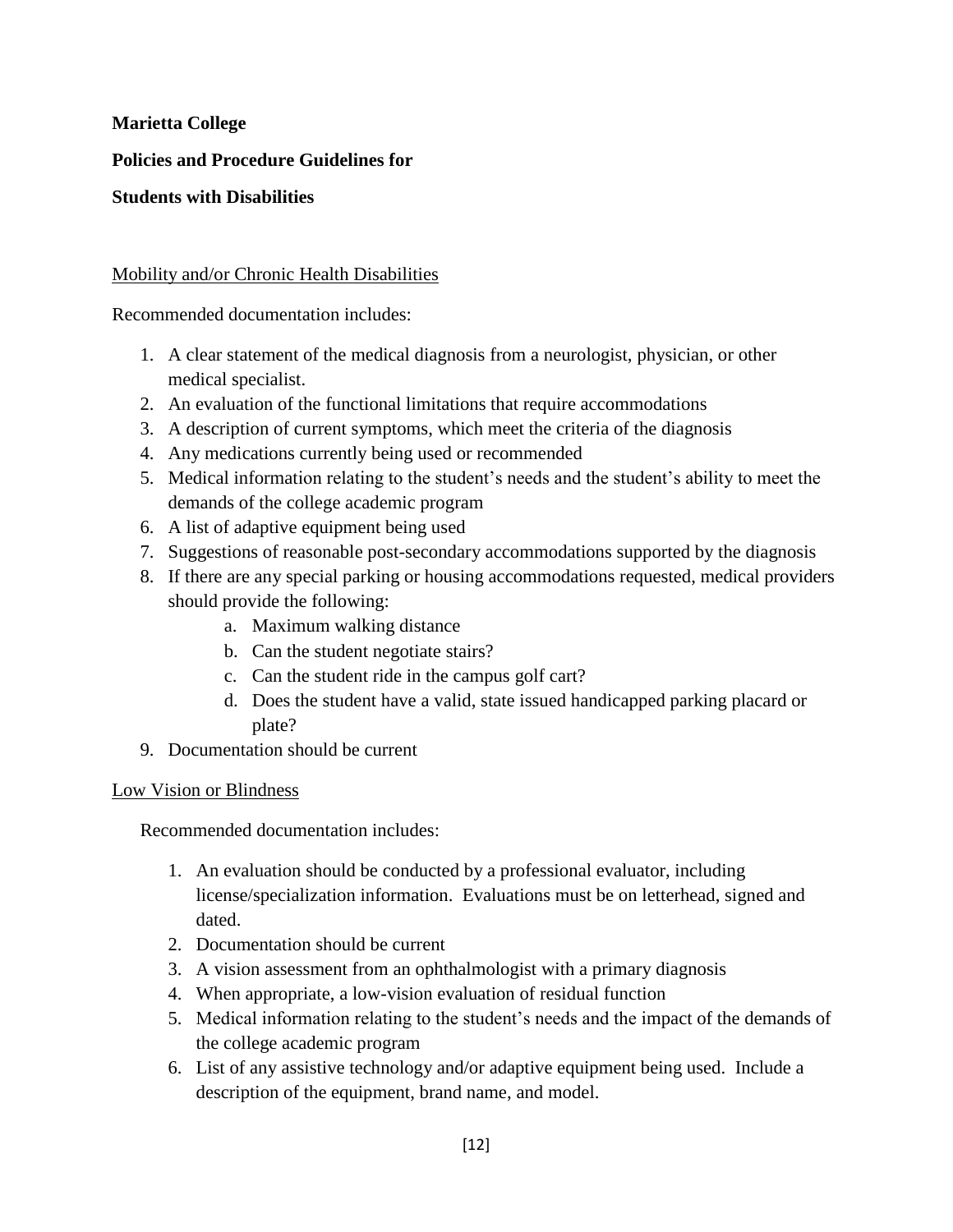**Marietta College**

**Policies and Procedure Guidelines for**

**Students with Disabilities**

Mobility and/or Chronic Health Disabilities

Recommended documentation includes:

1. A clear statement of the medical diagnosis from a neurologist, physician, or other medical specialist.
2. An evaluation of the functional limitations that require accommodations
3. A description of current symptoms, which meet the criteria of the diagnosis
4. Any medications currently being used or recommended
5. Medical information relating to the student's needs and the student's ability to meet the demands of the college academic program
6. A list of adaptive equipment being used
7. Suggestions of reasonable post-secondary accommodations supported by the diagnosis
8. If there are any special parking or housing accommodations requested, medical providers should provide the following:
    a. Maximum walking distance
    b. Can the student negotiate stairs?
    c. Can the student ride in the campus golf cart?
    d. Does the student have a valid, state issued handicapped parking placard or plate?
9. Documentation should be current

Low Vision or Blindness

Recommended documentation includes:

1. An evaluation should be conducted by a professional evaluator, including license/specialization information. Evaluations must be on letterhead, signed and dated.
2. Documentation should be current
3. A vision assessment from an ophthalmologist with a primary diagnosis
4. When appropriate, a low-vision evaluation of residual function
5. Medical information relating to the student's needs and the impact of the demands of the college academic program
6. List of any assistive technology and/or adaptive equipment being used. Include a description of the equipment, brand name, and model.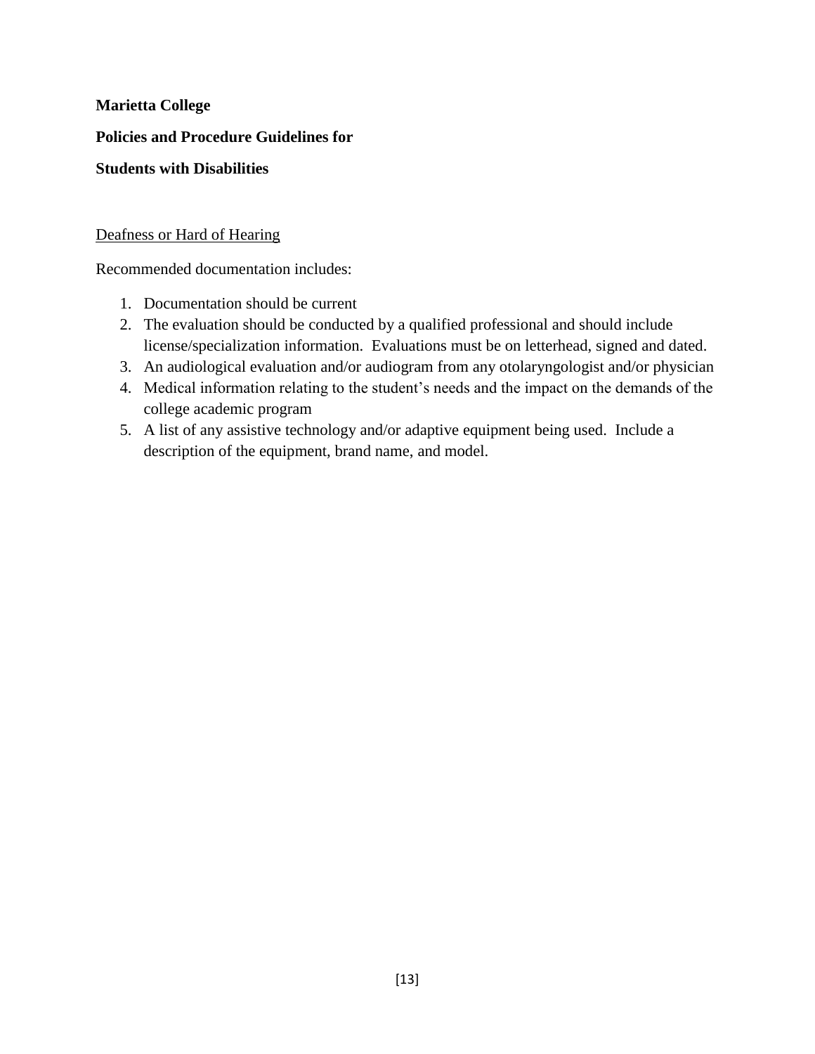**Marietta College**

**Policies and Procedure Guidelines for**

**Students with Disabilities**

<u>Deafness or Hard of Hearing</u>

Recommended documentation includes:

1. Documentation should be current
2. The evaluation should be conducted by a qualified professional and should include license/specialization information. Evaluations must be on letterhead, signed and dated.
3. An audiological evaluation and/or audiogram from any otolaryngologist and/or physician
4. Medical information relating to the student's needs and the impact on the demands of the college academic program
5. A list of any assistive technology and/or adaptive equipment being used. Include a description of the equipment, brand name, and model.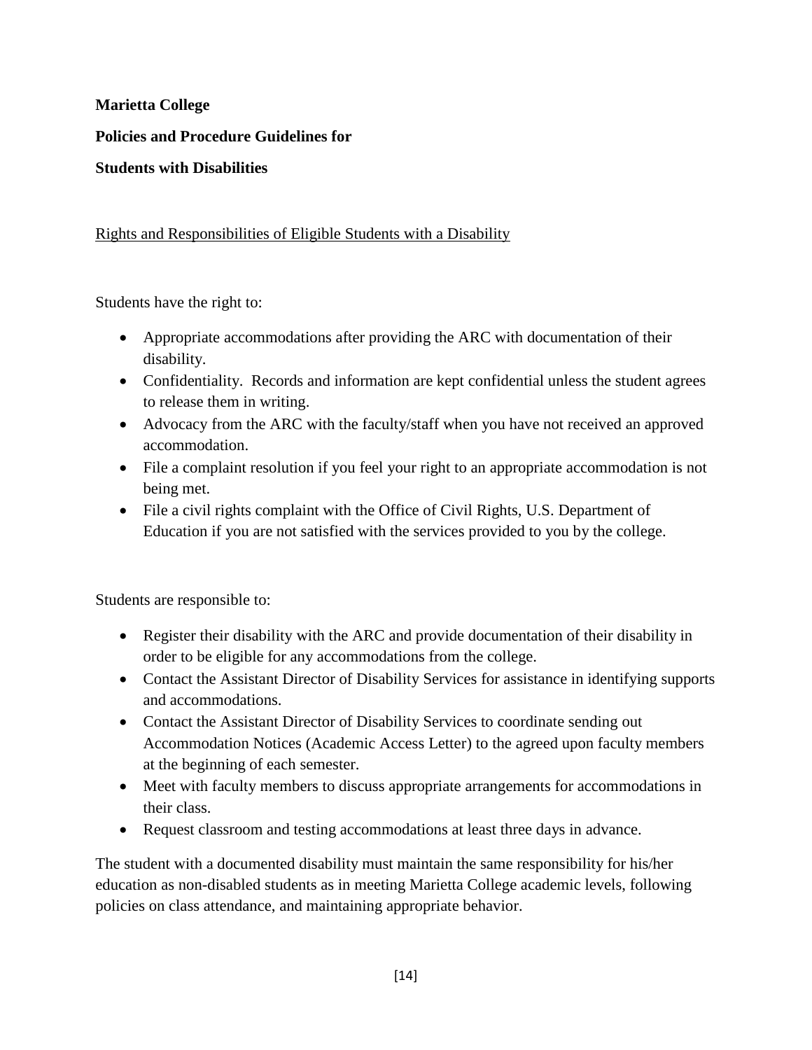**Marietta College**

**Policies and Procedure Guidelines for**

**Students with Disabilities**

<u>Rights and Responsibilities of Eligible Students with a Disability</u>

Students have the right to:

- Appropriate accommodations after providing the ARC with documentation of their disability.
- Confidentiality. Records and information are kept confidential unless the student agrees to release them in writing.
- Advocacy from the ARC with the faculty/staff when you have not received an approved accommodation.
- File a complaint resolution if you feel your right to an appropriate accommodation is not being met.
- File a civil rights complaint with the Office of Civil Rights, U.S. Department of Education if you are not satisfied with the services provided to you by the college.

Students are responsible to:

- Register their disability with the ARC and provide documentation of their disability in order to be eligible for any accommodations from the college.
- Contact the Assistant Director of Disability Services for assistance in identifying supports and accommodations.
- Contact the Assistant Director of Disability Services to coordinate sending out Accommodation Notices (Academic Access Letter) to the agreed upon faculty members at the beginning of each semester.
- Meet with faculty members to discuss appropriate arrangements for accommodations in their class.
- Request classroom and testing accommodations at least three days in advance.

The student with a documented disability must maintain the same responsibility for his/her education as non-disabled students as in meeting Marietta College academic levels, following policies on class attendance, and maintaining appropriate behavior.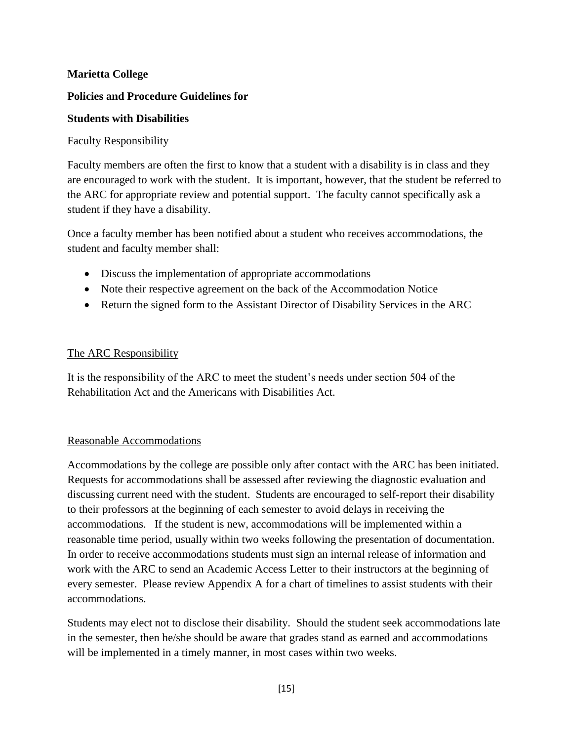**Marietta College**

**Policies and Procedure Guidelines for**

**Students with Disabilities**

Faculty Responsibility

Faculty members are often the first to know that a student with a disability is in class and they are encouraged to work with the student. It is important, however, that the student be referred to the ARC for appropriate review and potential support. The faculty cannot specifically ask a student if they have a disability.

Once a faculty member has been notified about a student who receives accommodations, the student and faculty member shall:

- Discuss the implementation of appropriate accommodations
- Note their respective agreement on the back of the Accommodation Notice
- Return the signed form to the Assistant Director of Disability Services in the ARC

The ARC Responsibility

It is the responsibility of the ARC to meet the student's needs under section 504 of the Rehabilitation Act and the Americans with Disabilities Act.

Reasonable Accommodations

Accommodations by the college are possible only after contact with the ARC has been initiated. Requests for accommodations shall be assessed after reviewing the diagnostic evaluation and discussing current need with the student. Students are encouraged to self-report their disability to their professors at the beginning of each semester to avoid delays in receiving the accommodations. If the student is new, accommodations will be implemented within a reasonable time period, usually within two weeks following the presentation of documentation. In order to receive accommodations students must sign an internal release of information and work with the ARC to send an Academic Access Letter to their instructors at the beginning of every semester. Please review Appendix A for a chart of timelines to assist students with their accommodations.

Students may elect not to disclose their disability. Should the student seek accommodations late in the semester, then he/she should be aware that grades stand as earned and accommodations will be implemented in a timely manner, in most cases within two weeks.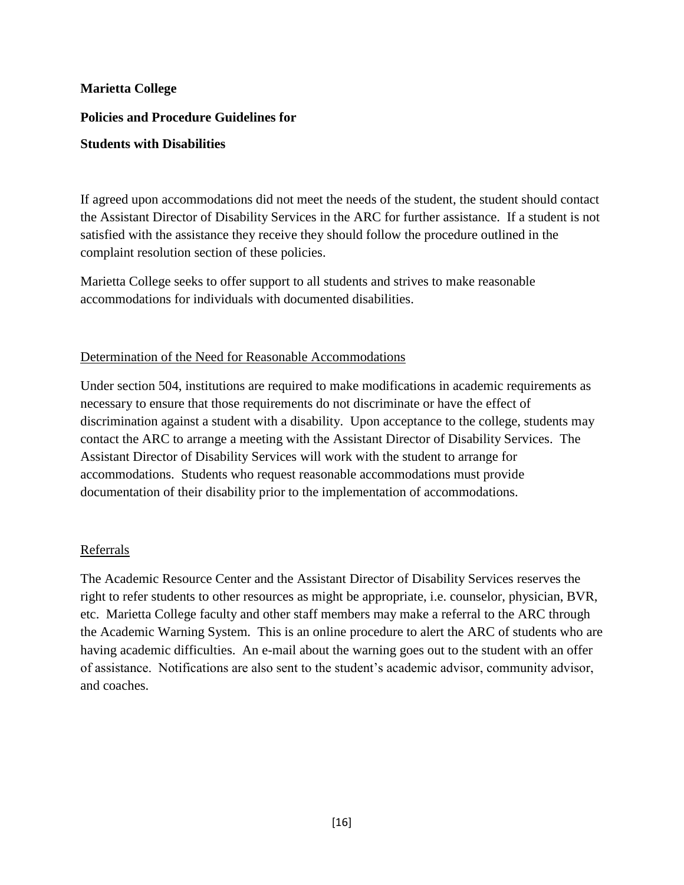**Marietta College**

**Policies and Procedure Guidelines for**

**Students with Disabilities**

If agreed upon accommodations did not meet the needs of the student, the student should contact the Assistant Director of Disability Services in the ARC for further assistance. If a student is not satisfied with the assistance they receive they should follow the procedure outlined in the complaint resolution section of these policies.

Marietta College seeks to offer support to all students and strives to make reasonable accommodations for individuals with documented disabilities.

## Determination of the Need for Reasonable Accommodations

Under section 504, institutions are required to make modifications in academic requirements as necessary to ensure that those requirements do not discriminate or have the effect of discrimination against a student with a disability. Upon acceptance to the college, students may contact the ARC to arrange a meeting with the Assistant Director of Disability Services. The Assistant Director of Disability Services will work with the student to arrange for accommodations. Students who request reasonable accommodations must provide documentation of their disability prior to the implementation of accommodations.

## Referrals

The Academic Resource Center and the Assistant Director of Disability Services reserves the right to refer students to other resources as might be appropriate, i.e. counselor, physician, BVR, etc. Marietta College faculty and other staff members may make a referral to the ARC through the Academic Warning System. This is an online procedure to alert the ARC of students who are having academic difficulties. An e-mail about the warning goes out to the student with an offer of assistance. Notifications are also sent to the student's academic advisor, community advisor, and coaches.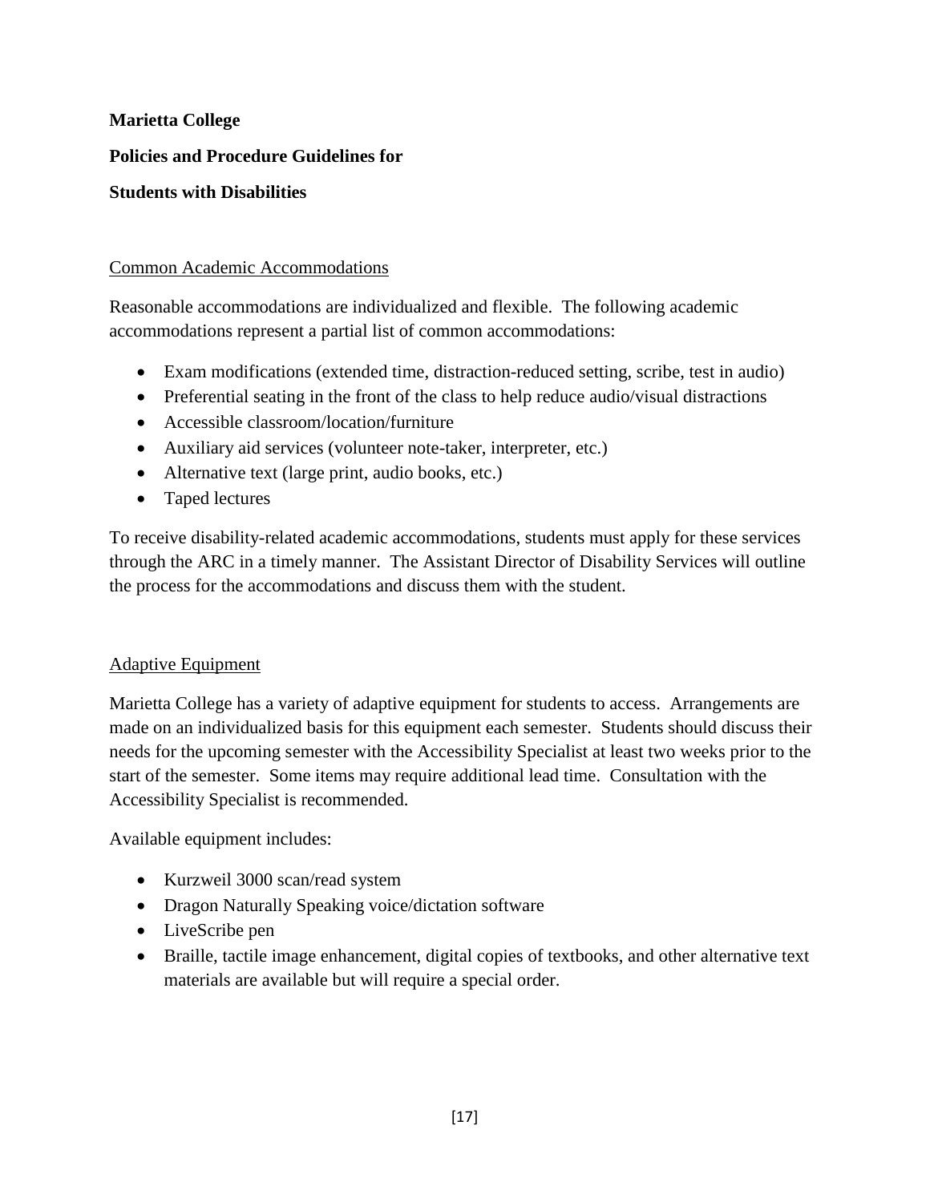**Marietta College**

**Policies and Procedure Guidelines for**

**Students with Disabilities**

## Common Academic Accommodations

Reasonable accommodations are individualized and flexible. The following academic accommodations represent a partial list of common accommodations:

- Exam modifications (extended time, distraction-reduced setting, scribe, test in audio)
- Preferential seating in the front of the class to help reduce audio/visual distractions
- Accessible classroom/location/furniture
- Auxiliary aid services (volunteer note-taker, interpreter, etc.)
- Alternative text (large print, audio books, etc.)
- Taped lectures

To receive disability-related academic accommodations, students must apply for these services through the ARC in a timely manner. The Assistant Director of Disability Services will outline the process for the accommodations and discuss them with the student.

## Adaptive Equipment

Marietta College has a variety of adaptive equipment for students to access. Arrangements are made on an individualized basis for this equipment each semester. Students should discuss their needs for the upcoming semester with the Accessibility Specialist at least two weeks prior to the start of the semester. Some items may require additional lead time. Consultation with the Accessibility Specialist is recommended.

Available equipment includes:

- Kurzweil 3000 scan/read system
- Dragon Naturally Speaking voice/dictation software
- LiveScribe pen
- Braille, tactile image enhancement, digital copies of textbooks, and other alternative text materials are available but will require a special order.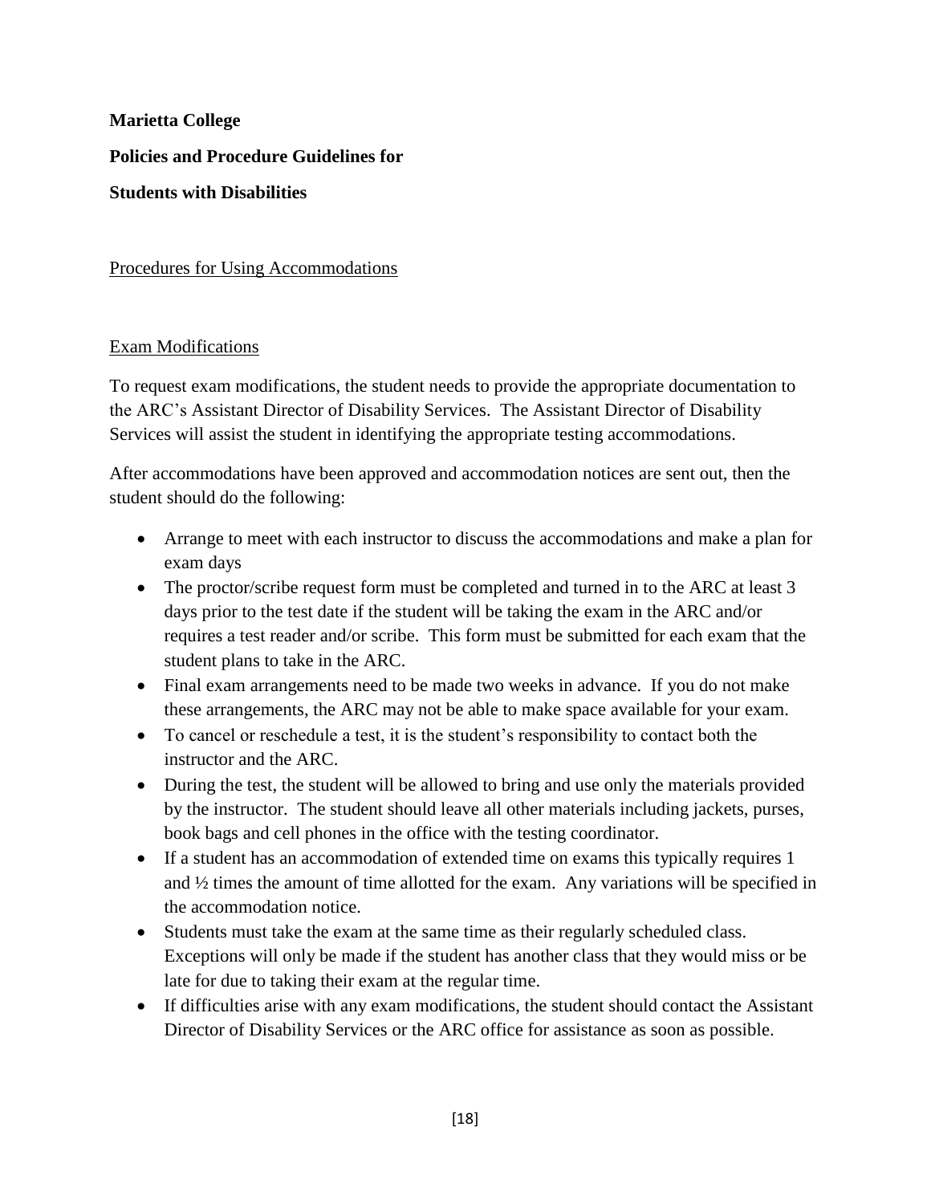**Marietta College**

**Policies and Procedure Guidelines for**

**Students with Disabilities**

## Procedures for Using Accommodations

### Exam Modifications

To request exam modifications, the student needs to provide the appropriate documentation to the ARC's Assistant Director of Disability Services. The Assistant Director of Disability Services will assist the student in identifying the appropriate testing accommodations.

After accommodations have been approved and accommodation notices are sent out, then the student should do the following:

- Arrange to meet with each instructor to discuss the accommodations and make a plan for exam days
- The proctor/scribe request form must be completed and turned in to the ARC at least 3 days prior to the test date if the student will be taking the exam in the ARC and/or requires a test reader and/or scribe. This form must be submitted for each exam that the student plans to take in the ARC.
- Final exam arrangements need to be made two weeks in advance. If you do not make these arrangements, the ARC may not be able to make space available for your exam.
- To cancel or reschedule a test, it is the student's responsibility to contact both the instructor and the ARC.
- During the test, the student will be allowed to bring and use only the materials provided by the instructor. The student should leave all other materials including jackets, purses, book bags and cell phones in the office with the testing coordinator.
- If a student has an accommodation of extended time on exams this typically requires 1 and ½ times the amount of time allotted for the exam. Any variations will be specified in the accommodation notice.
- Students must take the exam at the same time as their regularly scheduled class. Exceptions will only be made if the student has another class that they would miss or be late for due to taking their exam at the regular time.
- If difficulties arise with any exam modifications, the student should contact the Assistant Director of Disability Services or the ARC office for assistance as soon as possible.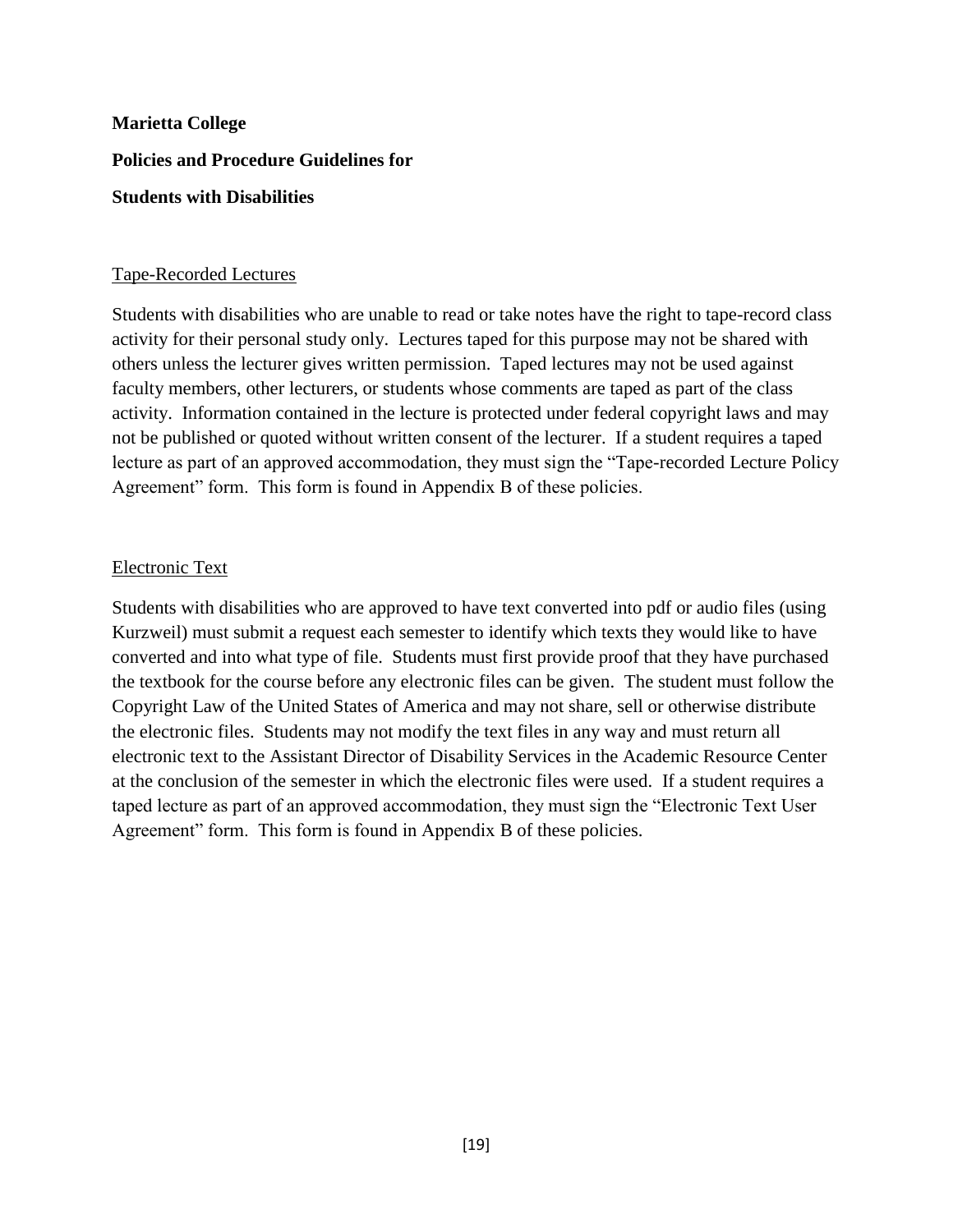**Marietta College**

**Policies and Procedure Guidelines for**

**Students with Disabilities**

## Tape-Recorded Lectures

Students with disabilities who are unable to read or take notes have the right to tape-record class activity for their personal study only. Lectures taped for this purpose may not be shared with others unless the lecturer gives written permission. Taped lectures may not be used against faculty members, other lecturers, or students whose comments are taped as part of the class activity. Information contained in the lecture is protected under federal copyright laws and may not be published or quoted without written consent of the lecturer. If a student requires a taped lecture as part of an approved accommodation, they must sign the "Tape-recorded Lecture Policy Agreement" form. This form is found in Appendix B of these policies.

## Electronic Text

Students with disabilities who are approved to have text converted into pdf or audio files (using Kurzweil) must submit a request each semester to identify which texts they would like to have converted and into what type of file. Students must first provide proof that they have purchased the textbook for the course before any electronic files can be given. The student must follow the Copyright Law of the United States of America and may not share, sell or otherwise distribute the electronic files. Students may not modify the text files in any way and must return all electronic text to the Assistant Director of Disability Services in the Academic Resource Center at the conclusion of the semester in which the electronic files were used. If a student requires a taped lecture as part of an approved accommodation, they must sign the "Electronic Text User Agreement" form. This form is found in Appendix B of these policies.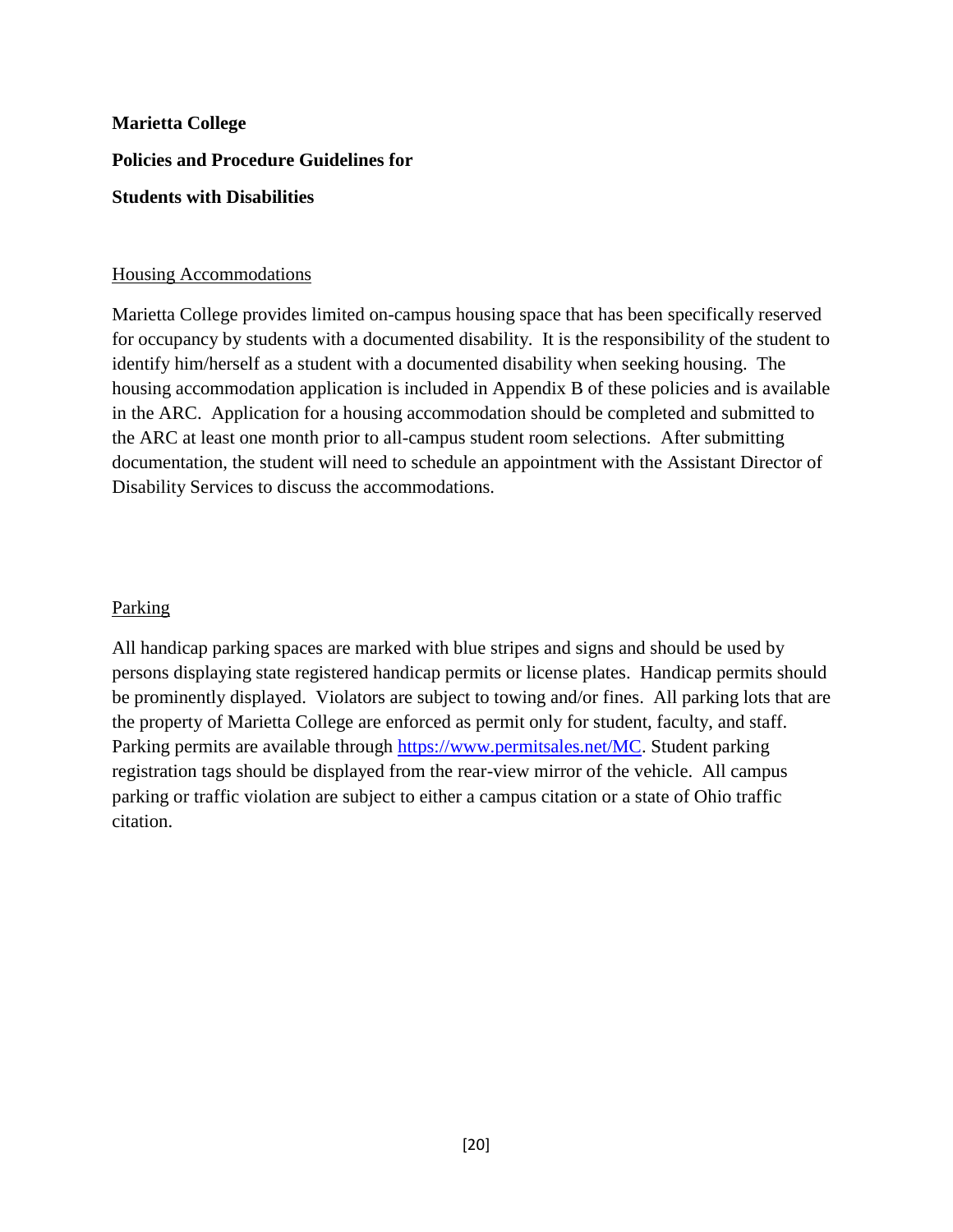**Marietta College**

**Policies and Procedure Guidelines for**

**Students with Disabilities**

Housing Accommodations

Marietta College provides limited on-campus housing space that has been specifically reserved for occupancy by students with a documented disability. It is the responsibility of the student to identify him/herself as a student with a documented disability when seeking housing. The housing accommodation application is included in Appendix B of these policies and is available in the ARC. Application for a housing accommodation should be completed and submitted to the ARC at least one month prior to all-campus student room selections. After submitting documentation, the student will need to schedule an appointment with the Assistant Director of Disability Services to discuss the accommodations.

Parking

All handicap parking spaces are marked with blue stripes and signs and should be used by persons displaying state registered handicap permits or license plates. Handicap permits should be prominently displayed. Violators are subject to towing and/or fines. All parking lots that are the property of Marietta College are enforced as permit only for student, faculty, and staff. Parking permits are available through https://www.permitsales.net/MC. Student parking registration tags should be displayed from the rear-view mirror of the vehicle. All campus parking or traffic violation are subject to either a campus citation or a state of Ohio traffic citation.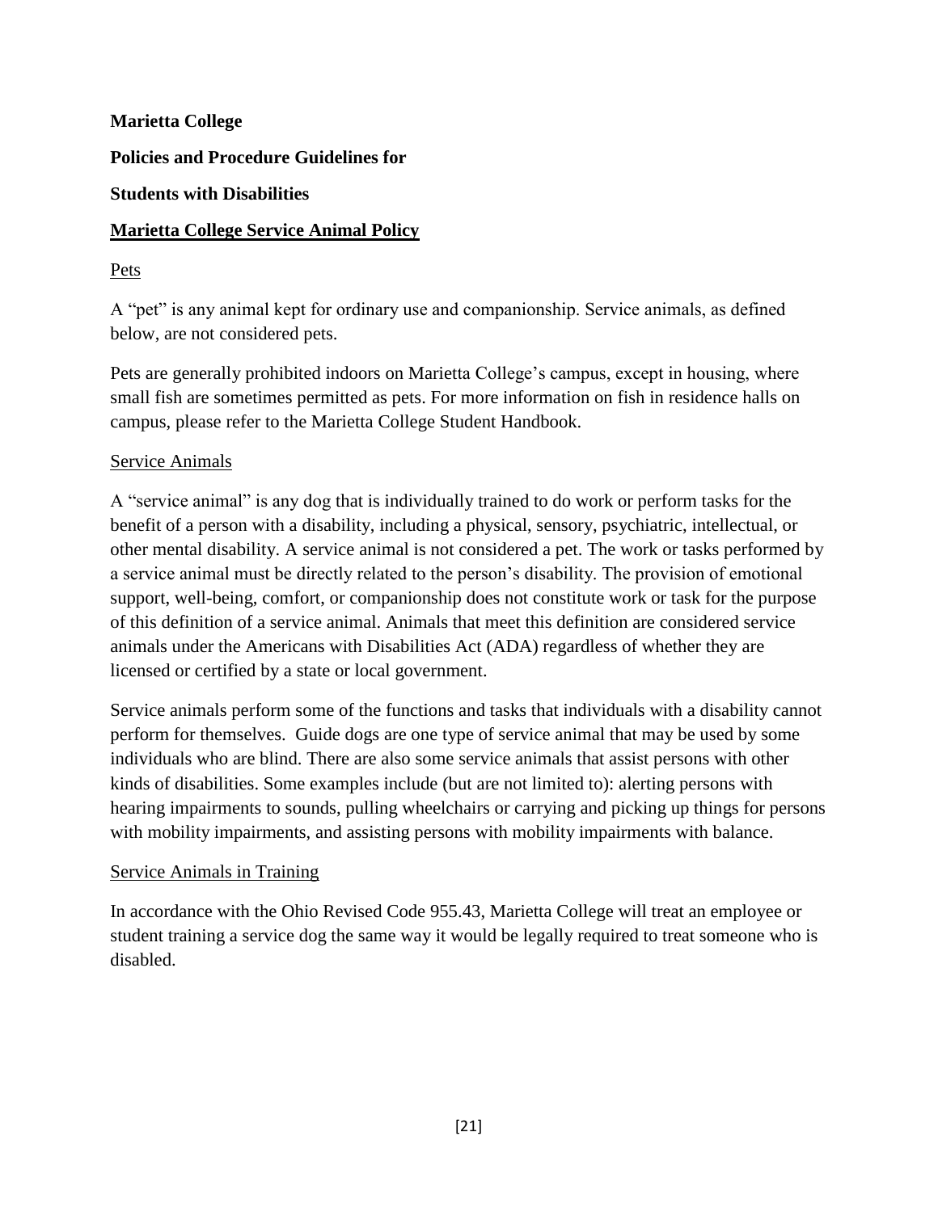**Marietta College**

**Policies and Procedure Guidelines for**

**Students with Disabilities**

## Marietta College Service Animal Policy

### Pets

A "pet" is any animal kept for ordinary use and companionship. Service animals, as defined below, are not considered pets.

Pets are generally prohibited indoors on Marietta College's campus, except in housing, where small fish are sometimes permitted as pets. For more information on fish in residence halls on campus, please refer to the Marietta College Student Handbook.

### Service Animals

A "service animal" is any dog that is individually trained to do work or perform tasks for the benefit of a person with a disability, including a physical, sensory, psychiatric, intellectual, or other mental disability. A service animal is not considered a pet. The work or tasks performed by a service animal must be directly related to the person's disability. The provision of emotional support, well-being, comfort, or companionship does not constitute work or task for the purpose of this definition of a service animal. Animals that meet this definition are considered service animals under the Americans with Disabilities Act (ADA) regardless of whether they are licensed or certified by a state or local government.

Service animals perform some of the functions and tasks that individuals with a disability cannot perform for themselves. Guide dogs are one type of service animal that may be used by some individuals who are blind. There are also some service animals that assist persons with other kinds of disabilities. Some examples include (but are not limited to): alerting persons with hearing impairments to sounds, pulling wheelchairs or carrying and picking up things for persons with mobility impairments, and assisting persons with mobility impairments with balance.

### Service Animals in Training

In accordance with the Ohio Revised Code 955.43, Marietta College will treat an employee or student training a service dog the same way it would be legally required to treat someone who is disabled.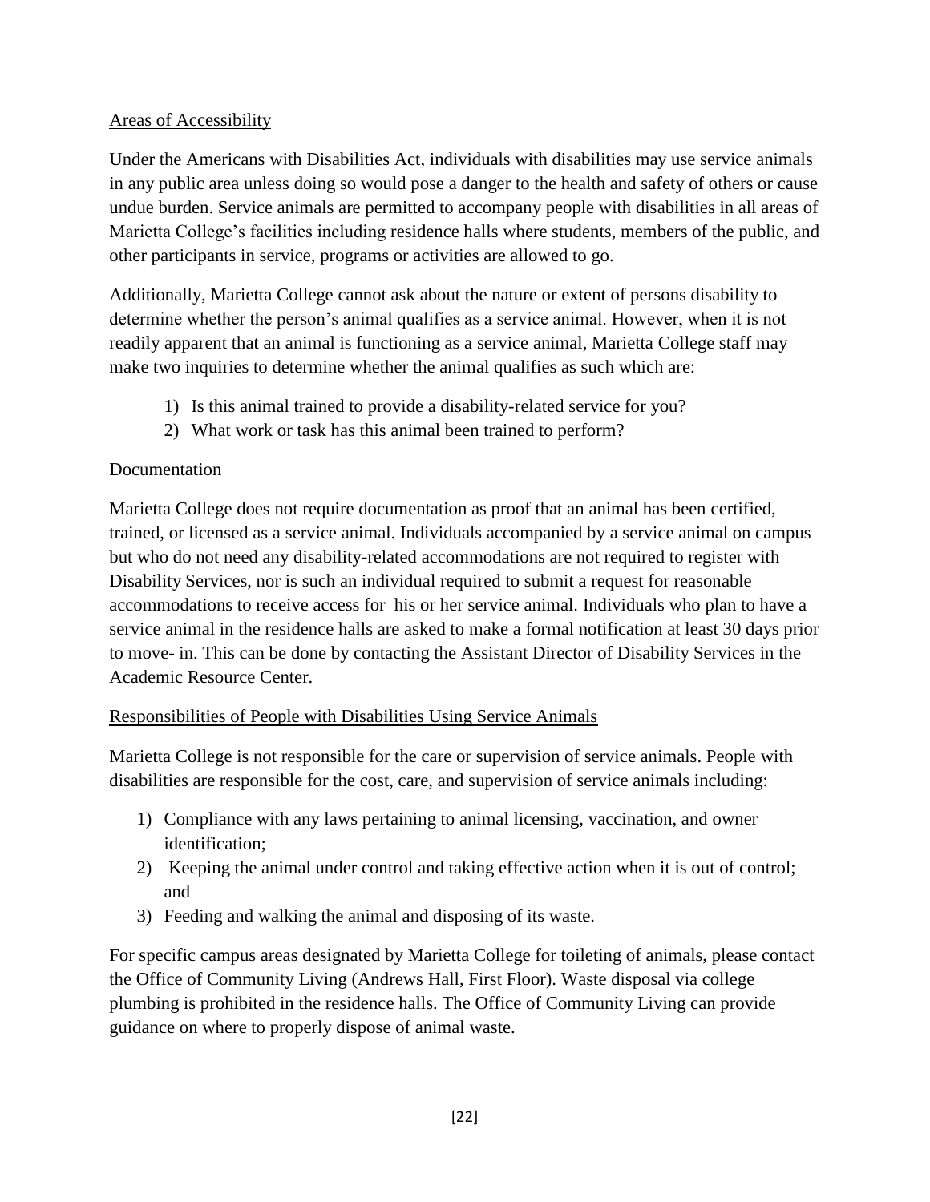## Areas of Accessibility

Under the Americans with Disabilities Act, individuals with disabilities may use service animals in any public area unless doing so would pose a danger to the health and safety of others or cause undue burden. Service animals are permitted to accompany people with disabilities in all areas of Marietta College's facilities including residence halls where students, members of the public, and other participants in service, programs or activities are allowed to go.

Additionally, Marietta College cannot ask about the nature or extent of persons disability to determine whether the person's animal qualifies as a service animal. However, when it is not readily apparent that an animal is functioning as a service animal, Marietta College staff may make two inquiries to determine whether the animal qualifies as such which are:

1) Is this animal trained to provide a disability-related service for you?
2) What work or task has this animal been trained to perform?

## Documentation

Marietta College does not require documentation as proof that an animal has been certified, trained, or licensed as a service animal. Individuals accompanied by a service animal on campus but who do not need any disability-related accommodations are not required to register with Disability Services, nor is such an individual required to submit a request for reasonable accommodations to receive access for his or her service animal. Individuals who plan to have a service animal in the residence halls are asked to make a formal notification at least 30 days prior to move- in. This can be done by contacting the Assistant Director of Disability Services in the Academic Resource Center.

## Responsibilities of People with Disabilities Using Service Animals

Marietta College is not responsible for the care or supervision of service animals. People with disabilities are responsible for the cost, care, and supervision of service animals including:

1) Compliance with any laws pertaining to animal licensing, vaccination, and owner identification;
2) Keeping the animal under control and taking effective action when it is out of control; and
3) Feeding and walking the animal and disposing of its waste.

For specific campus areas designated by Marietta College for toileting of animals, please contact the Office of Community Living (Andrews Hall, First Floor). Waste disposal via college plumbing is prohibited in the residence halls. The Office of Community Living can provide guidance on where to properly dispose of animal waste.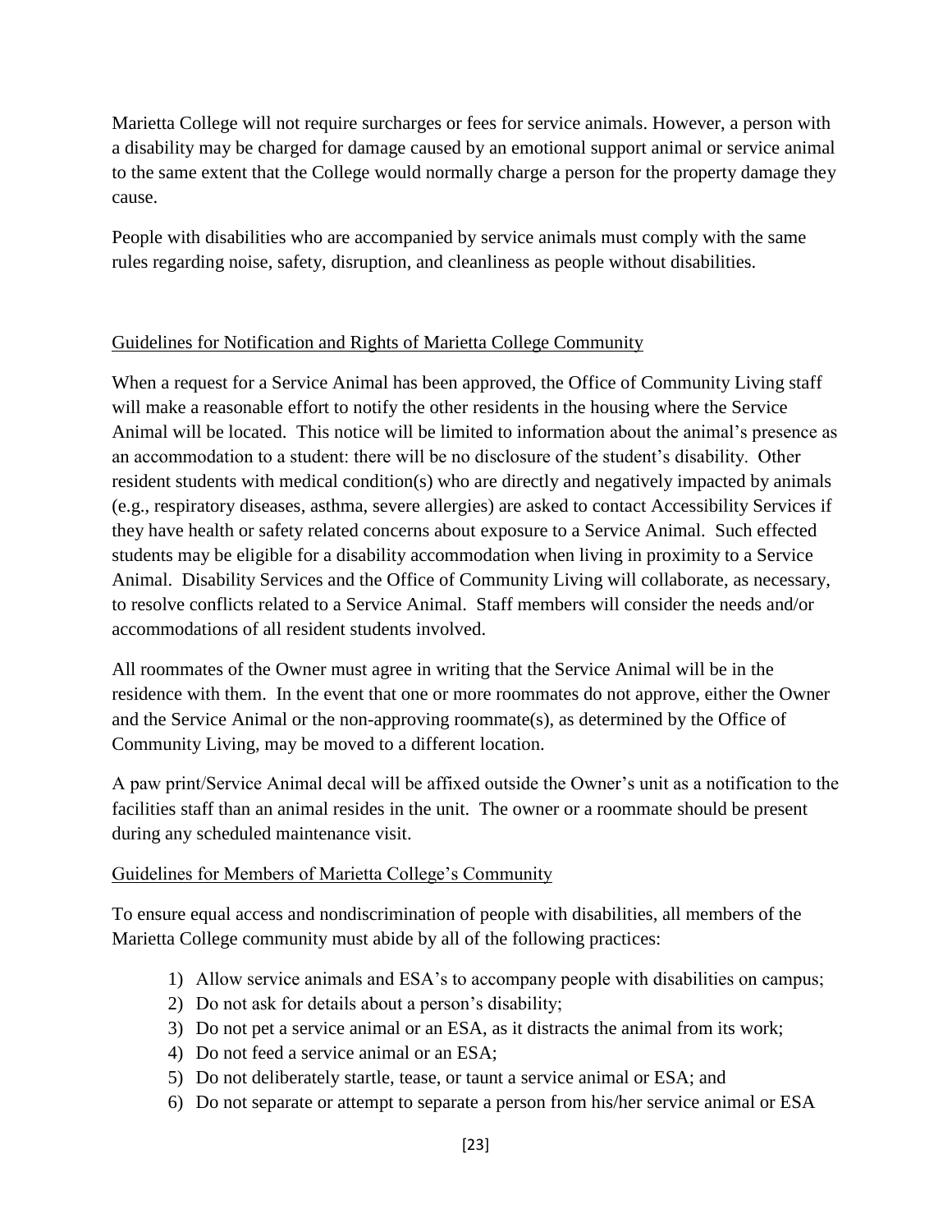Marietta College will not require surcharges or fees for service animals. However, a person with a disability may be charged for damage caused by an emotional support animal or service animal to the same extent that the College would normally charge a person for the property damage they cause.

People with disabilities who are accompanied by service animals must comply with the same rules regarding noise, safety, disruption, and cleanliness as people without disabilities.

<u>Guidelines for Notification and Rights of Marietta College Community</u>

When a request for a Service Animal has been approved, the Office of Community Living staff will make a reasonable effort to notify the other residents in the housing where the Service Animal will be located. This notice will be limited to information about the animal's presence as an accommodation to a student: there will be no disclosure of the student's disability. Other resident students with medical condition(s) who are directly and negatively impacted by animals (e.g., respiratory diseases, asthma, severe allergies) are asked to contact Accessibility Services if they have health or safety related concerns about exposure to a Service Animal. Such effected students may be eligible for a disability accommodation when living in proximity to a Service Animal. Disability Services and the Office of Community Living will collaborate, as necessary, to resolve conflicts related to a Service Animal. Staff members will consider the needs and/or accommodations of all resident students involved.

All roommates of the Owner must agree in writing that the Service Animal will be in the residence with them. In the event that one or more roommates do not approve, either the Owner and the Service Animal or the non-approving roommate(s), as determined by the Office of Community Living, may be moved to a different location.

A paw print/Service Animal decal will be affixed outside the Owner's unit as a notification to the facilities staff than an animal resides in the unit. The owner or a roommate should be present during any scheduled maintenance visit.

<u>Guidelines for Members of Marietta College's Community</u>

To ensure equal access and nondiscrimination of people with disabilities, all members of the Marietta College community must abide by all of the following practices:

1) Allow service animals and ESA's to accompany people with disabilities on campus;
2) Do not ask for details about a person's disability;
3) Do not pet a service animal or an ESA, as it distracts the animal from its work;
4) Do not feed a service animal or an ESA;
5) Do not deliberately startle, tease, or taunt a service animal or ESA; and
6) Do not separate or attempt to separate a person from his/her service animal or ESA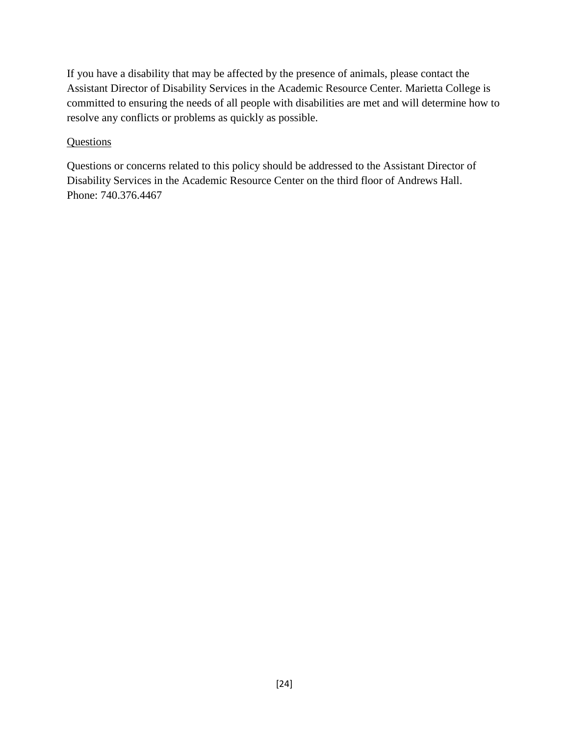If you have a disability that may be affected by the presence of animals, please contact the Assistant Director of Disability Services in the Academic Resource Center. Marietta College is committed to ensuring the needs of all people with disabilities are met and will determine how to resolve any conflicts or problems as quickly as possible.

<u>Questions</u>

Questions or concerns related to this policy should be addressed to the Assistant Director of Disability Services in the Academic Resource Center on the third floor of Andrews Hall. Phone: 740.376.4467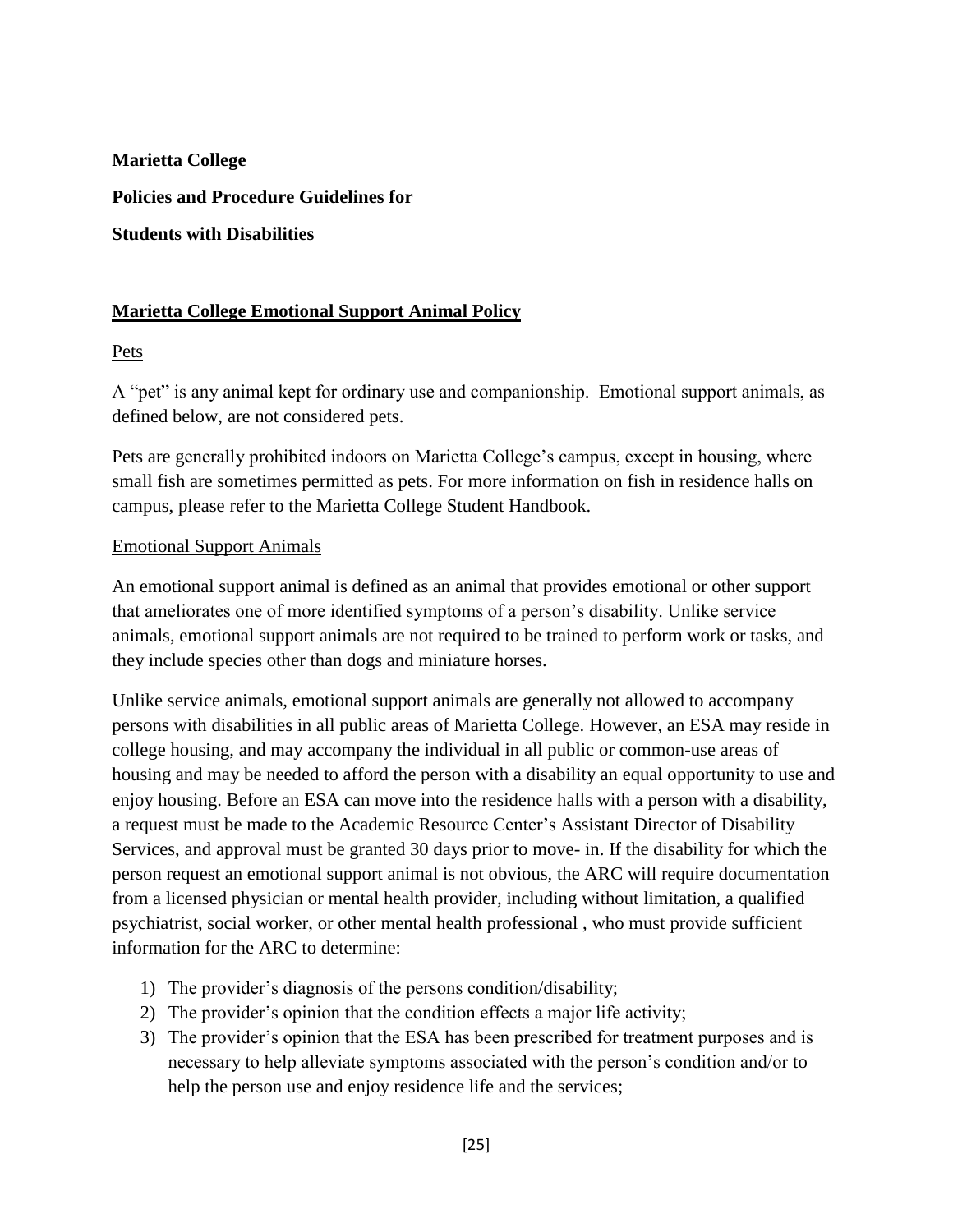**Marietta College**

**Policies and Procedure Guidelines for**

**Students with Disabilities**

## Marietta College Emotional Support Animal Policy

### Pets

A "pet" is any animal kept for ordinary use and companionship. Emotional support animals, as defined below, are not considered pets.

Pets are generally prohibited indoors on Marietta College's campus, except in housing, where small fish are sometimes permitted as pets. For more information on fish in residence halls on campus, please refer to the Marietta College Student Handbook.

### Emotional Support Animals

An emotional support animal is defined as an animal that provides emotional or other support that ameliorates one of more identified symptoms of a person's disability. Unlike service animals, emotional support animals are not required to be trained to perform work or tasks, and they include species other than dogs and miniature horses.

Unlike service animals, emotional support animals are generally not allowed to accompany persons with disabilities in all public areas of Marietta College. However, an ESA may reside in college housing, and may accompany the individual in all public or common-use areas of housing and may be needed to afford the person with a disability an equal opportunity to use and enjoy housing. Before an ESA can move into the residence halls with a person with a disability, a request must be made to the Academic Resource Center's Assistant Director of Disability Services, and approval must be granted 30 days prior to move- in. If the disability for which the person request an emotional support animal is not obvious, the ARC will require documentation from a licensed physician or mental health provider, including without limitation, a qualified psychiatrist, social worker, or other mental health professional , who must provide sufficient information for the ARC to determine:

1) The provider's diagnosis of the persons condition/disability;
2) The provider's opinion that the condition effects a major life activity;
3) The provider's opinion that the ESA has been prescribed for treatment purposes and is necessary to help alleviate symptoms associated with the person's condition and/or to help the person use and enjoy residence life and the services;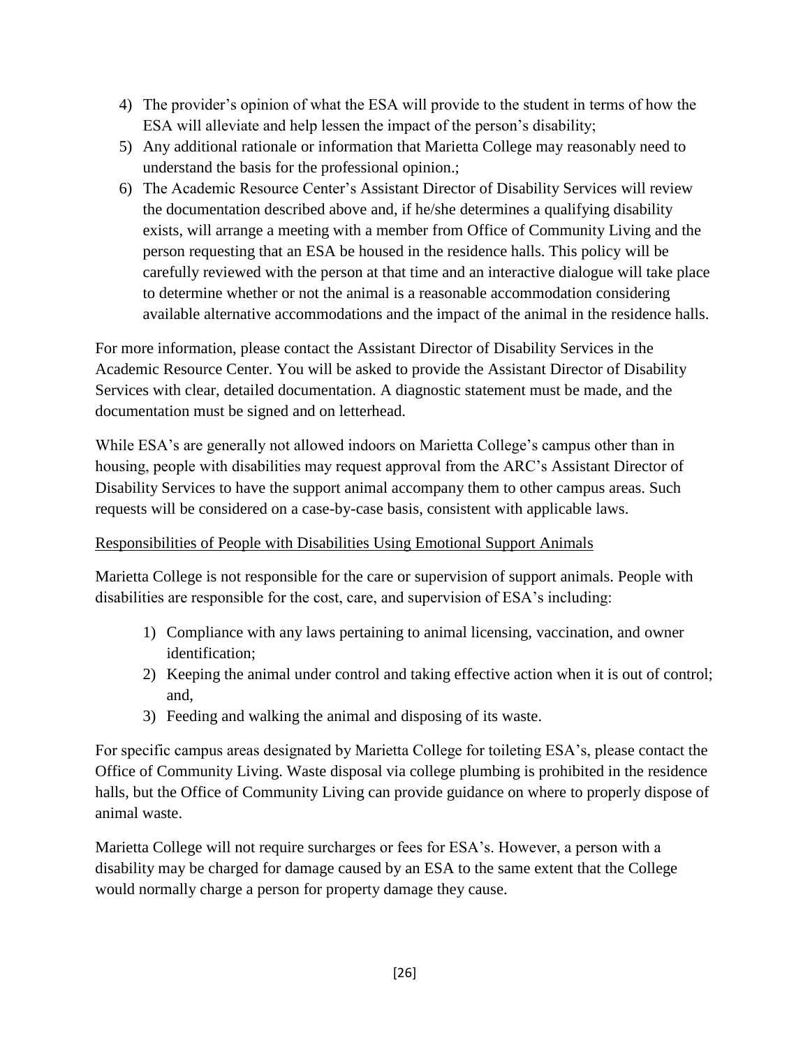4) The provider's opinion of what the ESA will provide to the student in terms of how the ESA will alleviate and help lessen the impact of the person's disability;
5) Any additional rationale or information that Marietta College may reasonably need to understand the basis for the professional opinion.;
6) The Academic Resource Center's Assistant Director of Disability Services will review the documentation described above and, if he/she determines a qualifying disability exists, will arrange a meeting with a member from Office of Community Living and the person requesting that an ESA be housed in the residence halls. This policy will be carefully reviewed with the person at that time and an interactive dialogue will take place to determine whether or not the animal is a reasonable accommodation considering available alternative accommodations and the impact of the animal in the residence halls.

For more information, please contact the Assistant Director of Disability Services in the Academic Resource Center. You will be asked to provide the Assistant Director of Disability Services with clear, detailed documentation. A diagnostic statement must be made, and the documentation must be signed and on letterhead.

While ESA's are generally not allowed indoors on Marietta College's campus other than in housing, people with disabilities may request approval from the ARC's Assistant Director of Disability Services to have the support animal accompany them to other campus areas. Such requests will be considered on a case-by-case basis, consistent with applicable laws.

<u>Responsibilities of People with Disabilities Using Emotional Support Animals</u>

Marietta College is not responsible for the care or supervision of support animals. People with disabilities are responsible for the cost, care, and supervision of ESA's including:

1) Compliance with any laws pertaining to animal licensing, vaccination, and owner identification;
2) Keeping the animal under control and taking effective action when it is out of control; and,
3) Feeding and walking the animal and disposing of its waste.

For specific campus areas designated by Marietta College for toileting ESA's, please contact the Office of Community Living. Waste disposal via college plumbing is prohibited in the residence halls, but the Office of Community Living can provide guidance on where to properly dispose of animal waste.

Marietta College will not require surcharges or fees for ESA's. However, a person with a disability may be charged for damage caused by an ESA to the same extent that the College would normally charge a person for property damage they cause.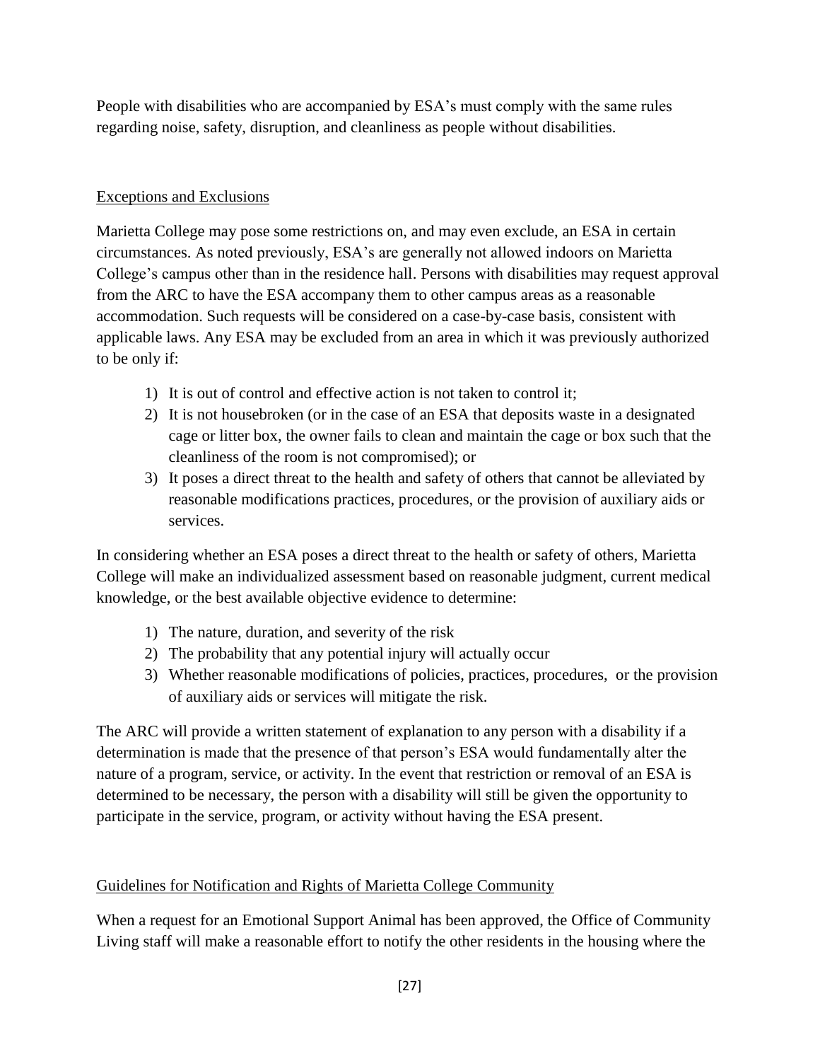People with disabilities who are accompanied by ESA's must comply with the same rules regarding noise, safety, disruption, and cleanliness as people without disabilities.

## Exceptions and Exclusions

Marietta College may pose some restrictions on, and may even exclude, an ESA in certain circumstances. As noted previously, ESA's are generally not allowed indoors on Marietta College's campus other than in the residence hall. Persons with disabilities may request approval from the ARC to have the ESA accompany them to other campus areas as a reasonable accommodation. Such requests will be considered on a case-by-case basis, consistent with applicable laws. Any ESA may be excluded from an area in which it was previously authorized to be only if:

1) It is out of control and effective action is not taken to control it;
2) It is not housebroken (or in the case of an ESA that deposits waste in a designated cage or litter box, the owner fails to clean and maintain the cage or box such that the cleanliness of the room is not compromised); or
3) It poses a direct threat to the health and safety of others that cannot be alleviated by reasonable modifications practices, procedures, or the provision of auxiliary aids or services.

In considering whether an ESA poses a direct threat to the health or safety of others, Marietta College will make an individualized assessment based on reasonable judgment, current medical knowledge, or the best available objective evidence to determine:

1) The nature, duration, and severity of the risk
2) The probability that any potential injury will actually occur
3) Whether reasonable modifications of policies, practices, procedures, or the provision of auxiliary aids or services will mitigate the risk.

The ARC will provide a written statement of explanation to any person with a disability if a determination is made that the presence of that person's ESA would fundamentally alter the nature of a program, service, or activity. In the event that restriction or removal of an ESA is determined to be necessary, the person with a disability will still be given the opportunity to participate in the service, program, or activity without having the ESA present.

## Guidelines for Notification and Rights of Marietta College Community

When a request for an Emotional Support Animal has been approved, the Office of Community Living staff will make a reasonable effort to notify the other residents in the housing where the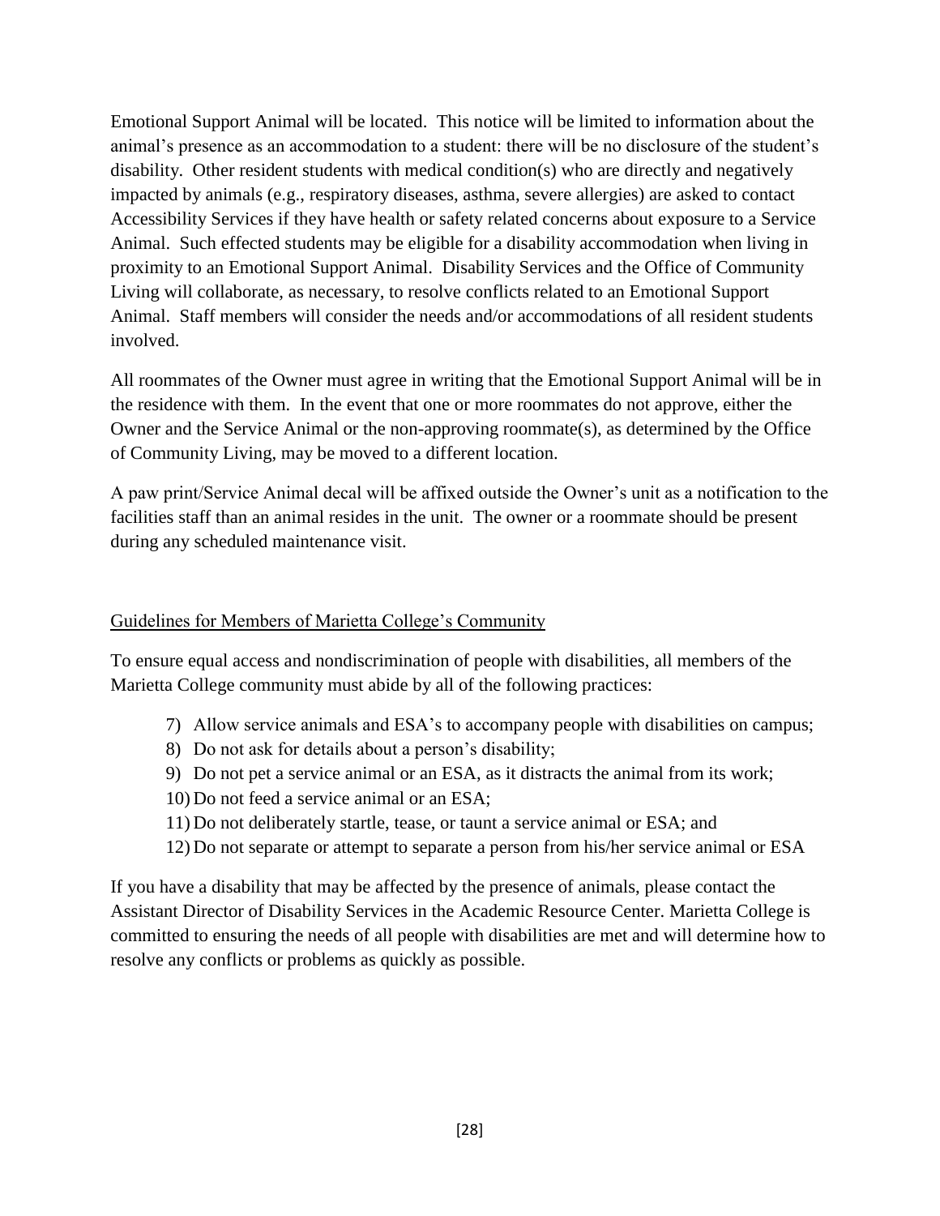Emotional Support Animal will be located. This notice will be limited to information about the animal's presence as an accommodation to a student: there will be no disclosure of the student's disability. Other resident students with medical condition(s) who are directly and negatively impacted by animals (e.g., respiratory diseases, asthma, severe allergies) are asked to contact Accessibility Services if they have health or safety related concerns about exposure to a Service Animal. Such effected students may be eligible for a disability accommodation when living in proximity to an Emotional Support Animal. Disability Services and the Office of Community Living will collaborate, as necessary, to resolve conflicts related to an Emotional Support Animal. Staff members will consider the needs and/or accommodations of all resident students involved.

All roommates of the Owner must agree in writing that the Emotional Support Animal will be in the residence with them. In the event that one or more roommates do not approve, either the Owner and the Service Animal or the non-approving roommate(s), as determined by the Office of Community Living, may be moved to a different location.

A paw print/Service Animal decal will be affixed outside the Owner's unit as a notification to the facilities staff than an animal resides in the unit. The owner or a roommate should be present during any scheduled maintenance visit.

<u>Guidelines for Members of Marietta College's Community</u>

To ensure equal access and nondiscrimination of people with disabilities, all members of the Marietta College community must abide by all of the following practices:

7) Allow service animals and ESA's to accompany people with disabilities on campus;
8) Do not ask for details about a person's disability;
9) Do not pet a service animal or an ESA, as it distracts the animal from its work;
10) Do not feed a service animal or an ESA;
11) Do not deliberately startle, tease, or taunt a service animal or ESA; and
12) Do not separate or attempt to separate a person from his/her service animal or ESA

If you have a disability that may be affected by the presence of animals, please contact the Assistant Director of Disability Services in the Academic Resource Center. Marietta College is committed to ensuring the needs of all people with disabilities are met and will determine how to resolve any conflicts or problems as quickly as possible.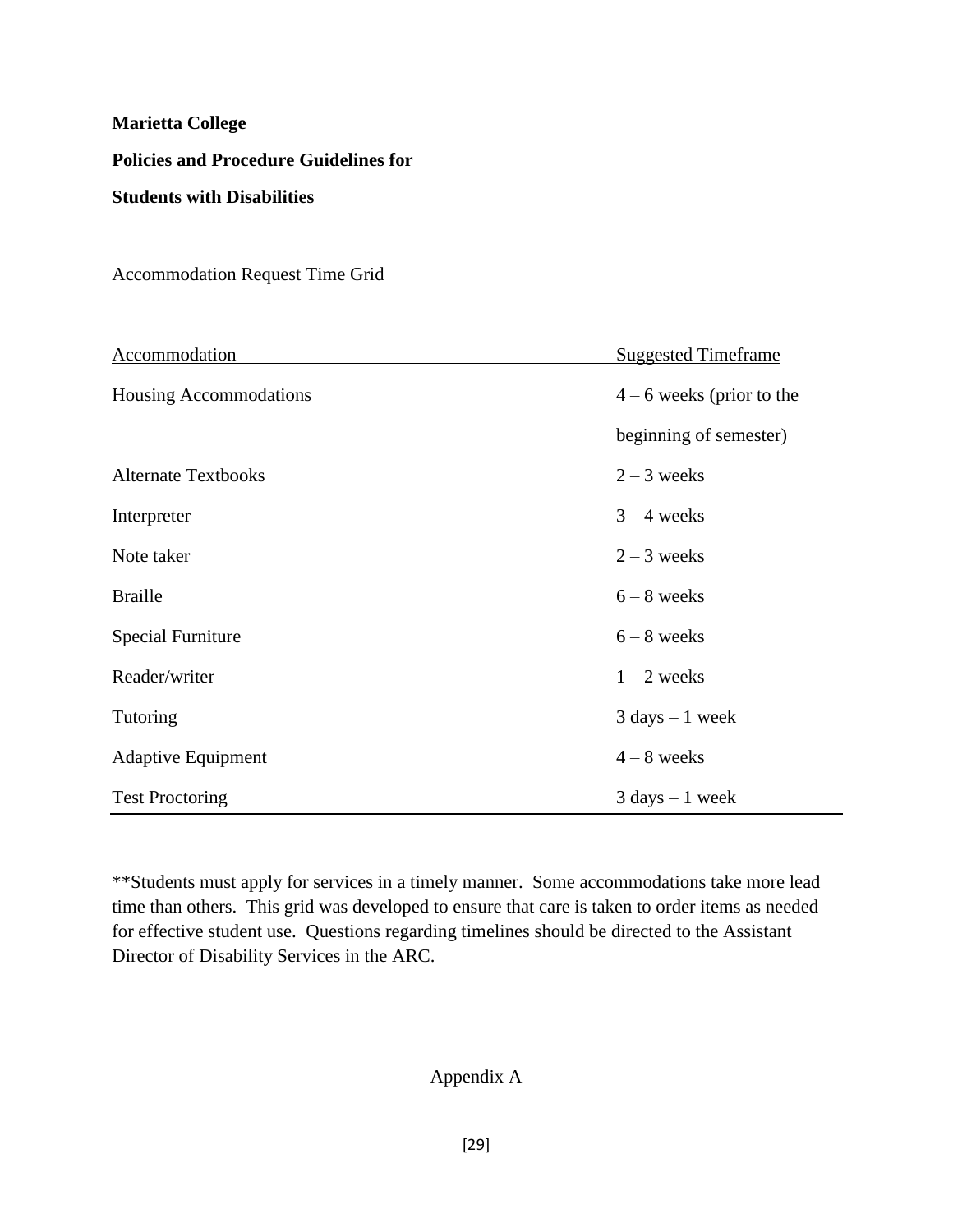**Marietta College**

**Policies and Procedure Guidelines for**

**Students with Disabilities**

Accommodation Request Time Grid

| Accommodation | Suggested Timeframe |
|---|---|
| Housing Accommodations | 4 – 6 weeks (prior to the beginning of semester) |
| Alternate Textbooks | 2 – 3 weeks |
| Interpreter | 3 – 4 weeks |
| Note taker | 2 – 3 weeks |
| Braille | 6 – 8 weeks |
| Special Furniture | 6 – 8 weeks |
| Reader/writer | 1 – 2 weeks |
| Tutoring | 3 days – 1 week |
| Adaptive Equipment | 4 – 8 weeks |
| Test Proctoring | 3 days – 1 week |

**Students must apply for services in a timely manner. Some accommodations take more lead time than others. This grid was developed to ensure that care is taken to order items as needed for effective student use. Questions regarding timelines should be directed to the Assistant Director of Disability Services in the ARC.

Appendix A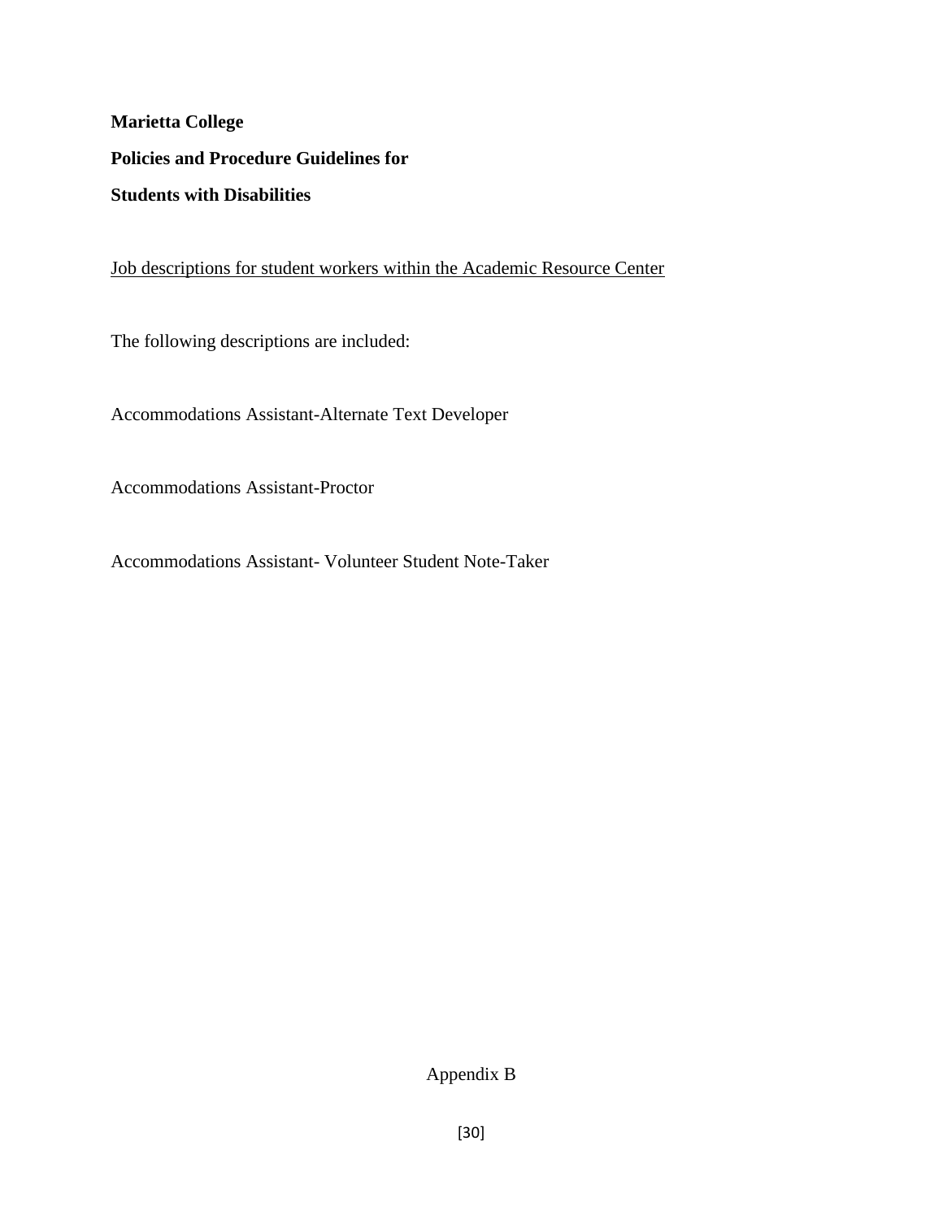**Marietta College**

**Policies and Procedure Guidelines for**

**Students with Disabilities**

<u>Job descriptions for student workers within the Academic Resource Center</u>

The following descriptions are included:

Accommodations Assistant-Alternate Text Developer

Accommodations Assistant-Proctor

Accommodations Assistant- Volunteer Student Note-Taker

Appendix B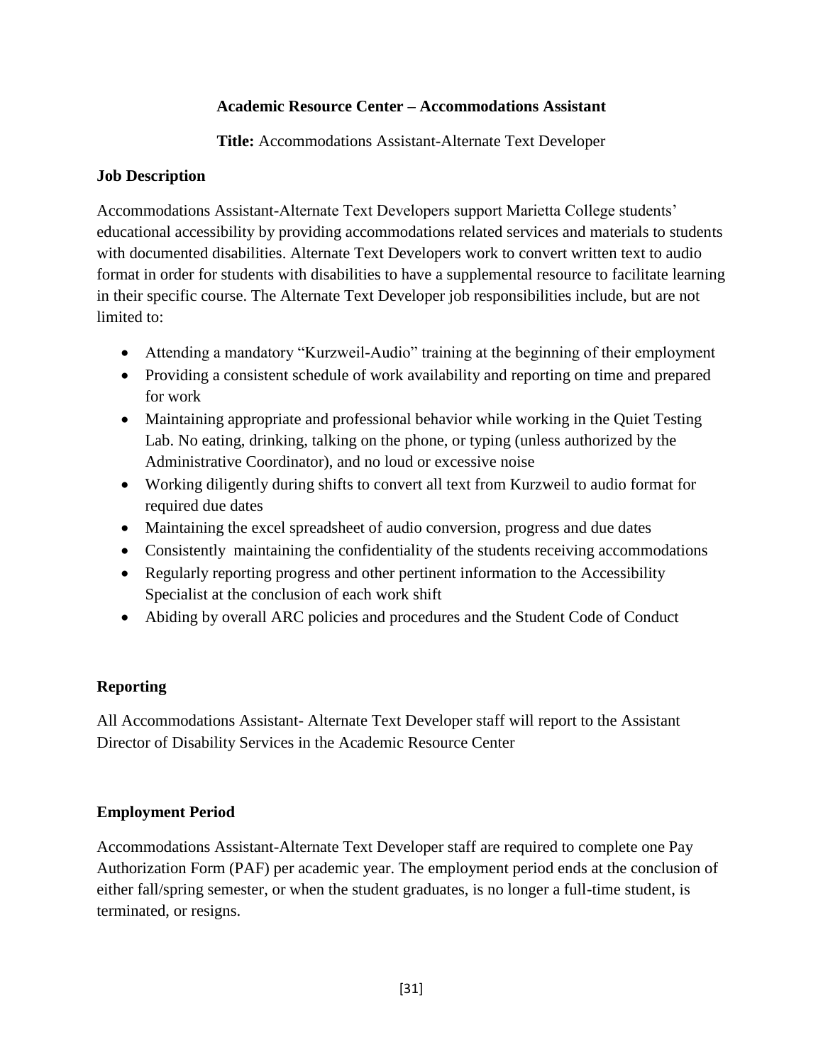**Academic Resource Center – Accommodations Assistant**

**Title:** Accommodations Assistant-Alternate Text Developer

## Job Description

Accommodations Assistant-Alternate Text Developers support Marietta College students' educational accessibility by providing accommodations related services and materials to students with documented disabilities. Alternate Text Developers work to convert written text to audio format in order for students with disabilities to have a supplemental resource to facilitate learning in their specific course. The Alternate Text Developer job responsibilities include, but are not limited to:

- Attending a mandatory "Kurzweil-Audio" training at the beginning of their employment
- Providing a consistent schedule of work availability and reporting on time and prepared for work
- Maintaining appropriate and professional behavior while working in the Quiet Testing Lab. No eating, drinking, talking on the phone, or typing (unless authorized by the Administrative Coordinator), and no loud or excessive noise
- Working diligently during shifts to convert all text from Kurzweil to audio format for required due dates
- Maintaining the excel spreadsheet of audio conversion, progress and due dates
- Consistently maintaining the confidentiality of the students receiving accommodations
- Regularly reporting progress and other pertinent information to the Accessibility Specialist at the conclusion of each work shift
- Abiding by overall ARC policies and procedures and the Student Code of Conduct

## Reporting

All Accommodations Assistant- Alternate Text Developer staff will report to the Assistant Director of Disability Services in the Academic Resource Center

## Employment Period

Accommodations Assistant-Alternate Text Developer staff are required to complete one Pay Authorization Form (PAF) per academic year. The employment period ends at the conclusion of either fall/spring semester, or when the student graduates, is no longer a full-time student, is terminated, or resigns.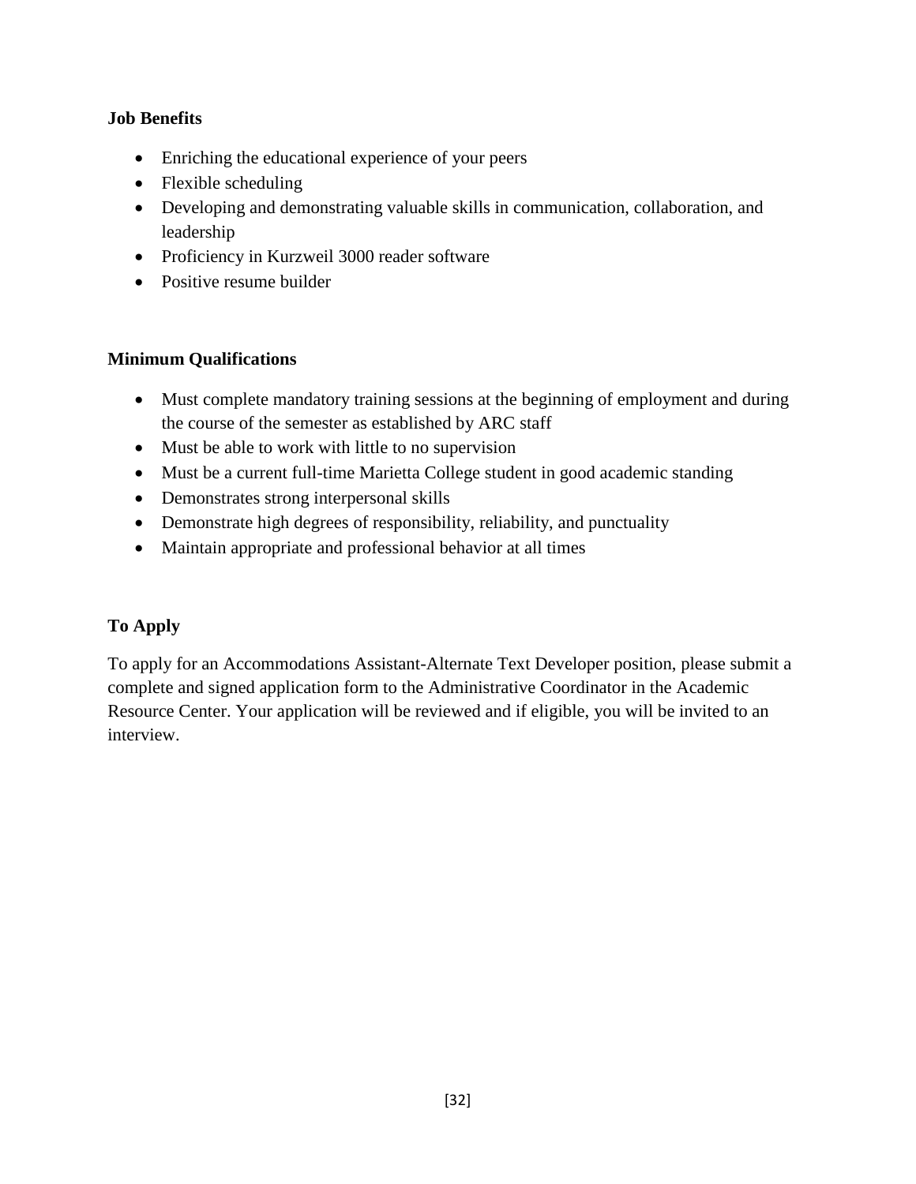**Job Benefits**

- Enriching the educational experience of your peers
- Flexible scheduling
- Developing and demonstrating valuable skills in communication, collaboration, and leadership
- Proficiency in Kurzweil 3000 reader software
- Positive resume builder

**Minimum Qualifications**

- Must complete mandatory training sessions at the beginning of employment and during the course of the semester as established by ARC staff
- Must be able to work with little to no supervision
- Must be a current full-time Marietta College student in good academic standing
- Demonstrates strong interpersonal skills
- Demonstrate high degrees of responsibility, reliability, and punctuality
- Maintain appropriate and professional behavior at all times

**To Apply**

To apply for an Accommodations Assistant-Alternate Text Developer position, please submit a complete and signed application form to the Administrative Coordinator in the Academic Resource Center. Your application will be reviewed and if eligible, you will be invited to an interview.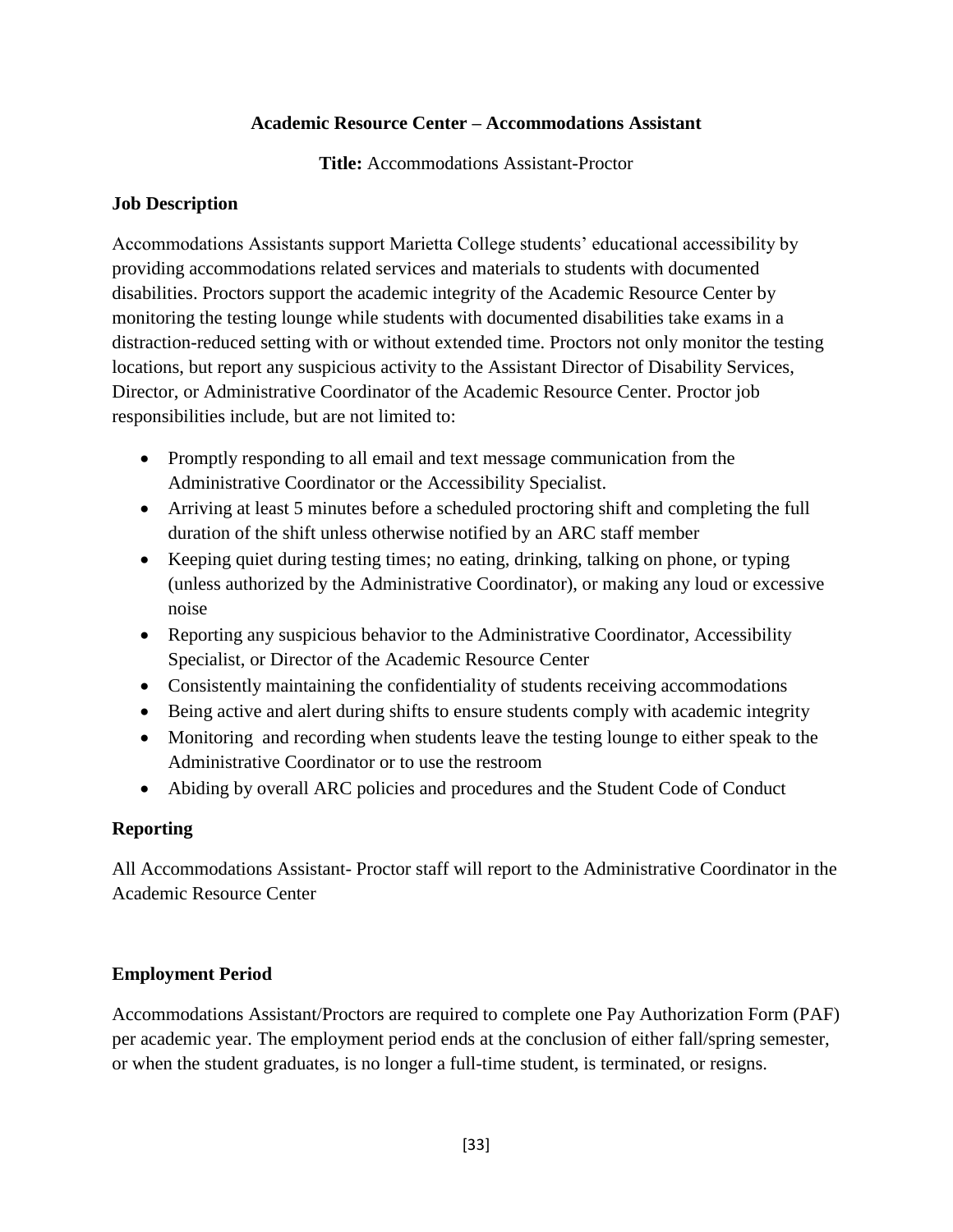## Academic Resource Center – Accommodations Assistant

**Title:** Accommodations Assistant-Proctor

### Job Description

Accommodations Assistants support Marietta College students' educational accessibility by providing accommodations related services and materials to students with documented disabilities. Proctors support the academic integrity of the Academic Resource Center by monitoring the testing lounge while students with documented disabilities take exams in a distraction-reduced setting with or without extended time. Proctors not only monitor the testing locations, but report any suspicious activity to the Assistant Director of Disability Services, Director, or Administrative Coordinator of the Academic Resource Center. Proctor job responsibilities include, but are not limited to:

- Promptly responding to all email and text message communication from the Administrative Coordinator or the Accessibility Specialist.
- Arriving at least 5 minutes before a scheduled proctoring shift and completing the full duration of the shift unless otherwise notified by an ARC staff member
- Keeping quiet during testing times; no eating, drinking, talking on phone, or typing (unless authorized by the Administrative Coordinator), or making any loud or excessive noise
- Reporting any suspicious behavior to the Administrative Coordinator, Accessibility Specialist, or Director of the Academic Resource Center
- Consistently maintaining the confidentiality of students receiving accommodations
- Being active and alert during shifts to ensure students comply with academic integrity
- Monitoring and recording when students leave the testing lounge to either speak to the Administrative Coordinator or to use the restroom
- Abiding by overall ARC policies and procedures and the Student Code of Conduct

### Reporting

All Accommodations Assistant- Proctor staff will report to the Administrative Coordinator in the Academic Resource Center

### Employment Period

Accommodations Assistant/Proctors are required to complete one Pay Authorization Form (PAF) per academic year. The employment period ends at the conclusion of either fall/spring semester, or when the student graduates, is no longer a full-time student, is terminated, or resigns.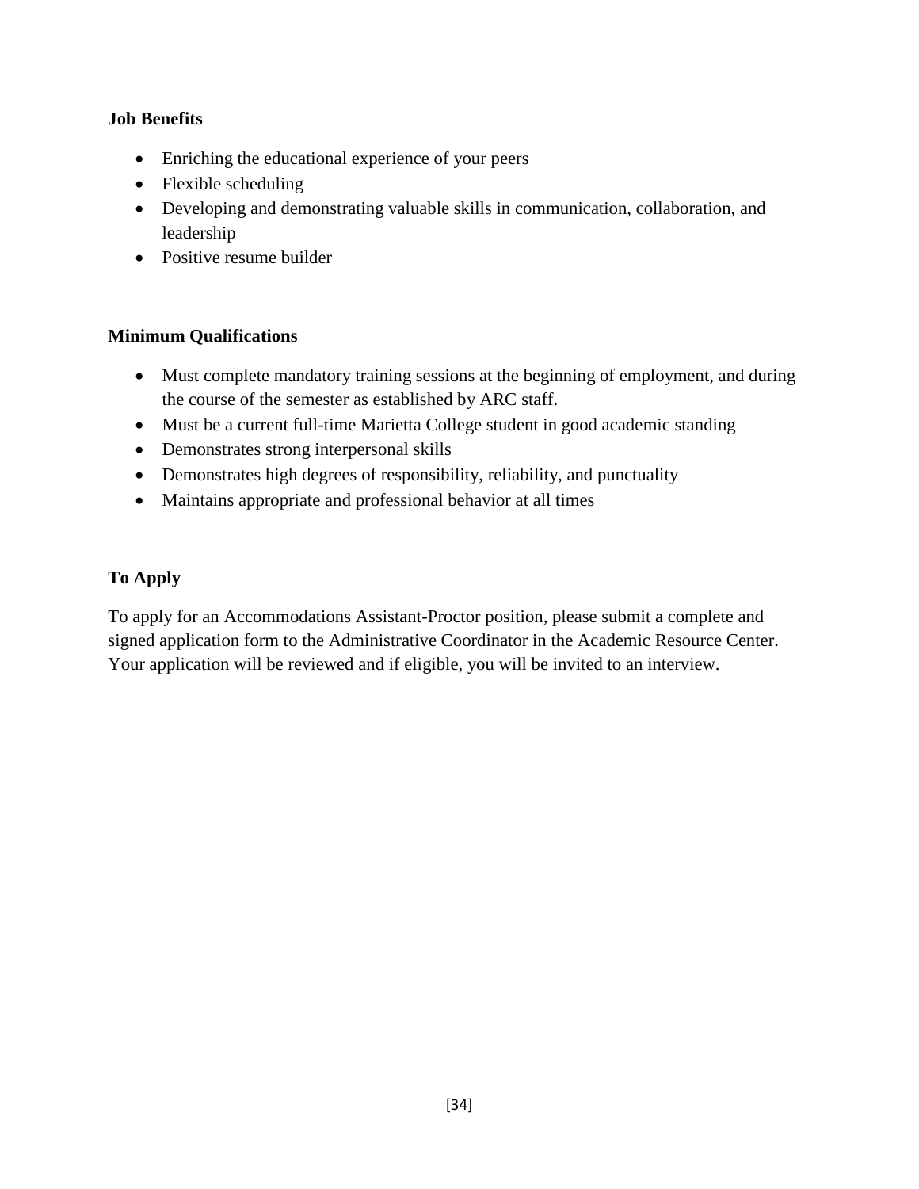**Job Benefits**

- Enriching the educational experience of your peers
- Flexible scheduling
- Developing and demonstrating valuable skills in communication, collaboration, and leadership
- Positive resume builder

**Minimum Qualifications**

- Must complete mandatory training sessions at the beginning of employment, and during the course of the semester as established by ARC staff.
- Must be a current full-time Marietta College student in good academic standing
- Demonstrates strong interpersonal skills
- Demonstrates high degrees of responsibility, reliability, and punctuality
- Maintains appropriate and professional behavior at all times

**To Apply**

To apply for an Accommodations Assistant-Proctor position, please submit a complete and signed application form to the Administrative Coordinator in the Academic Resource Center. Your application will be reviewed and if eligible, you will be invited to an interview.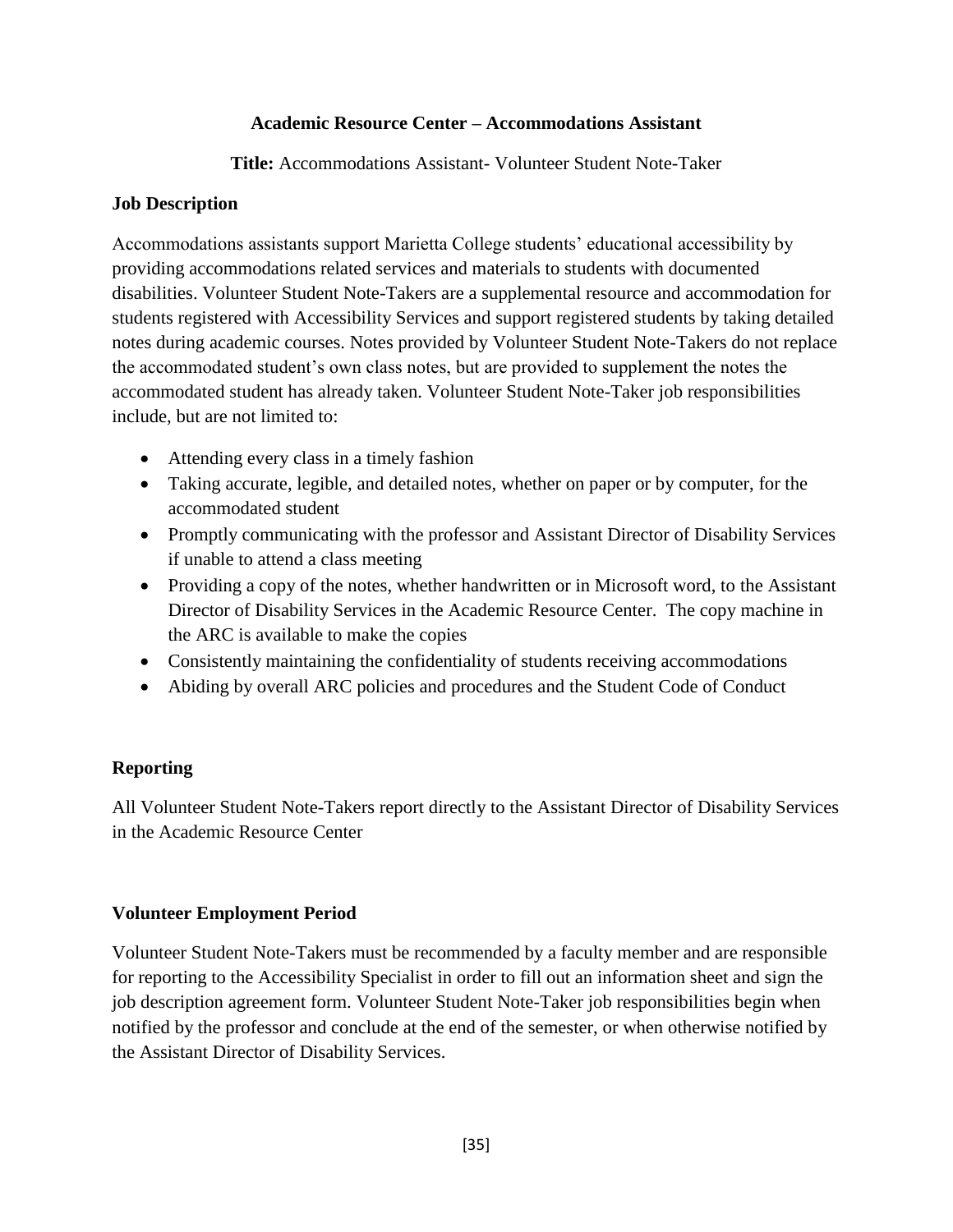## Academic Resource Center – Accommodations Assistant

**Title:** Accommodations Assistant- Volunteer Student Note-Taker

### Job Description

Accommodations assistants support Marietta College students' educational accessibility by providing accommodations related services and materials to students with documented disabilities. Volunteer Student Note-Takers are a supplemental resource and accommodation for students registered with Accessibility Services and support registered students by taking detailed notes during academic courses. Notes provided by Volunteer Student Note-Takers do not replace the accommodated student's own class notes, but are provided to supplement the notes the accommodated student has already taken. Volunteer Student Note-Taker job responsibilities include, but are not limited to:

- Attending every class in a timely fashion
- Taking accurate, legible, and detailed notes, whether on paper or by computer, for the accommodated student
- Promptly communicating with the professor and Assistant Director of Disability Services if unable to attend a class meeting
- Providing a copy of the notes, whether handwritten or in Microsoft word, to the Assistant Director of Disability Services in the Academic Resource Center. The copy machine in the ARC is available to make the copies
- Consistently maintaining the confidentiality of students receiving accommodations
- Abiding by overall ARC policies and procedures and the Student Code of Conduct

### Reporting

All Volunteer Student Note-Takers report directly to the Assistant Director of Disability Services in the Academic Resource Center

### Volunteer Employment Period

Volunteer Student Note-Takers must be recommended by a faculty member and are responsible for reporting to the Accessibility Specialist in order to fill out an information sheet and sign the job description agreement form. Volunteer Student Note-Taker job responsibilities begin when notified by the professor and conclude at the end of the semester, or when otherwise notified by the Assistant Director of Disability Services.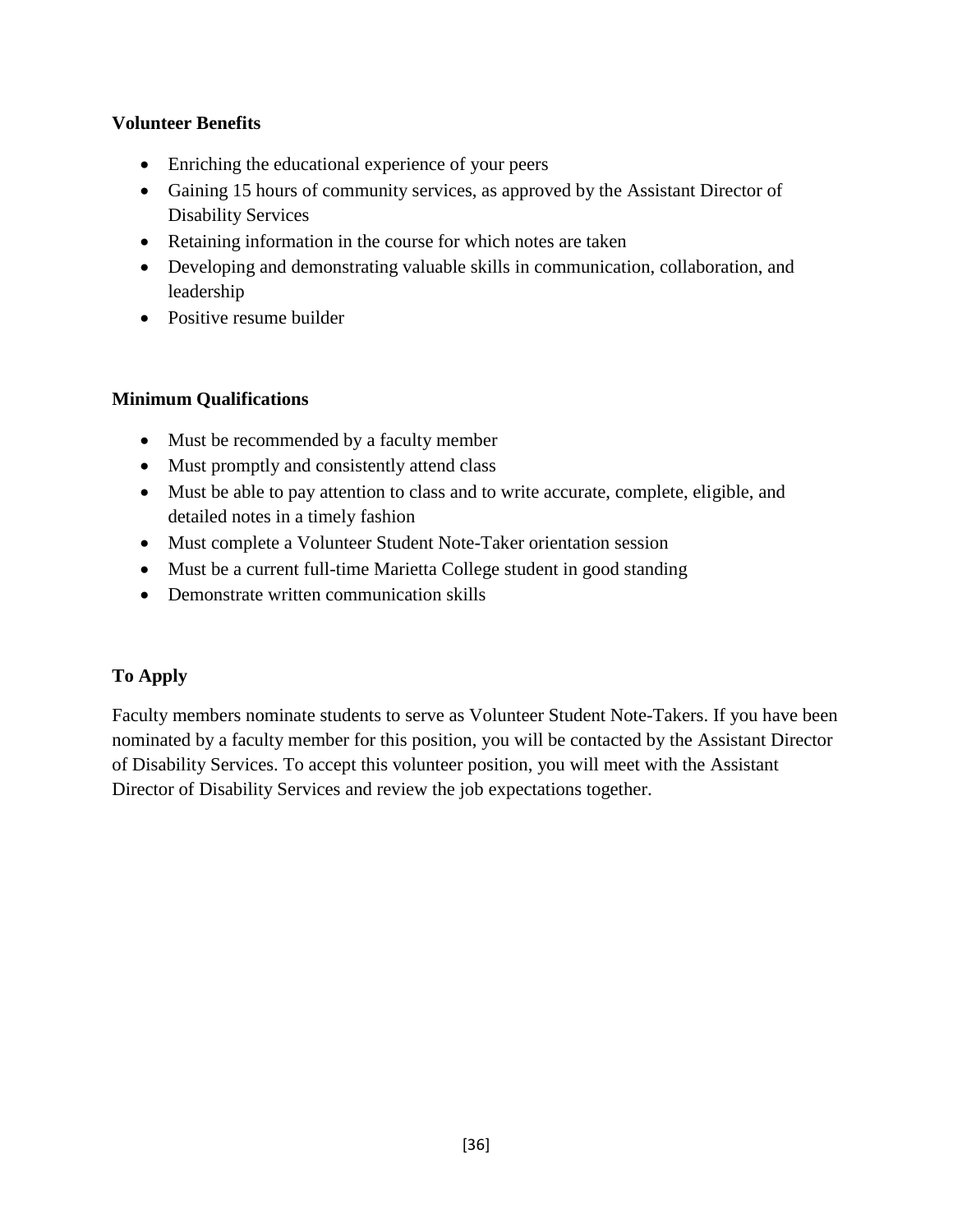**Volunteer Benefits**

- Enriching the educational experience of your peers
- Gaining 15 hours of community services, as approved by the Assistant Director of Disability Services
- Retaining information in the course for which notes are taken
- Developing and demonstrating valuable skills in communication, collaboration, and leadership
- Positive resume builder

**Minimum Qualifications**

- Must be recommended by a faculty member
- Must promptly and consistently attend class
- Must be able to pay attention to class and to write accurate, complete, eligible, and detailed notes in a timely fashion
- Must complete a Volunteer Student Note-Taker orientation session
- Must be a current full-time Marietta College student in good standing
- Demonstrate written communication skills

**To Apply**

Faculty members nominate students to serve as Volunteer Student Note-Takers. If you have been nominated by a faculty member for this position, you will be contacted by the Assistant Director of Disability Services. To accept this volunteer position, you will meet with the Assistant Director of Disability Services and review the job expectations together.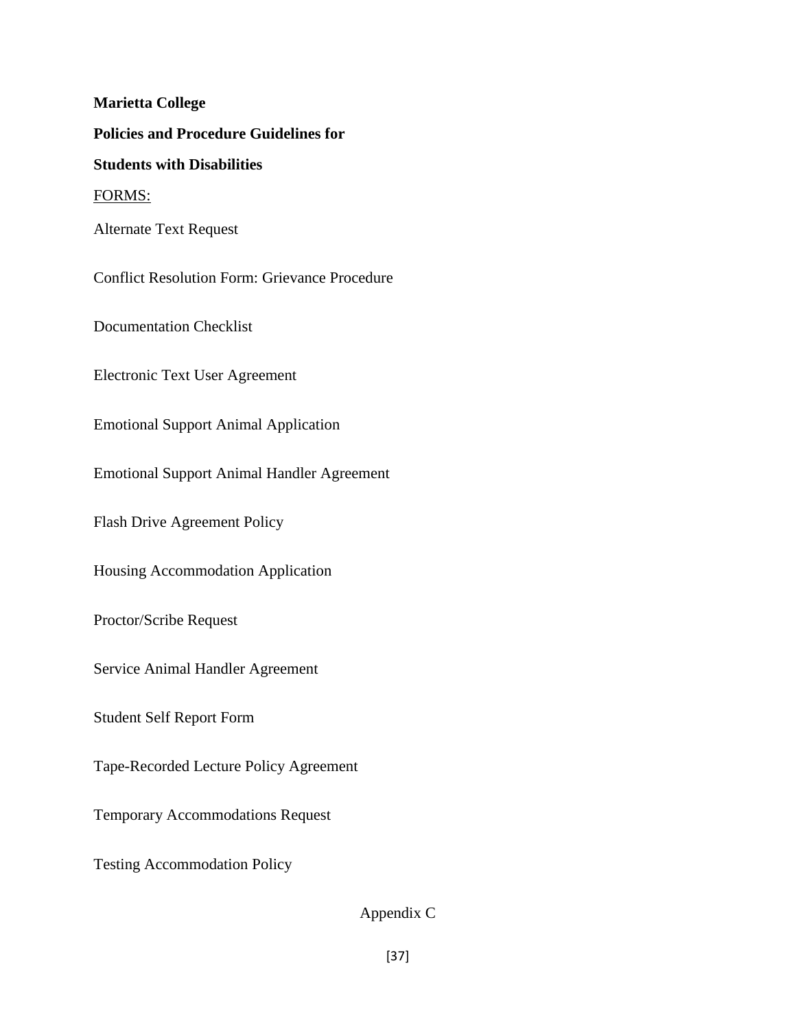**Marietta College**

**Policies and Procedure Guidelines for**

**Students with Disabilities**

FORMS:

Alternate Text Request

Conflict Resolution Form: Grievance Procedure

Documentation Checklist

Electronic Text User Agreement

Emotional Support Animal Application

Emotional Support Animal Handler Agreement

Flash Drive Agreement Policy

Housing Accommodation Application

Proctor/Scribe Request

Service Animal Handler Agreement

Student Self Report Form

Tape-Recorded Lecture Policy Agreement

Temporary Accommodations Request

Testing Accommodation Policy

Appendix C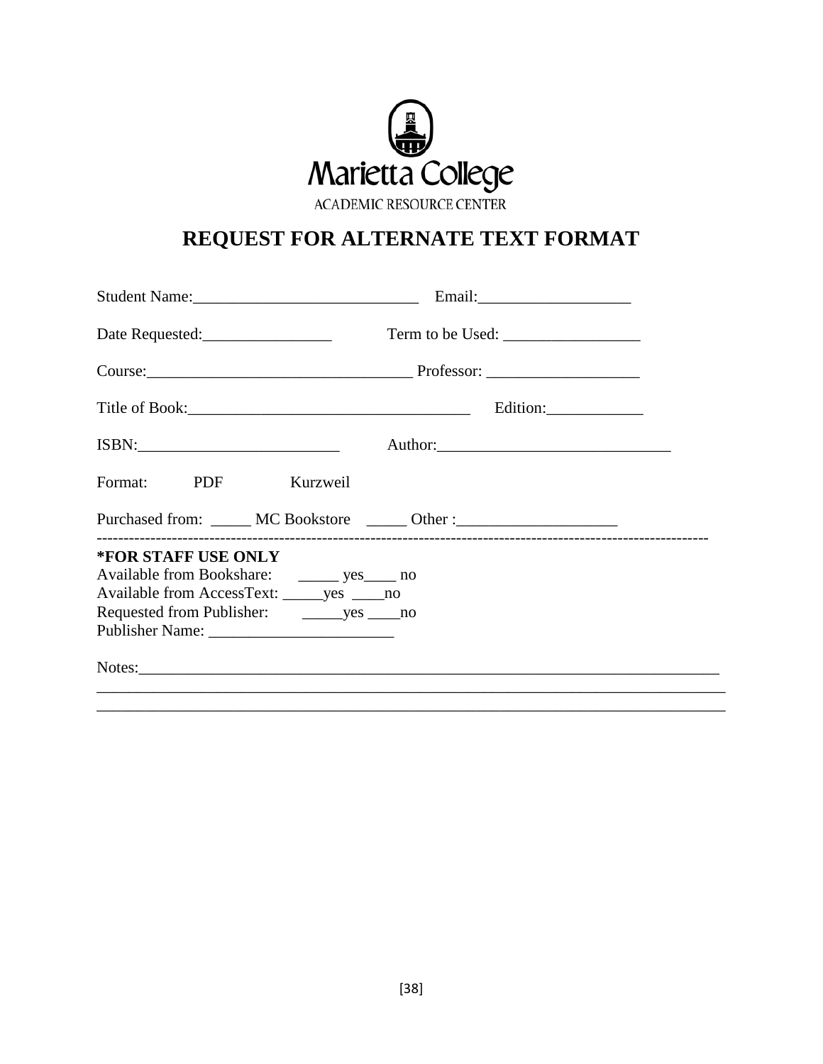Marietta College

ACADEMIC RESOURCE CENTER

# REQUEST FOR ALTERNATE TEXT FORMAT

Student Name:____________________________ Email:___________________

Date Requested:________________ Term to be Used: _________________

Course:________________________________ Professor: ___________________

Title of Book:___________________________________ Edition:____________

ISBN:_________________________ Author:_____________________________

Format: PDF Kurzweil

Purchased from: _____ MC Bookstore _____ Other :___________________

---

**\*FOR STAFF USE ONLY**

Available from Bookshare: _____ yes____ no

Available from AccessText: _____yes ____no

Requested from Publisher: _____yes ____no

Publisher Name: _______________________

Notes:__________________________________________________________________________

________________________________________________________________________________

________________________________________________________________________________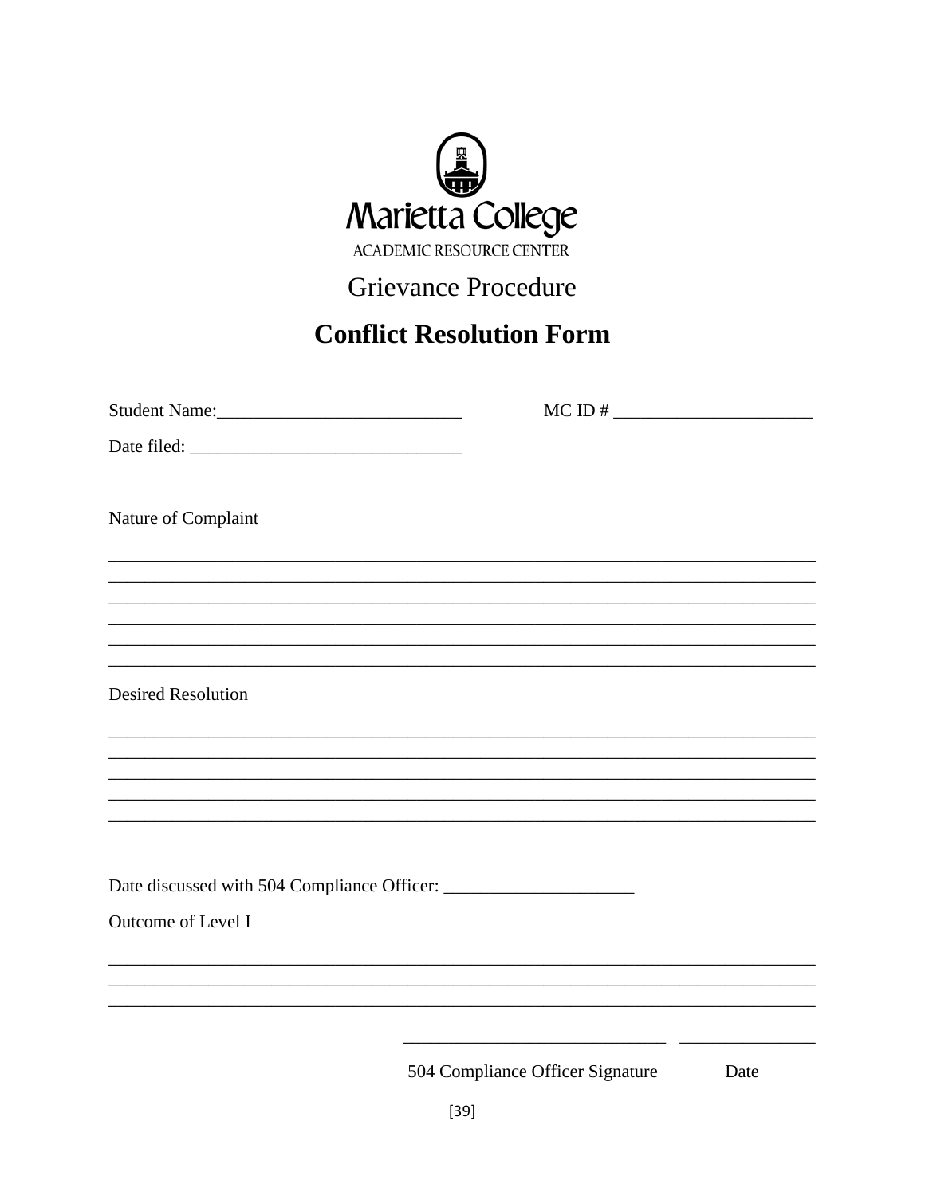Marietta College

ACADEMIC RESOURCE CENTER

## Grievance Procedure

# Conflict Resolution Form

Student Name:___________________________ MC ID # ______________________

Date filed: ______________________________

Nature of Complaint

_____________________________________________________________________________
_____________________________________________________________________________
_____________________________________________________________________________
_____________________________________________________________________________
_____________________________________________________________________________
_____________________________________________________________________________

Desired Resolution

_____________________________________________________________________________
_____________________________________________________________________________
_____________________________________________________________________________
_____________________________________________________________________________
_____________________________________________________________________________

Date discussed with 504 Compliance Officer: _____________________

Outcome of Level I

_____________________________________________________________________________
_____________________________________________________________________________
_____________________________________________________________________________

_____________________________ _______________

504 Compliance Officer Signature Date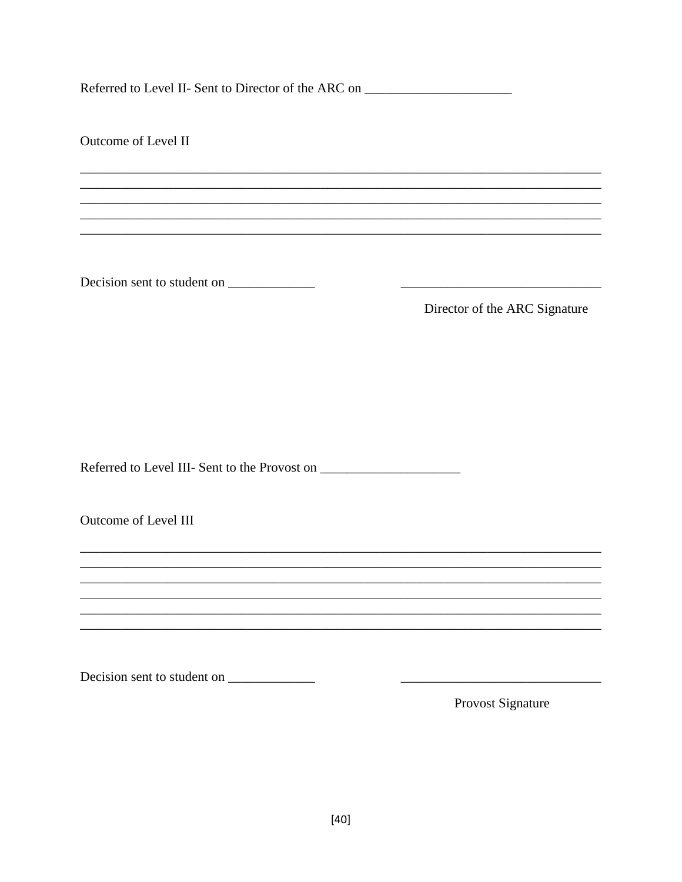Referred to Level II- Sent to Director of the ARC on ______________________

Outcome of Level II

________________________________________________________________________________
________________________________________________________________________________
________________________________________________________________________________
________________________________________________________________________________
________________________________________________________________________________

Decision sent to student on _____________                    ______________________________

Director of the ARC Signature

Referred to Level III- Sent to the Provost on _____________________

Outcome of Level III

________________________________________________________________________________
________________________________________________________________________________
________________________________________________________________________________
________________________________________________________________________________
________________________________________________________________________________
________________________________________________________________________________

Decision sent to student on _____________                    ______________________________

Provost Signature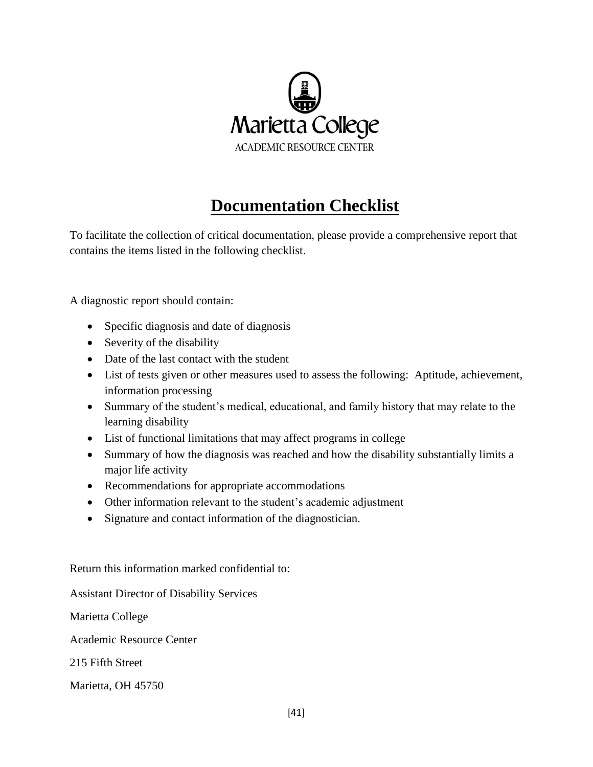Marietta College

ACADEMIC RESOURCE CENTER

# **Documentation Checklist**

To facilitate the collection of critical documentation, please provide a comprehensive report that contains the items listed in the following checklist.

A diagnostic report should contain:

- Specific diagnosis and date of diagnosis
- Severity of the disability
- Date of the last contact with the student
- List of tests given or other measures used to assess the following: Aptitude, achievement, information processing
- Summary of the student's medical, educational, and family history that may relate to the learning disability
- List of functional limitations that may affect programs in college
- Summary of how the diagnosis was reached and how the disability substantially limits a major life activity
- Recommendations for appropriate accommodations
- Other information relevant to the student's academic adjustment
- Signature and contact information of the diagnostician.

Return this information marked confidential to:

Assistant Director of Disability Services

Marietta College

Academic Resource Center

215 Fifth Street

Marietta, OH 45750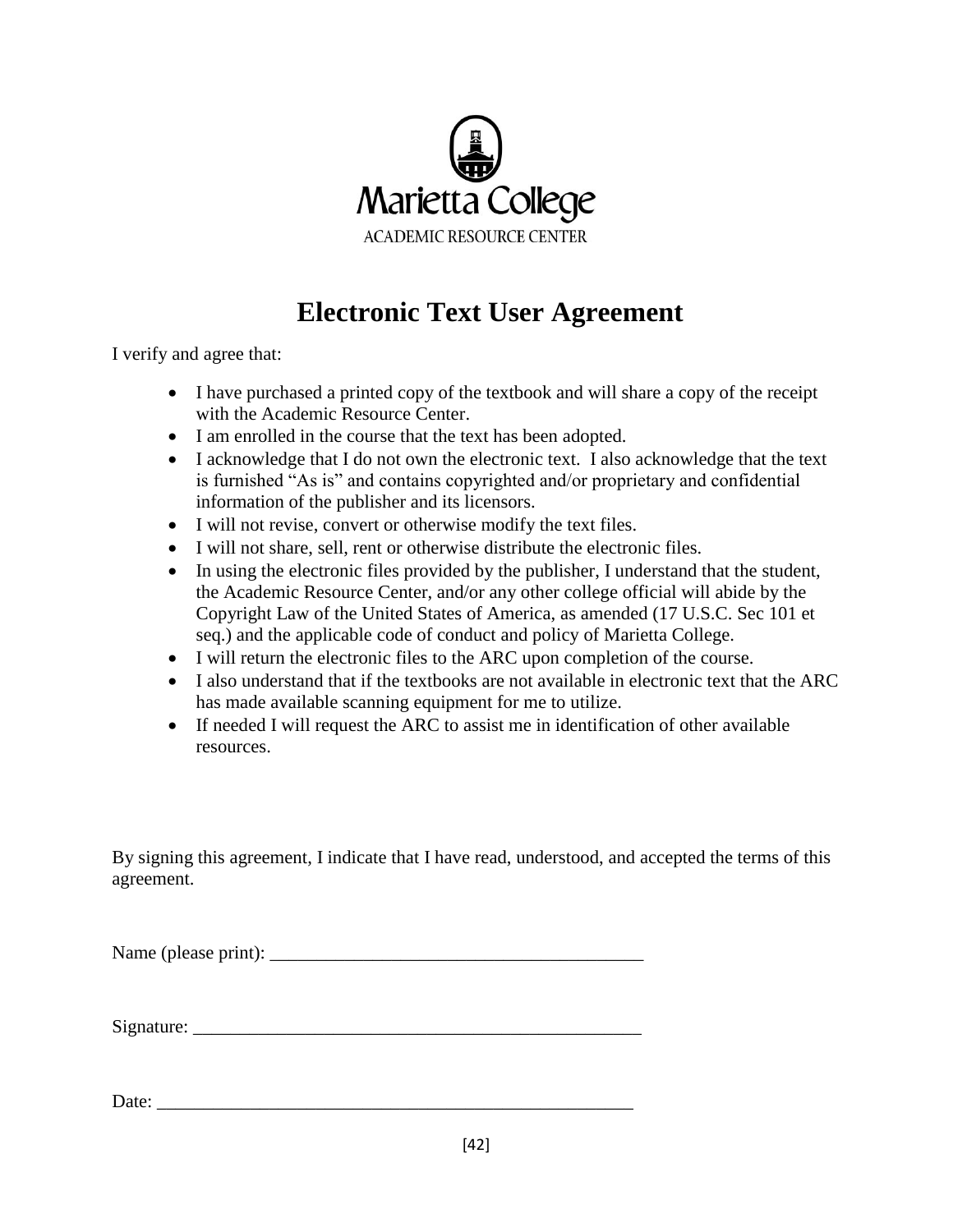Marietta College

ACADEMIC RESOURCE CENTER

# Electronic Text User Agreement

I verify and agree that:

- I have purchased a printed copy of the textbook and will share a copy of the receipt with the Academic Resource Center.
- I am enrolled in the course that the text has been adopted.
- I acknowledge that I do not own the electronic text. I also acknowledge that the text is furnished "As is" and contains copyrighted and/or proprietary and confidential information of the publisher and its licensors.
- I will not revise, convert or otherwise modify the text files.
- I will not share, sell, rent or otherwise distribute the electronic files.
- In using the electronic files provided by the publisher, I understand that the student, the Academic Resource Center, and/or any other college official will abide by the Copyright Law of the United States of America, as amended (17 U.S.C. Sec 101 et seq.) and the applicable code of conduct and policy of Marietta College.
- I will return the electronic files to the ARC upon completion of the course.
- I also understand that if the textbooks are not available in electronic text that the ARC has made available scanning equipment for me to utilize.
- If needed I will request the ARC to assist me in identification of other available resources.

By signing this agreement, I indicate that I have read, understood, and accepted the terms of this agreement.

Name (please print): _________________________________________

Signature: __________________________________________________

Date: ______________________________________________________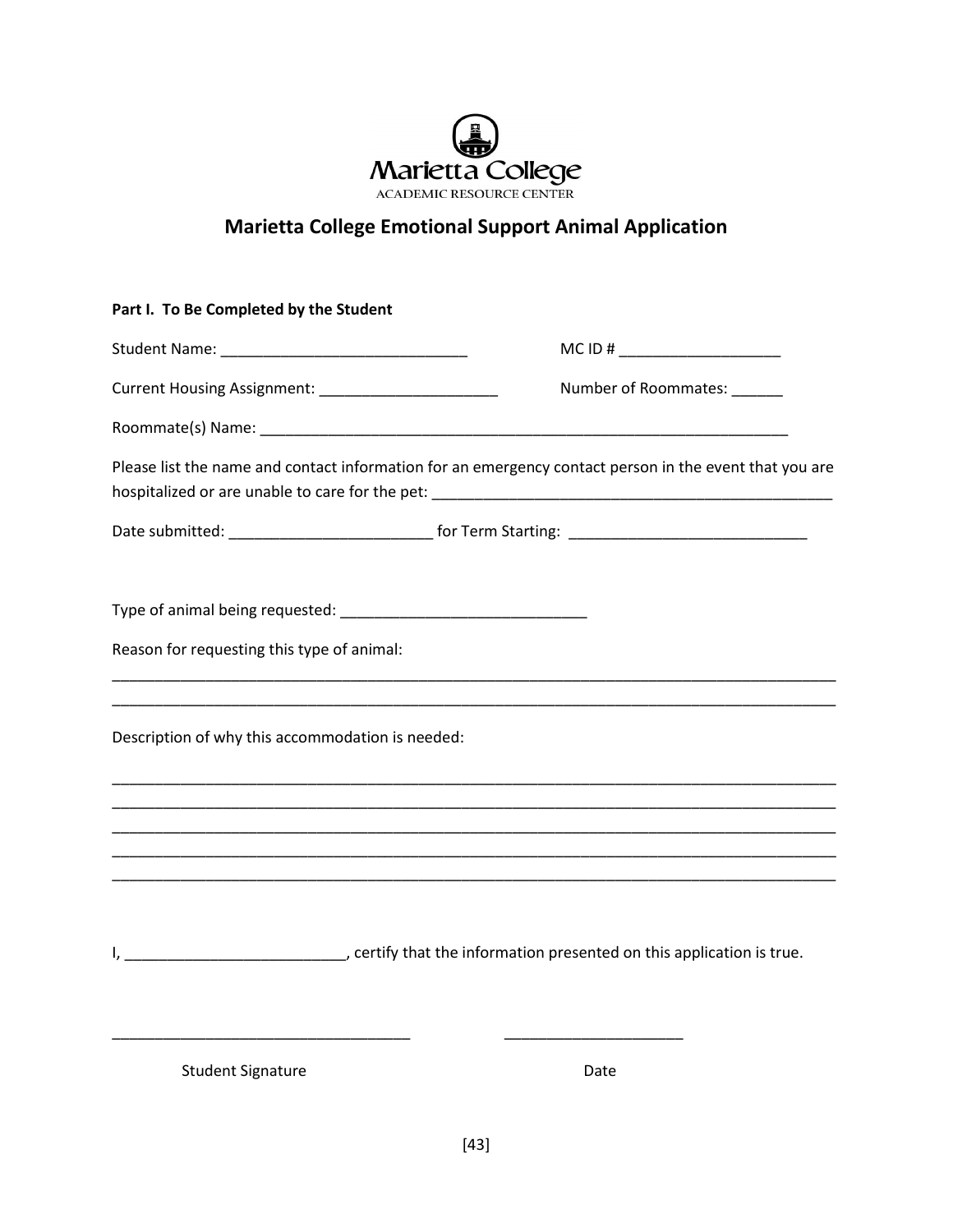Marietta College

ACADEMIC RESOURCE CENTER

# Marietta College Emotional Support Animal Application

**Part I. To Be Completed by the Student**

Student Name: _____________________________ MC ID # ___________________

Current Housing Assignment: _____________________ Number of Roommates: ______

Roommate(s) Name: ________________________________________________________________

Please list the name and contact information for an emergency contact person in the event that you are hospitalized or are unable to care for the pet: _________________________________________________

Date submitted: ________________________ for Term Starting: ____________________________

Type of animal being requested: _____________________________

Reason for requesting this type of animal:

________________________________________________________________________________________
________________________________________________________________________________________

Description of why this accommodation is needed:

________________________________________________________________________________________
________________________________________________________________________________________
________________________________________________________________________________________
________________________________________________________________________________________
________________________________________________________________________________________

I, __________________________, certify that the information presented on this application is true.

___________________________________ _____________________

Student Signature Date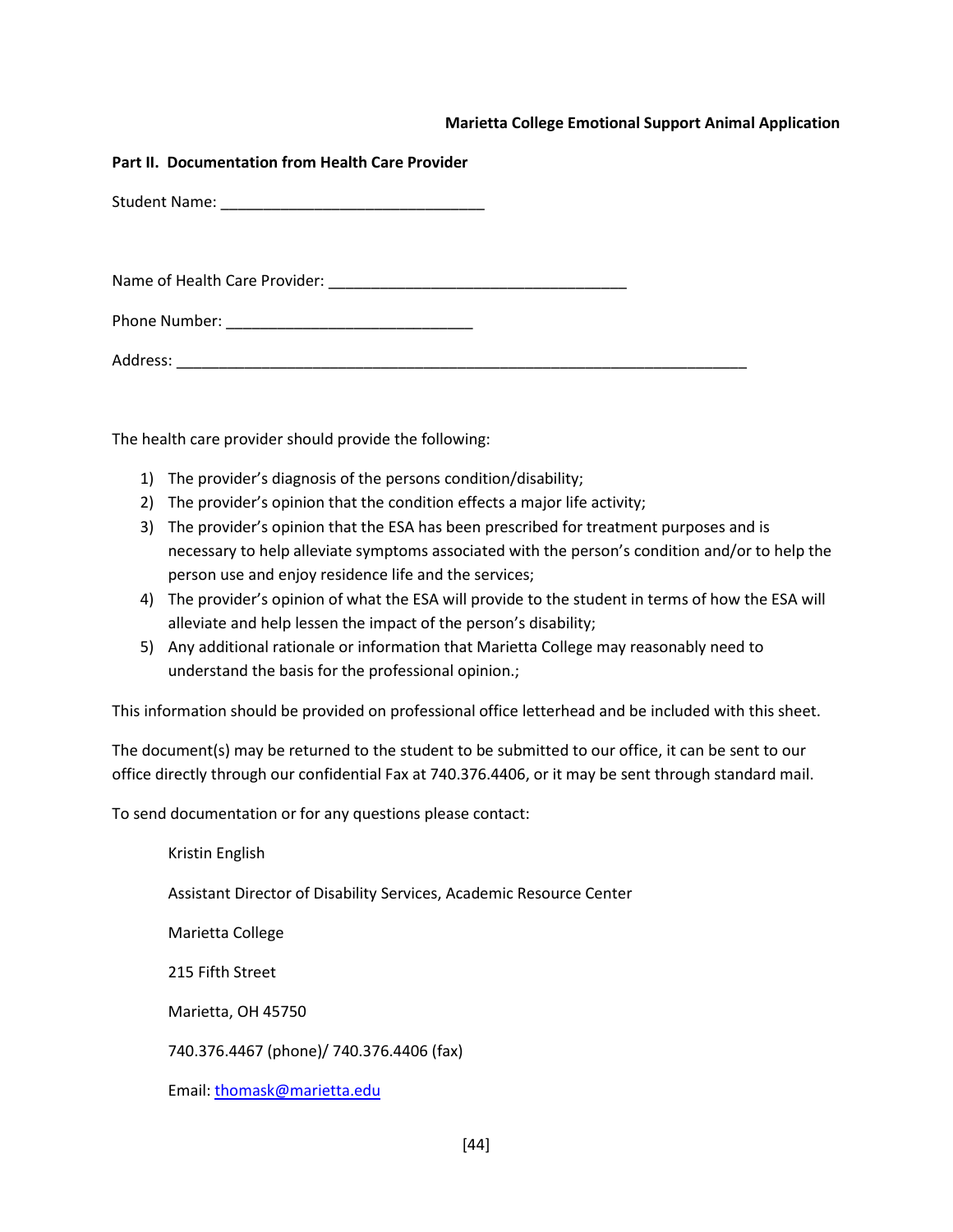**Marietta College Emotional Support Animal Application**

**Part II. Documentation from Health Care Provider**

Student Name: _______________________________

Name of Health Care Provider: ___________________________________

Phone Number: _____________________________

Address: ____________________________________________________________________

The health care provider should provide the following:

1) The provider's diagnosis of the persons condition/disability;
2) The provider's opinion that the condition effects a major life activity;
3) The provider's opinion that the ESA has been prescribed for treatment purposes and is necessary to help alleviate symptoms associated with the person's condition and/or to help the person use and enjoy residence life and the services;
4) The provider's opinion of what the ESA will provide to the student in terms of how the ESA will alleviate and help lessen the impact of the person's disability;
5) Any additional rationale or information that Marietta College may reasonably need to understand the basis for the professional opinion.;

This information should be provided on professional office letterhead and be included with this sheet.

The document(s) may be returned to the student to be submitted to our office, it can be sent to our office directly through our confidential Fax at 740.376.4406, or it may be sent through standard mail.

To send documentation or for any questions please contact:

Kristin English

Assistant Director of Disability Services, Academic Resource Center

Marietta College

215 Fifth Street

Marietta, OH 45750

740.376.4467 (phone)/ 740.376.4406 (fax)

Email: thomask@marietta.edu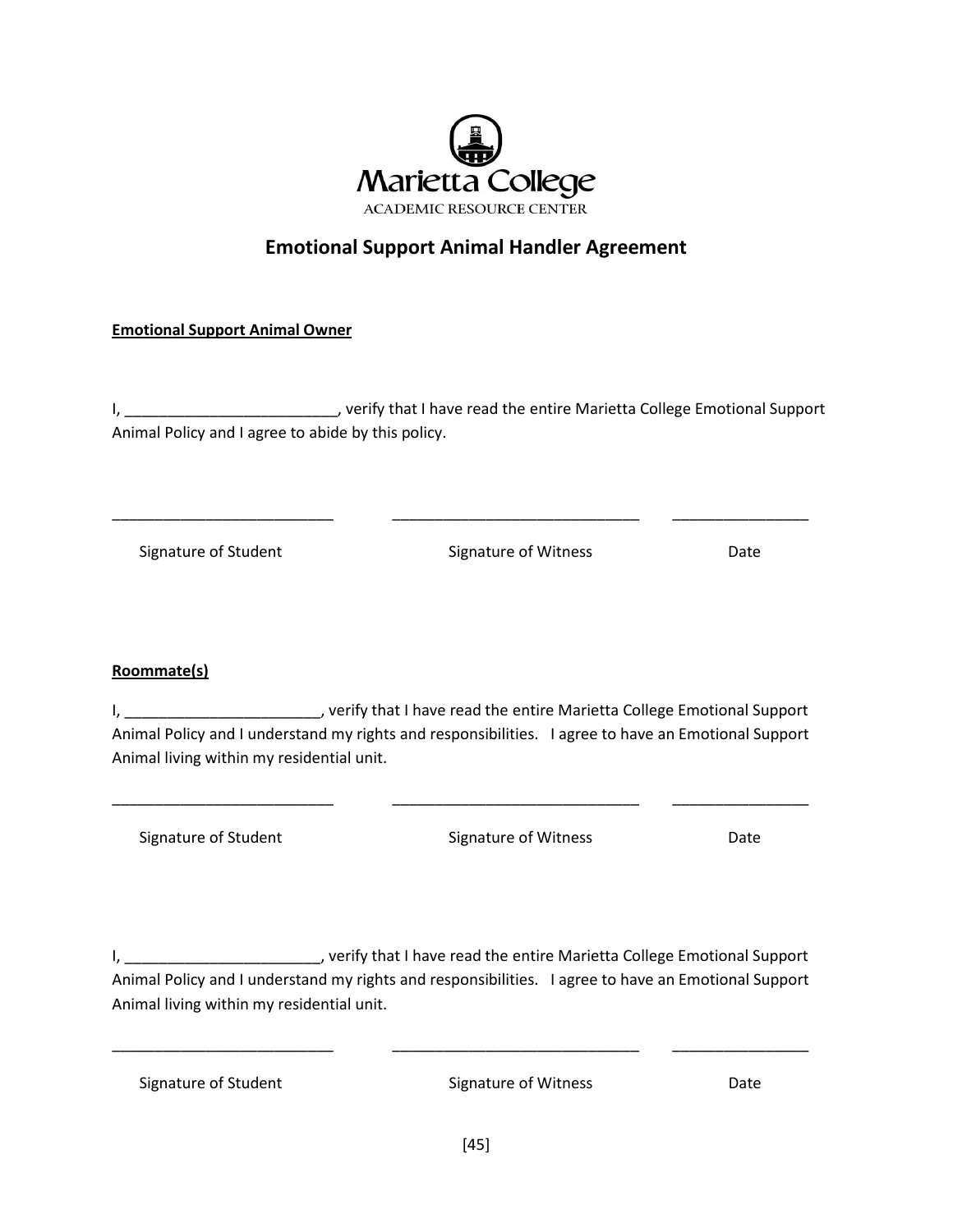Marietta College

ACADEMIC RESOURCE CENTER

# Emotional Support Animal Handler Agreement

**Emotional Support Animal Owner**

I, _________________________, verify that I have read the entire Marietta College Emotional Support Animal Policy and I agree to abide by this policy.

__________________________ ____________________________ ________________

Signature of Student Signature of Witness Date

**Roommate(s)**

I, _______________________, verify that I have read the entire Marietta College Emotional Support Animal Policy and I understand my rights and responsibilities. I agree to have an Emotional Support Animal living within my residential unit.

__________________________ ____________________________ ________________

Signature of Student Signature of Witness Date

I, _______________________, verify that I have read the entire Marietta College Emotional Support Animal Policy and I understand my rights and responsibilities. I agree to have an Emotional Support Animal living within my residential unit.

__________________________ ____________________________ ________________

Signature of Student Signature of Witness Date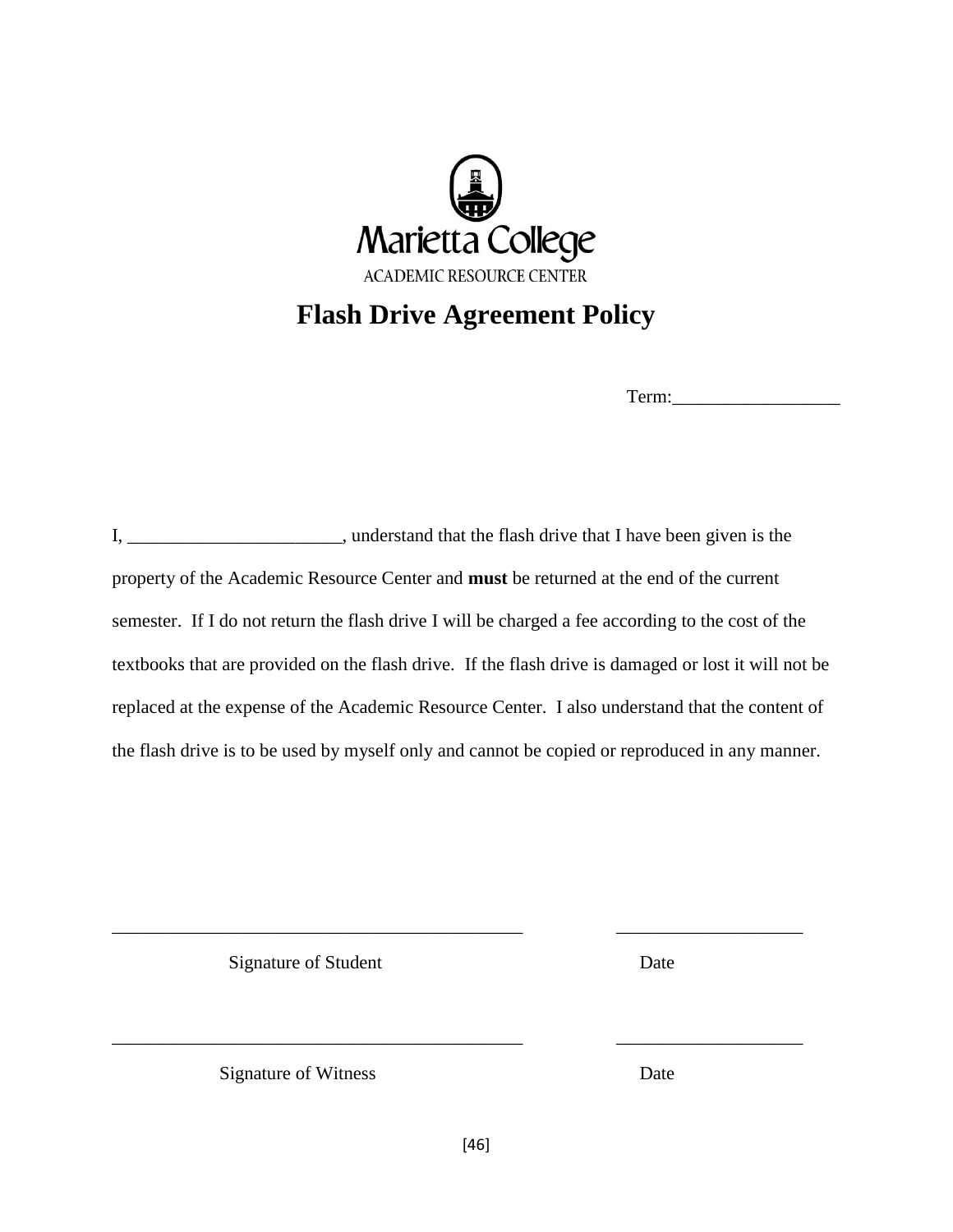Marietta College

ACADEMIC RESOURCE CENTER

# Flash Drive Agreement Policy

Term:__________________

I, _______________________, understand that the flash drive that I have been given is the property of the Academic Resource Center and **must** be returned at the end of the current semester. If I do not return the flash drive I will be charged a fee according to the cost of the textbooks that are provided on the flash drive. If the flash drive is damaged or lost it will not be replaced at the expense of the Academic Resource Center. I also understand that the content of the flash drive is to be used by myself only and cannot be copied or reproduced in any manner.

_____________________________________________ ____________________

Signature of Student Date

_____________________________________________ ____________________

Signature of Witness Date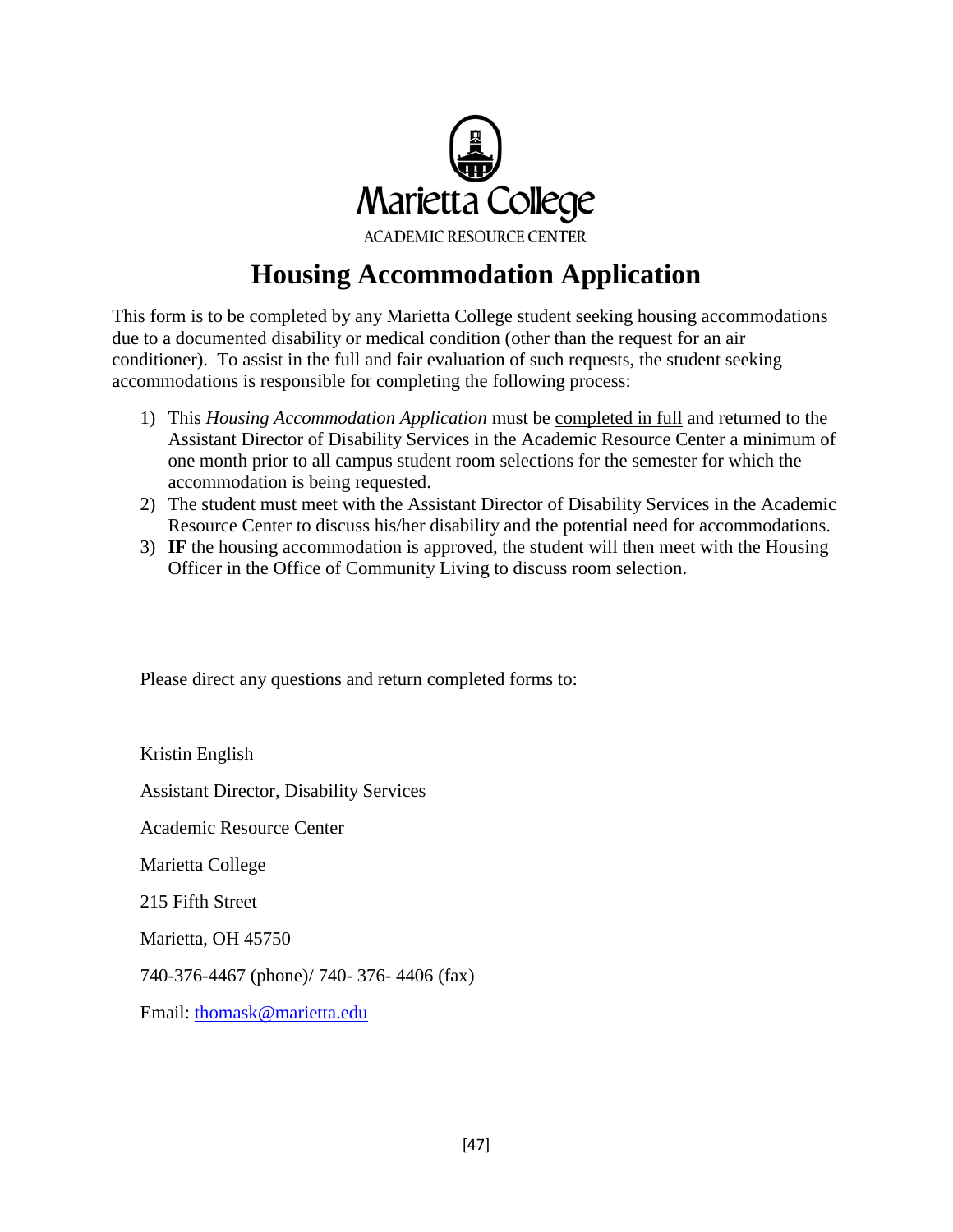Marietta College

ACADEMIC RESOURCE CENTER

# Housing Accommodation Application

This form is to be completed by any Marietta College student seeking housing accommodations due to a documented disability or medical condition (other than the request for an air conditioner). To assist in the full and fair evaluation of such requests, the student seeking accommodations is responsible for completing the following process:

1) This *Housing Accommodation Application* must be completed in full and returned to the Assistant Director of Disability Services in the Academic Resource Center a minimum of one month prior to all campus student room selections for the semester for which the accommodation is being requested.
2) The student must meet with the Assistant Director of Disability Services in the Academic Resource Center to discuss his/her disability and the potential need for accommodations.
3) **IF** the housing accommodation is approved, the student will then meet with the Housing Officer in the Office of Community Living to discuss room selection.

Please direct any questions and return completed forms to:

Kristin English

Assistant Director, Disability Services

Academic Resource Center

Marietta College

215 Fifth Street

Marietta, OH 45750

740-376-4467 (phone)/ 740- 376- 4406 (fax)

Email: thomask@marietta.edu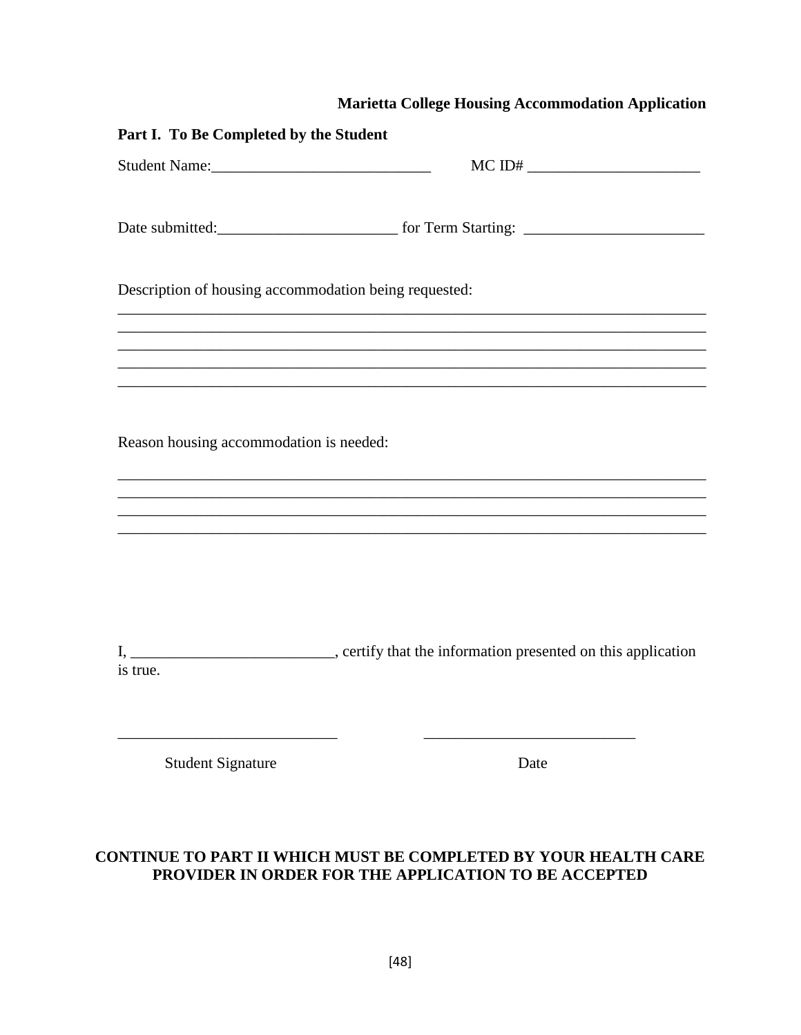**Marietta College Housing Accommodation Application**

**Part I. To Be Completed by the Student**

Student Name:____________________________ MC ID# ______________________

Date submitted:_______________________ for Term Starting: _______________________

Description of housing accommodation being requested:
_____________________________________________________________________________
_____________________________________________________________________________
_____________________________________________________________________________
_____________________________________________________________________________
_____________________________________________________________________________

Reason housing accommodation is needed:

_____________________________________________________________________________
_____________________________________________________________________________
_____________________________________________________________________________
_____________________________________________________________________________

I, _________________________, certify that the information presented on this application is true.

____________________________ ___________________________

Student Signature Date

**CONTINUE TO PART II WHICH MUST BE COMPLETED BY YOUR HEALTH CARE PROVIDER IN ORDER FOR THE APPLICATION TO BE ACCEPTED**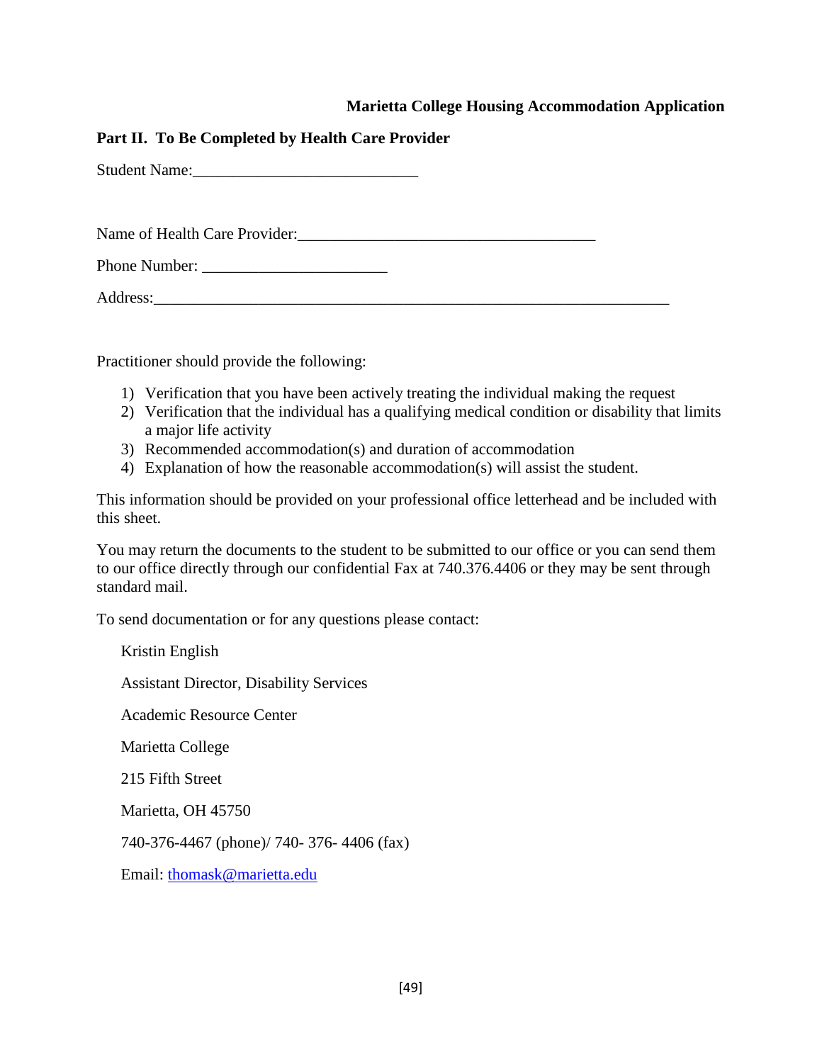**Marietta College Housing Accommodation Application**

**Part II. To Be Completed by Health Care Provider**

Student Name:___________________________

Name of Health Care Provider:____________________________________

Phone Number: ______________________

Address:______________________________________________________________

Practitioner should provide the following:

1) Verification that you have been actively treating the individual making the request
2) Verification that the individual has a qualifying medical condition or disability that limits a major life activity
3) Recommended accommodation(s) and duration of accommodation
4) Explanation of how the reasonable accommodation(s) will assist the student.

This information should be provided on your professional office letterhead and be included with this sheet.

You may return the documents to the student to be submitted to our office or you can send them to our office directly through our confidential Fax at 740.376.4406 or they may be sent through standard mail.

To send documentation or for any questions please contact:

Kristin English

Assistant Director, Disability Services

Academic Resource Center

Marietta College

215 Fifth Street

Marietta, OH 45750

740-376-4467 (phone)/ 740- 376- 4406 (fax)

Email: thomask@marietta.edu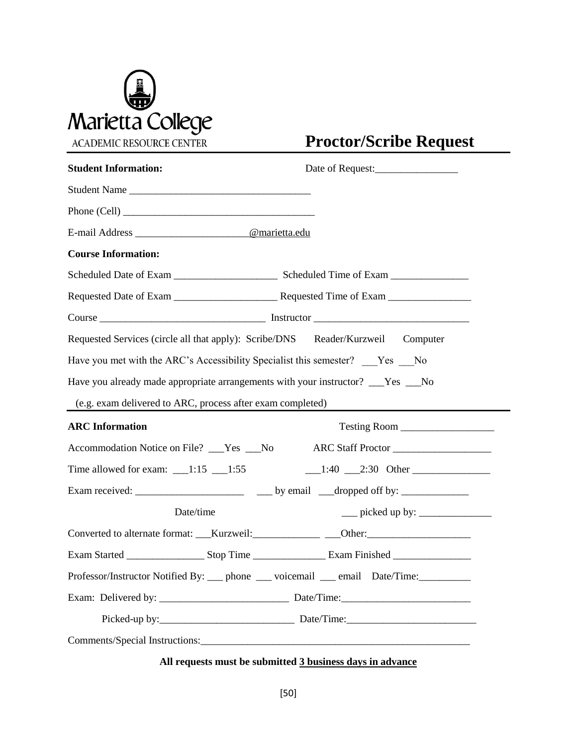Marietta College
ACADEMIC RESOURCE CENTER

# Proctor/Scribe Request

**Student Information:** Date of Request:________________

Student Name ___________________________________

Phone (Cell) _____________________________________

E-mail Address _____________________@marietta.edu

**Course Information:**

Scheduled Date of Exam ____________________ Scheduled Time of Exam _______________

Requested Date of Exam ____________________ Requested Time of Exam ________________

Course ________________________________ Instructor ______________________________

Requested Services (circle all that apply): Scribe/DNS Reader/Kurzweil Computer

Have you met with the ARC's Accessibility Specialist this semester? ___Yes ___No

Have you already made appropriate arrangements with your instructor? ___Yes ___No

(e.g. exam delivered to ARC, process after exam completed)

---

**ARC Information** Testing Room __________________

Accommodation Notice on File? ___Yes ___No ARC Staff Proctor ___________________

Time allowed for exam: ___1:15 ___1:55 ___1:40 ___2:30 Other _______________

Exam received: _____________________ ___ by email ___dropped off by: _____________

Date/time ___ picked up by: ______________

Converted to alternate format: ___Kurzweil:_____________ ___Other:____________________

Exam Started _______________ Stop Time ______________ Exam Finished _______________

Professor/Instructor Notified By: ___ phone ___ voicemail ___ email Date/Time:__________

Exam: Delivered by: _________________________ Date/Time:_________________________

Picked-up by:__________________________ Date/Time:_________________________

Comments/Special Instructions:_____________________________________________________

**All requests must be submitted 3 business days in advance**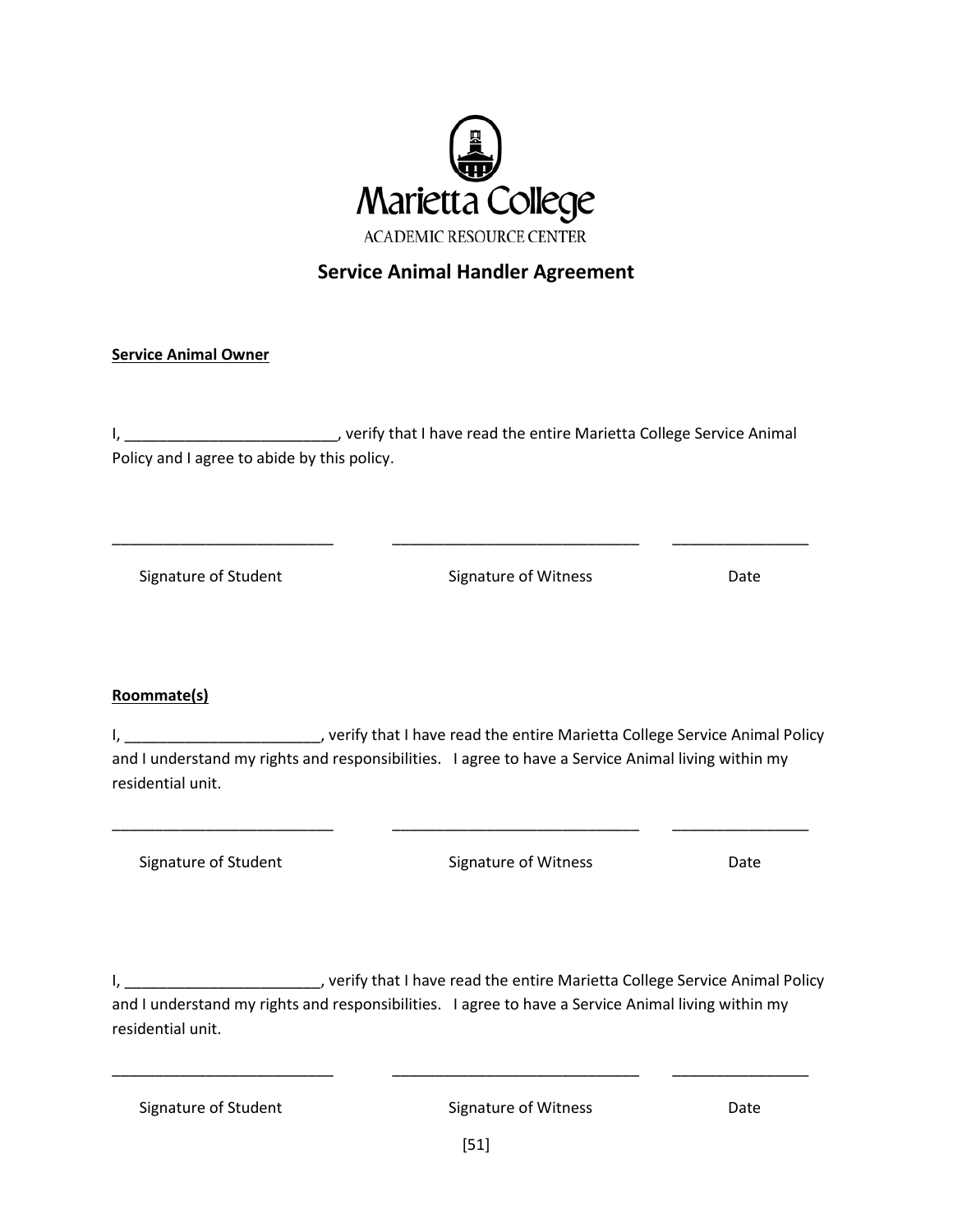Marietta College

ACADEMIC RESOURCE CENTER

## Service Animal Handler Agreement

**Service Animal Owner**

I, _________________________, verify that I have read the entire Marietta College Service Animal Policy and I agree to abide by this policy.

___________________________ ______________________________ ________________

Signature of Student Signature of Witness Date

**Roommate(s)**

I, _______________________, verify that I have read the entire Marietta College Service Animal Policy and I understand my rights and responsibilities. I agree to have a Service Animal living within my residential unit.

___________________________ ______________________________ ________________

Signature of Student Signature of Witness Date

I, _______________________, verify that I have read the entire Marietta College Service Animal Policy and I understand my rights and responsibilities. I agree to have a Service Animal living within my residential unit.

___________________________ ______________________________ ________________

Signature of Student Signature of Witness Date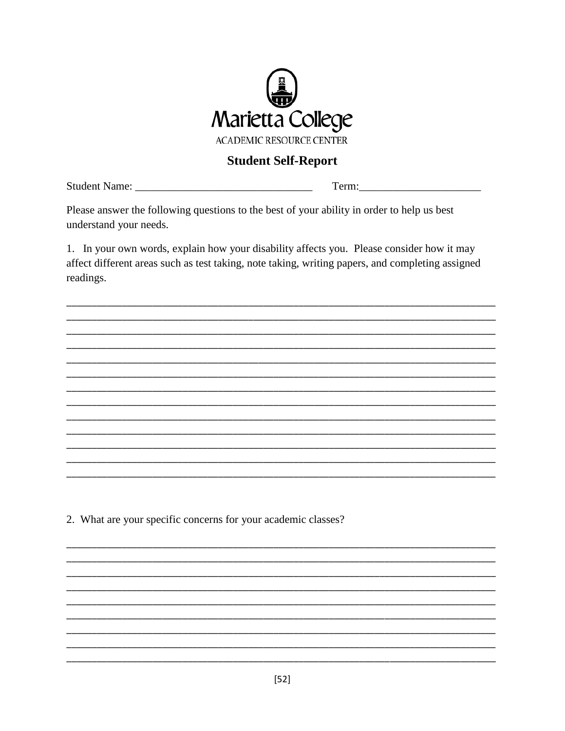Marietta College

ACADEMIC RESOURCE CENTER

## Student Self-Report

Student Name: _______________________________ Term:_____________________

Please answer the following questions to the best of your ability in order to help us best understand your needs.

1. In your own words, explain how your disability affects you. Please consider how it may affect different areas such as test taking, note taking, writing papers, and completing assigned readings.

_____________________________________________________________________________
_____________________________________________________________________________
_____________________________________________________________________________
_____________________________________________________________________________
_____________________________________________________________________________
_____________________________________________________________________________
_____________________________________________________________________________
_____________________________________________________________________________
_____________________________________________________________________________
_____________________________________________________________________________
_____________________________________________________________________________
_____________________________________________________________________________
_____________________________________________________________________________

2. What are your specific concerns for your academic classes?

_____________________________________________________________________________
_____________________________________________________________________________
_____________________________________________________________________________
_____________________________________________________________________________
_____________________________________________________________________________
_____________________________________________________________________________
_____________________________________________________________________________
_____________________________________________________________________________
_____________________________________________________________________________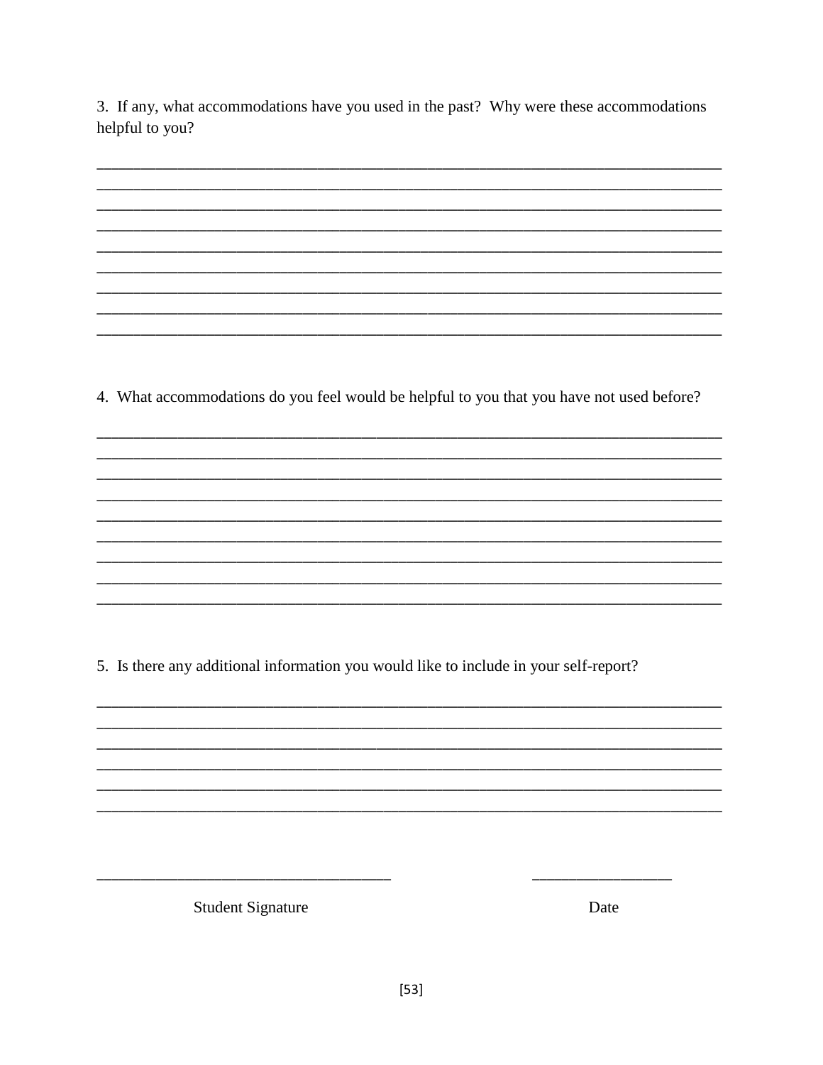3. If any, what accommodations have you used in the past? Why were these accommodations helpful to you?

_______________________________________________________________________________
_______________________________________________________________________________
_______________________________________________________________________________
_______________________________________________________________________________
_______________________________________________________________________________
_______________________________________________________________________________
_______________________________________________________________________________
_______________________________________________________________________________
_______________________________________________________________________________

4. What accommodations do you feel would be helpful to you that you have not used before?

_______________________________________________________________________________
_______________________________________________________________________________
_______________________________________________________________________________
_______________________________________________________________________________
_______________________________________________________________________________
_______________________________________________________________________________
_______________________________________________________________________________
_______________________________________________________________________________
_______________________________________________________________________________

5. Is there any additional information you would like to include in your self-report?

_______________________________________________________________________________
_______________________________________________________________________________
_______________________________________________________________________________
_______________________________________________________________________________
_______________________________________________________________________________
_______________________________________________________________________________

_____________________________________ &nbsp;&nbsp;&nbsp;&nbsp;&nbsp;&nbsp;&nbsp;&nbsp;&nbsp;&nbsp; __________________

Student Signature &nbsp;&nbsp;&nbsp;&nbsp;&nbsp;&nbsp;&nbsp;&nbsp;&nbsp;&nbsp;&nbsp;&nbsp;&nbsp;&nbsp;&nbsp;&nbsp;&nbsp;&nbsp;&nbsp;&nbsp; Date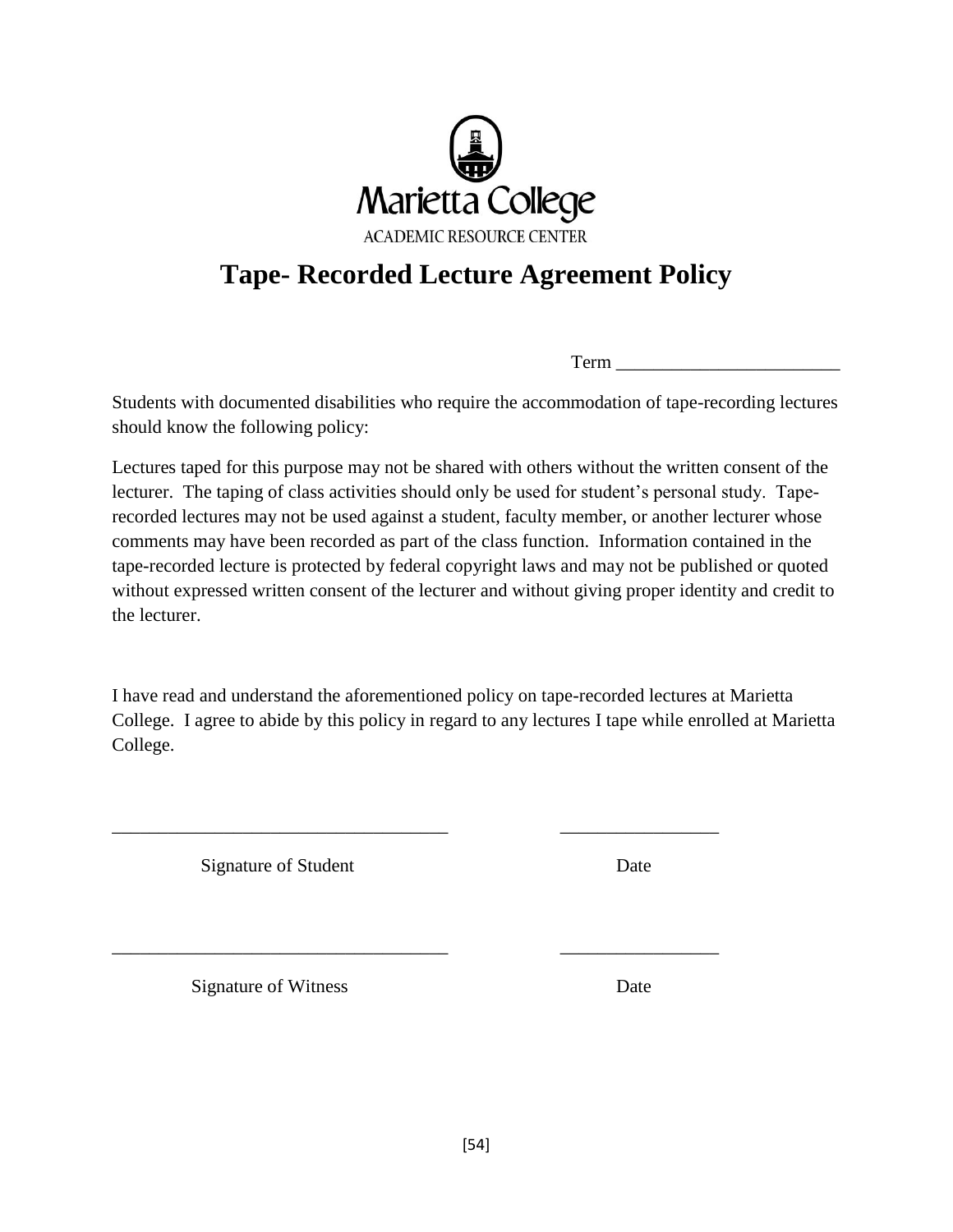Marietta College

ACADEMIC RESOURCE CENTER

# Tape- Recorded Lecture Agreement Policy

Term ________________________

Students with documented disabilities who require the accommodation of tape-recording lectures should know the following policy:

Lectures taped for this purpose may not be shared with others without the written consent of the lecturer. The taping of class activities should only be used for student's personal study. Tape-recorded lectures may not be used against a student, faculty member, or another lecturer whose comments may have been recorded as part of the class function. Information contained in the tape-recorded lecture is protected by federal copyright laws and may not be published or quoted without expressed written consent of the lecturer and without giving proper identity and credit to the lecturer.

I have read and understand the aforementioned policy on tape-recorded lectures at Marietta College. I agree to abide by this policy in regard to any lectures I tape while enrolled at Marietta College.

____________________________________ _________________

Signature of Student Date

____________________________________ _________________

Signature of Witness Date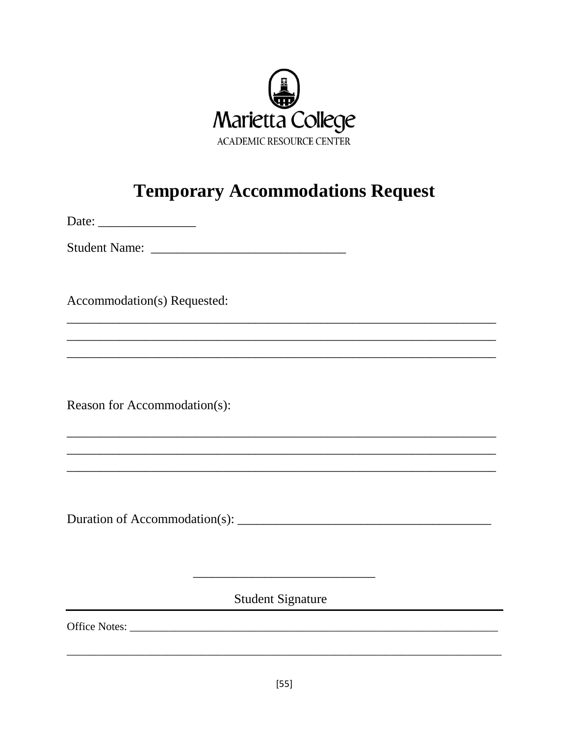Marietta College
ACADEMIC RESOURCE CENTER

# Temporary Accommodations Request

Date: _______________

Student Name: ______________________________

Accommodation(s) Requested:

__________________________________________________________________
__________________________________________________________________
__________________________________________________________________

Reason for Accommodation(s):

__________________________________________________________________
__________________________________________________________________
__________________________________________________________________

Duration of Accommodation(s): _______________________________________

____________________________

Student Signature

---

Office Notes: ______________________________________________________________________

___________________________________________________________________________________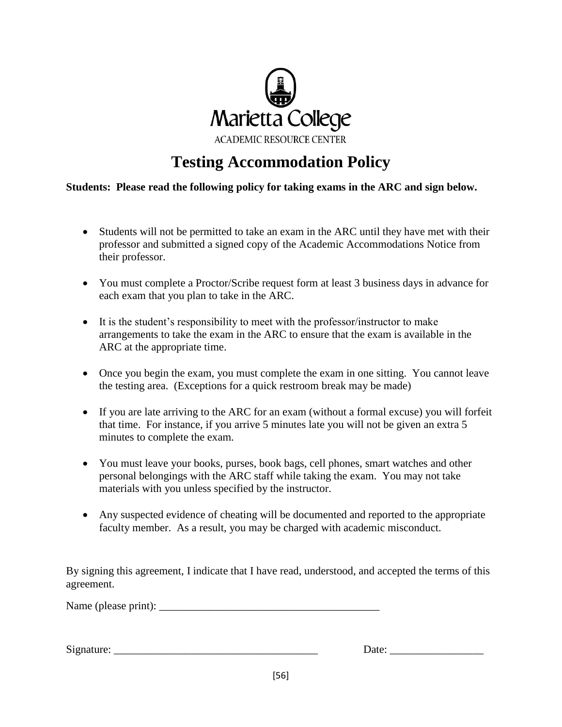Marietta College

ACADEMIC RESOURCE CENTER

# Testing Accommodation Policy

**Students: Please read the following policy for taking exams in the ARC and sign below.**

- Students will not be permitted to take an exam in the ARC until they have met with their professor and submitted a signed copy of the Academic Accommodations Notice from their professor.
- You must complete a Proctor/Scribe request form at least 3 business days in advance for each exam that you plan to take in the ARC.
- It is the student's responsibility to meet with the professor/instructor to make arrangements to take the exam in the ARC to ensure that the exam is available in the ARC at the appropriate time.
- Once you begin the exam, you must complete the exam in one sitting. You cannot leave the testing area. (Exceptions for a quick restroom break may be made)
- If you are late arriving to the ARC for an exam (without a formal excuse) you will forfeit that time. For instance, if you arrive 5 minutes late you will not be given an extra 5 minutes to complete the exam.
- You must leave your books, purses, book bags, cell phones, smart watches and other personal belongings with the ARC staff while taking the exam. You may not take materials with you unless specified by the instructor.
- Any suspected evidence of cheating will be documented and reported to the appropriate faculty member. As a result, you may be charged with academic misconduct.

By signing this agreement, I indicate that I have read, understood, and accepted the terms of this agreement.

Name (please print): ________________________________________

Signature: ____________________________________ Date: _________________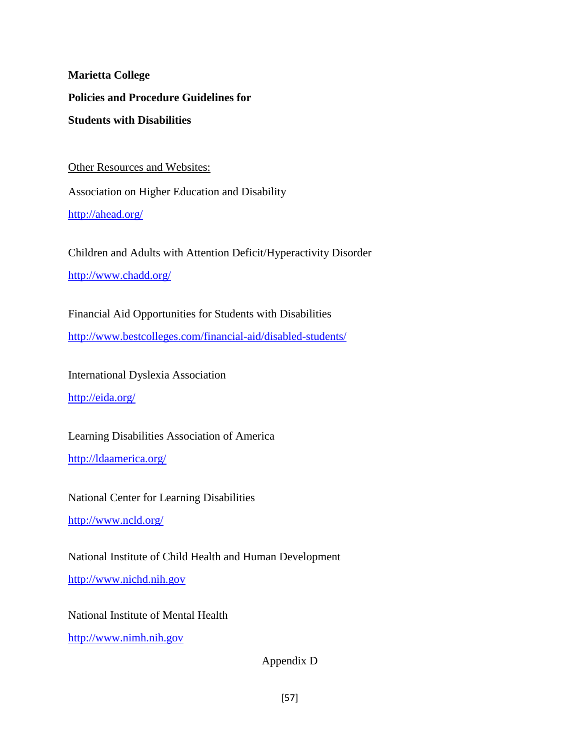**Marietta College**

**Policies and Procedure Guidelines for**

**Students with Disabilities**

<u>Other Resources and Websites:</u>

Association on Higher Education and Disability

http://ahead.org/

Children and Adults with Attention Deficit/Hyperactivity Disorder

http://www.chadd.org/

Financial Aid Opportunities for Students with Disabilities

http://www.bestcolleges.com/financial-aid/disabled-students/

International Dyslexia Association

http://eida.org/

Learning Disabilities Association of America

http://ldaamerica.org/

National Center for Learning Disabilities

http://www.ncld.org/

National Institute of Child Health and Human Development

http://www.nichd.nih.gov

National Institute of Mental Health

http://www.nimh.nih.gov

Appendix D